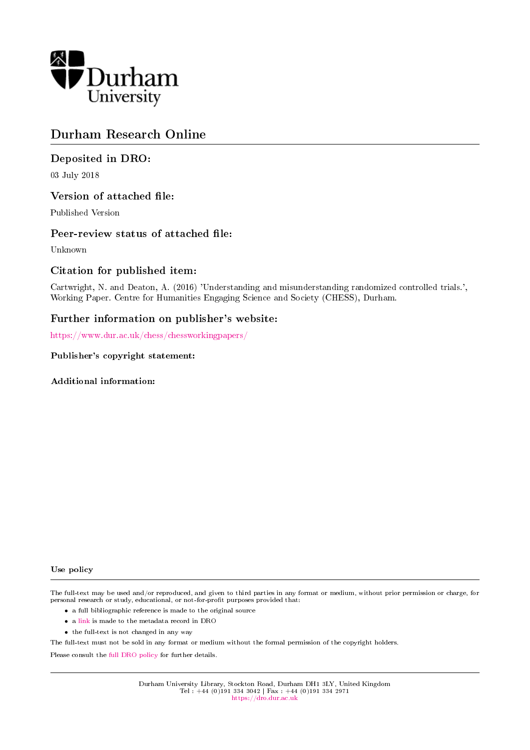Durham University

# Durham Research Online

## Deposited in DRO:

03 July 2018

## Version of attached file:

Published Version

## Peer-review status of attached file:

Unknown

## Citation for published item:

Cartwright, N. and Deaton, A. (2016) 'Understanding and misunderstanding randomized controlled trials.', Working Paper. Centre for Humanities Engaging Science and Society (CHESS), Durham.

## Further information on publisher's website:

https://www.dur.ac.uk/chess/chessworkingpapers/

### Publisher's copyright statement:

### Additional information:

#### Use policy

The full-text may be used and/or reproduced, and given to third parties in any format or medium, without prior permission or charge, for personal research or study, educational, or not-for-profit purposes provided that:

- a full bibliographic reference is made to the original source
- a link is made to the metadata record in DRO
- the full-text is not changed in any way

The full-text must not be sold in any format or medium without the formal permission of the copyright holders.

Please consult the full DRO policy for further details.

Durham University Library, Stockton Road, Durham DH1 3LY, United Kingdom
Tel : +44 (0)191 334 3042 | Fax : +44 (0)191 334 2971
https://dro.dur.ac.uk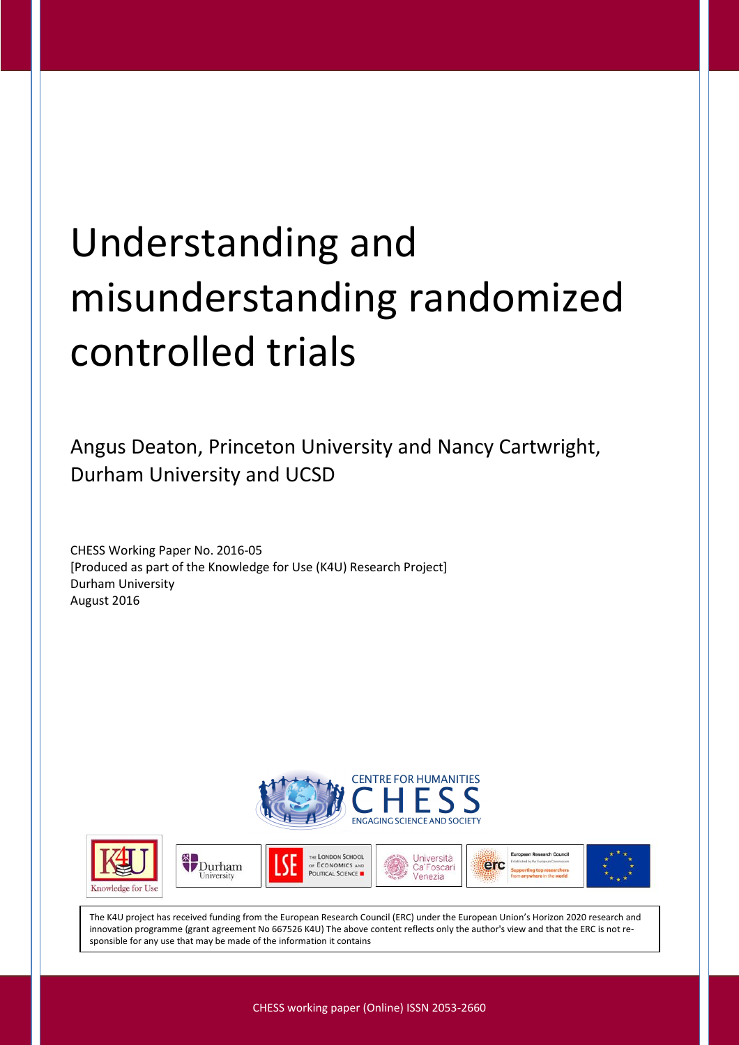# Understanding and misunderstanding randomized controlled trials

Angus Deaton, Princeton University and Nancy Cartwright, Durham University and UCSD

CHESS Working Paper No. 2016-05
[Produced as part of the Knowledge for Use (K4U) Research Project]
Durham University
August 2016

The K4U project has received funding from the European Research Council (ERC) under the European Union's Horizon 2020 research and innovation programme (grant agreement No 667526 K4U) The above content reflects only the author's view and that the ERC is not responsible for any use that may be made of the information it contains

CHESS working paper (Online) ISSN 2053-2660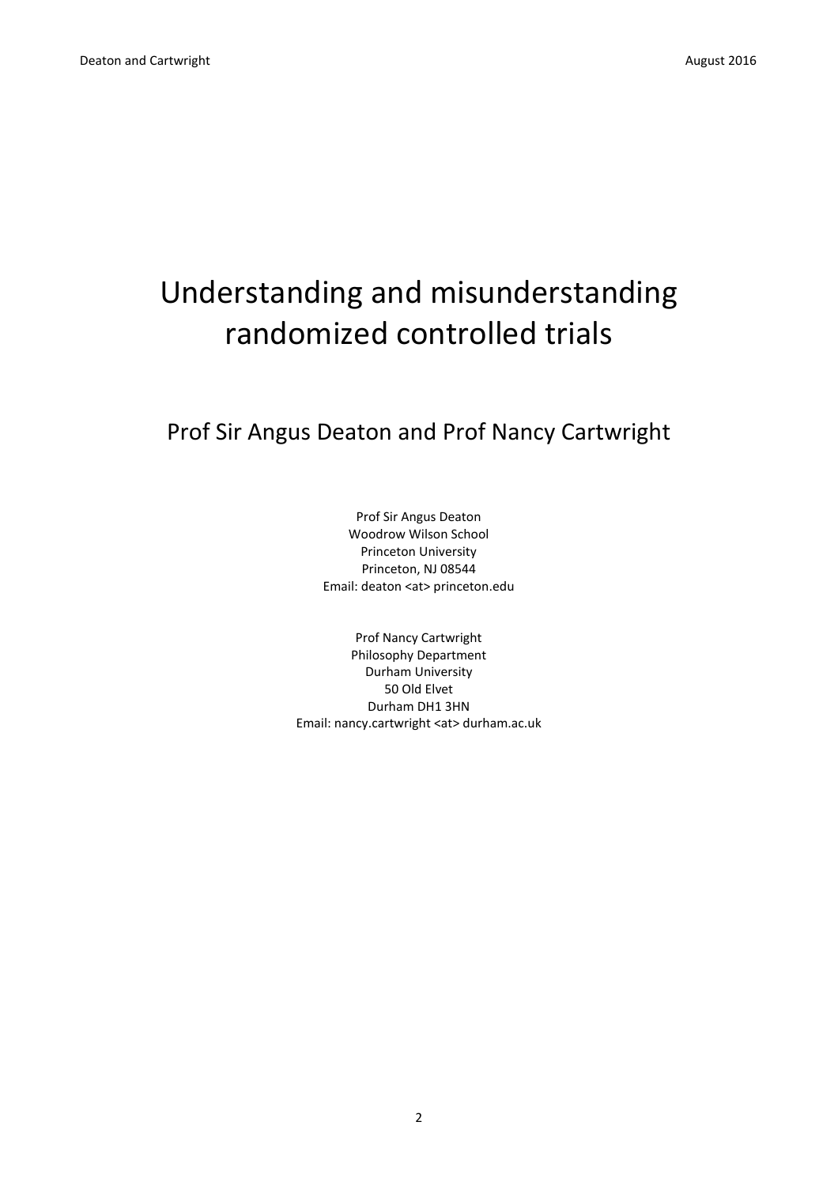# Understanding and misunderstanding randomized controlled trials

## Prof Sir Angus Deaton and Prof Nancy Cartwright

Prof Sir Angus Deaton
Woodrow Wilson School
Princeton University
Princeton, NJ 08544
Email: deaton <at> princeton.edu

Prof Nancy Cartwright
Philosophy Department
Durham University
50 Old Elvet
Durham DH1 3HN
Email: nancy.cartwright <at> durham.ac.uk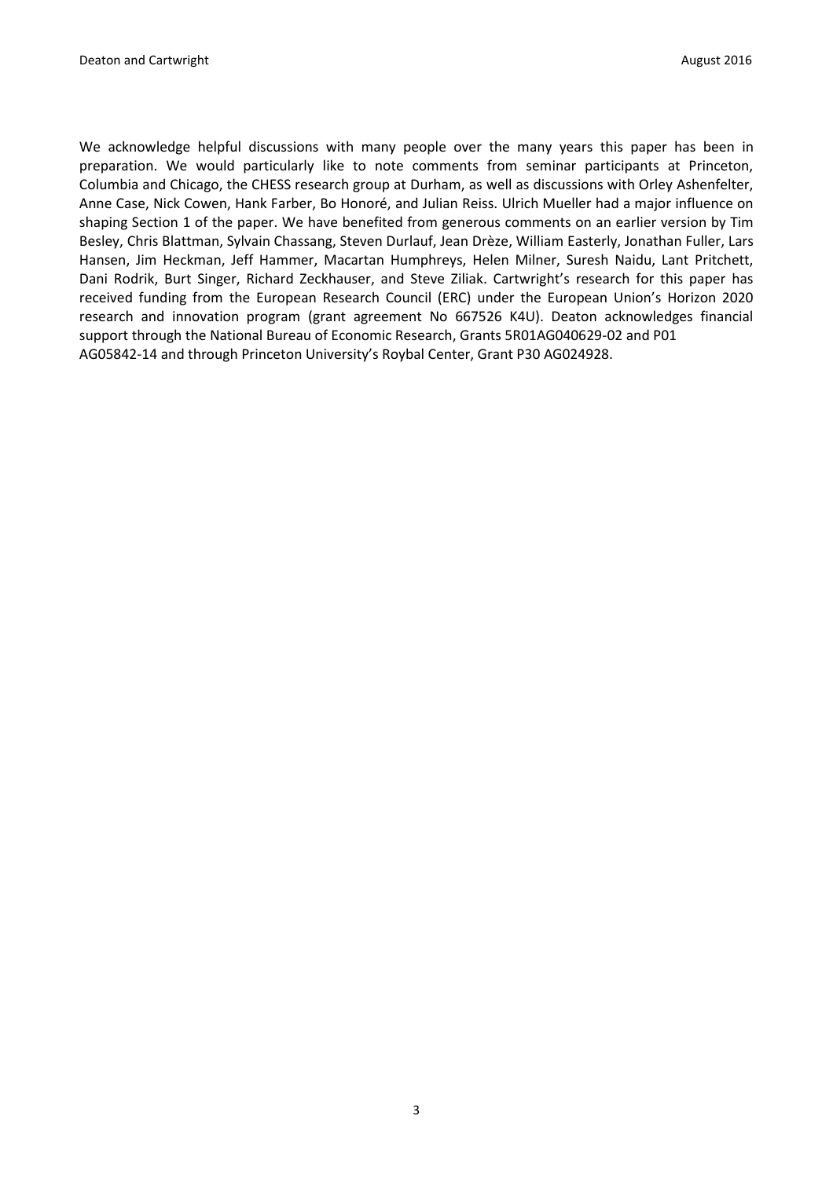We acknowledge helpful discussions with many people over the many years this paper has been in preparation. We would particularly like to note comments from seminar participants at Princeton, Columbia and Chicago, the CHESS research group at Durham, as well as discussions with Orley Ashenfelter, Anne Case, Nick Cowen, Hank Farber, Bo Honoré, and Julian Reiss. Ulrich Mueller had a major influence on shaping Section 1 of the paper. We have benefited from generous comments on an earlier version by Tim Besley, Chris Blattman, Sylvain Chassang, Steven Durlauf, Jean Drèze, William Easterly, Jonathan Fuller, Lars Hansen, Jim Heckman, Jeff Hammer, Macartan Humphreys, Helen Milner, Suresh Naidu, Lant Pritchett, Dani Rodrik, Burt Singer, Richard Zeckhauser, and Steve Ziliak. Cartwright's research for this paper has received funding from the European Research Council (ERC) under the European Union's Horizon 2020 research and innovation program (grant agreement No 667526 K4U). Deaton acknowledges financial support through the National Bureau of Economic Research, Grants 5R01AG040629-02 and P01 AG05842-14 and through Princeton University's Roybal Center, Grant P30 AG024928.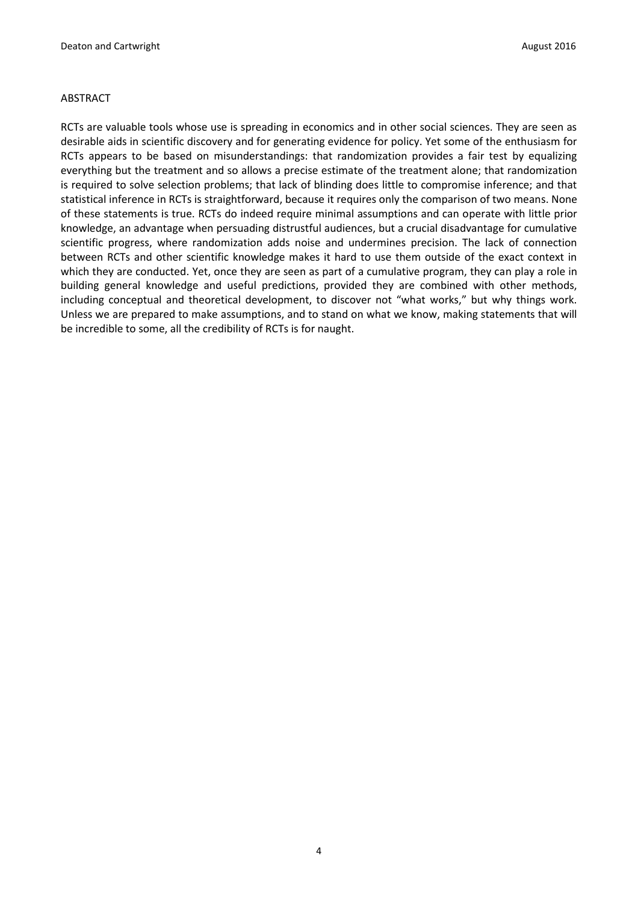ABSTRACT

RCTs are valuable tools whose use is spreading in economics and in other social sciences. They are seen as desirable aids in scientific discovery and for generating evidence for policy. Yet some of the enthusiasm for RCTs appears to be based on misunderstandings: that randomization provides a fair test by equalizing everything but the treatment and so allows a precise estimate of the treatment alone; that randomization is required to solve selection problems; that lack of blinding does little to compromise inference; and that statistical inference in RCTs is straightforward, because it requires only the comparison of two means. None of these statements is true. RCTs do indeed require minimal assumptions and can operate with little prior knowledge, an advantage when persuading distrustful audiences, but a crucial disadvantage for cumulative scientific progress, where randomization adds noise and undermines precision. The lack of connection between RCTs and other scientific knowledge makes it hard to use them outside of the exact context in which they are conducted. Yet, once they are seen as part of a cumulative program, they can play a role in building general knowledge and useful predictions, provided they are combined with other methods, including conceptual and theoretical development, to discover not "what works," but why things work. Unless we are prepared to make assumptions, and to stand on what we know, making statements that will be incredible to some, all the credibility of RCTs is for naught.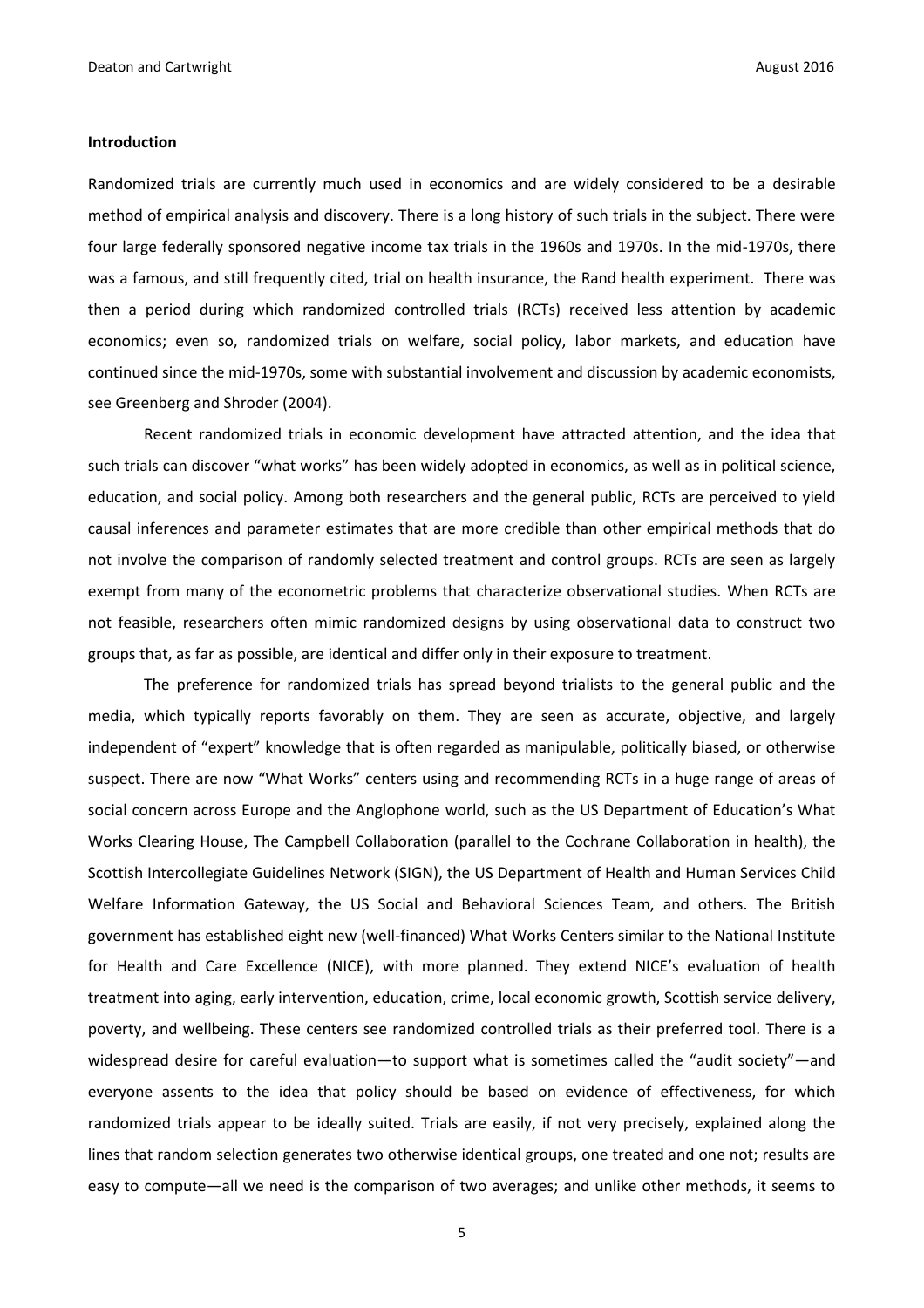**Introduction**

Randomized trials are currently much used in economics and are widely considered to be a desirable method of empirical analysis and discovery. There is a long history of such trials in the subject. There were four large federally sponsored negative income tax trials in the 1960s and 1970s. In the mid-1970s, there was a famous, and still frequently cited, trial on health insurance, the Rand health experiment. There was then a period during which randomized controlled trials (RCTs) received less attention by academic economics; even so, randomized trials on welfare, social policy, labor markets, and education have continued since the mid-1970s, some with substantial involvement and discussion by academic economists, see Greenberg and Shroder (2004).

Recent randomized trials in economic development have attracted attention, and the idea that such trials can discover "what works" has been widely adopted in economics, as well as in political science, education, and social policy. Among both researchers and the general public, RCTs are perceived to yield causal inferences and parameter estimates that are more credible than other empirical methods that do not involve the comparison of randomly selected treatment and control groups. RCTs are seen as largely exempt from many of the econometric problems that characterize observational studies. When RCTs are not feasible, researchers often mimic randomized designs by using observational data to construct two groups that, as far as possible, are identical and differ only in their exposure to treatment.

The preference for randomized trials has spread beyond trialists to the general public and the media, which typically reports favorably on them. They are seen as accurate, objective, and largely independent of "expert" knowledge that is often regarded as manipulable, politically biased, or otherwise suspect. There are now "What Works" centers using and recommending RCTs in a huge range of areas of social concern across Europe and the Anglophone world, such as the US Department of Education's What Works Clearing House, The Campbell Collaboration (parallel to the Cochrane Collaboration in health), the Scottish Intercollegiate Guidelines Network (SIGN), the US Department of Health and Human Services Child Welfare Information Gateway, the US Social and Behavioral Sciences Team, and others. The British government has established eight new (well-financed) What Works Centers similar to the National Institute for Health and Care Excellence (NICE), with more planned. They extend NICE's evaluation of health treatment into aging, early intervention, education, crime, local economic growth, Scottish service delivery, poverty, and wellbeing. These centers see randomized controlled trials as their preferred tool. There is a widespread desire for careful evaluation—to support what is sometimes called the "audit society"—and everyone assents to the idea that policy should be based on evidence of effectiveness, for which randomized trials appear to be ideally suited. Trials are easily, if not very precisely, explained along the lines that random selection generates two otherwise identical groups, one treated and one not; results are easy to compute—all we need is the comparison of two averages; and unlike other methods, it seems to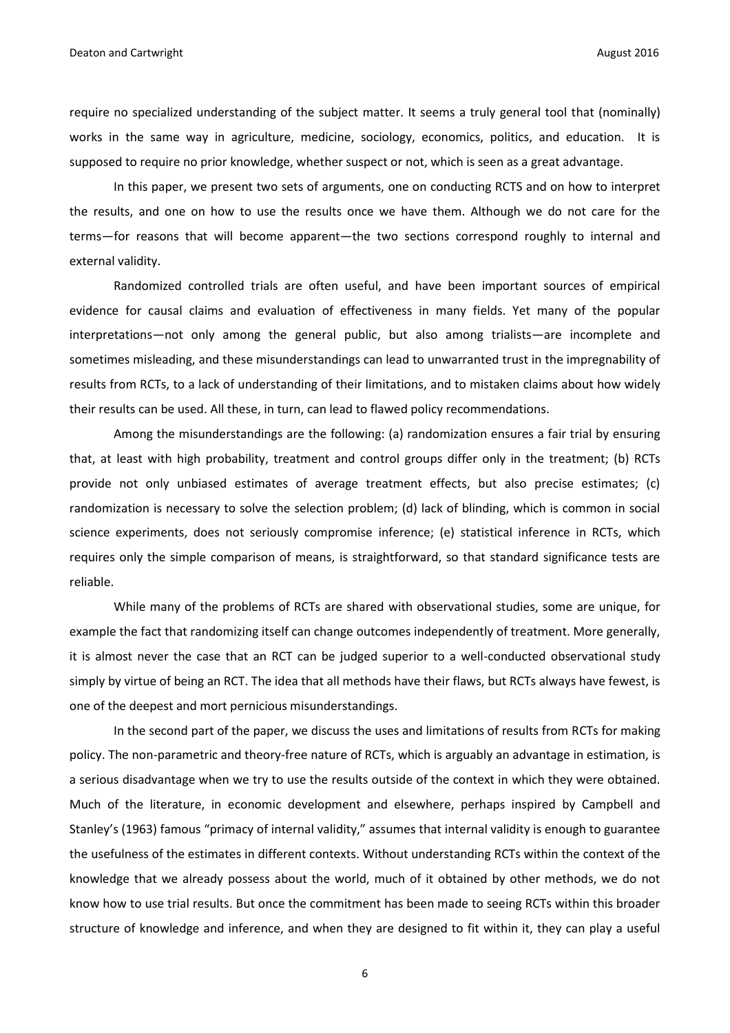require no specialized understanding of the subject matter. It seems a truly general tool that (nominally) works in the same way in agriculture, medicine, sociology, economics, politics, and education. It is supposed to require no prior knowledge, whether suspect or not, which is seen as a great advantage.

In this paper, we present two sets of arguments, one on conducting RCTS and on how to interpret the results, and one on how to use the results once we have them. Although we do not care for the terms—for reasons that will become apparent—the two sections correspond roughly to internal and external validity.

Randomized controlled trials are often useful, and have been important sources of empirical evidence for causal claims and evaluation of effectiveness in many fields. Yet many of the popular interpretations—not only among the general public, but also among trialists—are incomplete and sometimes misleading, and these misunderstandings can lead to unwarranted trust in the impregnability of results from RCTs, to a lack of understanding of their limitations, and to mistaken claims about how widely their results can be used. All these, in turn, can lead to flawed policy recommendations.

Among the misunderstandings are the following: (a) randomization ensures a fair trial by ensuring that, at least with high probability, treatment and control groups differ only in the treatment; (b) RCTs provide not only unbiased estimates of average treatment effects, but also precise estimates; (c) randomization is necessary to solve the selection problem; (d) lack of blinding, which is common in social science experiments, does not seriously compromise inference; (e) statistical inference in RCTs, which requires only the simple comparison of means, is straightforward, so that standard significance tests are reliable.

While many of the problems of RCTs are shared with observational studies, some are unique, for example the fact that randomizing itself can change outcomes independently of treatment. More generally, it is almost never the case that an RCT can be judged superior to a well-conducted observational study simply by virtue of being an RCT. The idea that all methods have their flaws, but RCTs always have fewest, is one of the deepest and mort pernicious misunderstandings.

In the second part of the paper, we discuss the uses and limitations of results from RCTs for making policy. The non-parametric and theory-free nature of RCTs, which is arguably an advantage in estimation, is a serious disadvantage when we try to use the results outside of the context in which they were obtained. Much of the literature, in economic development and elsewhere, perhaps inspired by Campbell and Stanley's (1963) famous "primacy of internal validity," assumes that internal validity is enough to guarantee the usefulness of the estimates in different contexts. Without understanding RCTs within the context of the knowledge that we already possess about the world, much of it obtained by other methods, we do not know how to use trial results. But once the commitment has been made to seeing RCTs within this broader structure of knowledge and inference, and when they are designed to fit within it, they can play a useful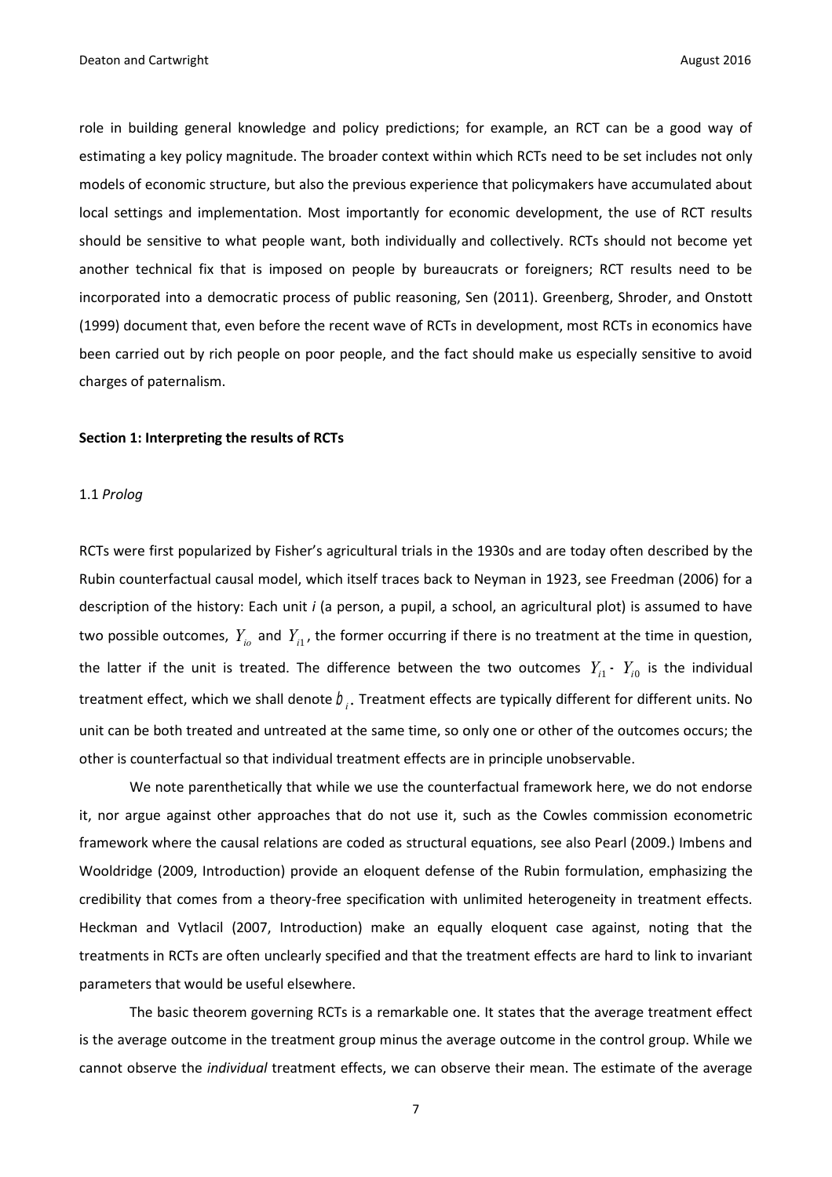role in building general knowledge and policy predictions; for example, an RCT can be a good way of estimating a key policy magnitude. The broader context within which RCTs need to be set includes not only models of economic structure, but also the previous experience that policymakers have accumulated about local settings and implementation. Most importantly for economic development, the use of RCT results should be sensitive to what people want, both individually and collectively. RCTs should not become yet another technical fix that is imposed on people by bureaucrats or foreigners; RCT results need to be incorporated into a democratic process of public reasoning, Sen (2011). Greenberg, Shroder, and Onstott (1999) document that, even before the recent wave of RCTs in development, most RCTs in economics have been carried out by rich people on poor people, and the fact should make us especially sensitive to avoid charges of paternalism.

**Section 1: Interpreting the results of RCTs**

1.1 *Prolog*

RCTs were first popularized by Fisher's agricultural trials in the 1930s and are today often described by the Rubin counterfactual causal model, which itself traces back to Neyman in 1923, see Freedman (2006) for a description of the history: Each unit *i* (a person, a pupil, a school, an agricultural plot) is assumed to have two possible outcomes, $Y_{io}$ and $Y_{i1}$, the former occurring if there is no treatment at the time in question, the latter if the unit is treated. The difference between the two outcomes $Y_{i1} - Y_{i0}$ is the individual treatment effect, which we shall denote $b_i$. Treatment effects are typically different for different units. No unit can be both treated and untreated at the same time, so only one or other of the outcomes occurs; the other is counterfactual so that individual treatment effects are in principle unobservable.

We note parenthetically that while we use the counterfactual framework here, we do not endorse it, nor argue against other approaches that do not use it, such as the Cowles commission econometric framework where the causal relations are coded as structural equations, see also Pearl (2009.) Imbens and Wooldridge (2009, Introduction) provide an eloquent defense of the Rubin formulation, emphasizing the credibility that comes from a theory-free specification with unlimited heterogeneity in treatment effects. Heckman and Vytlacil (2007, Introduction) make an equally eloquent case against, noting that the treatments in RCTs are often unclearly specified and that the treatment effects are hard to link to invariant parameters that would be useful elsewhere.

The basic theorem governing RCTs is a remarkable one. It states that the average treatment effect is the average outcome in the treatment group minus the average outcome in the control group. While we cannot observe the *individual* treatment effects, we can observe their mean. The estimate of the average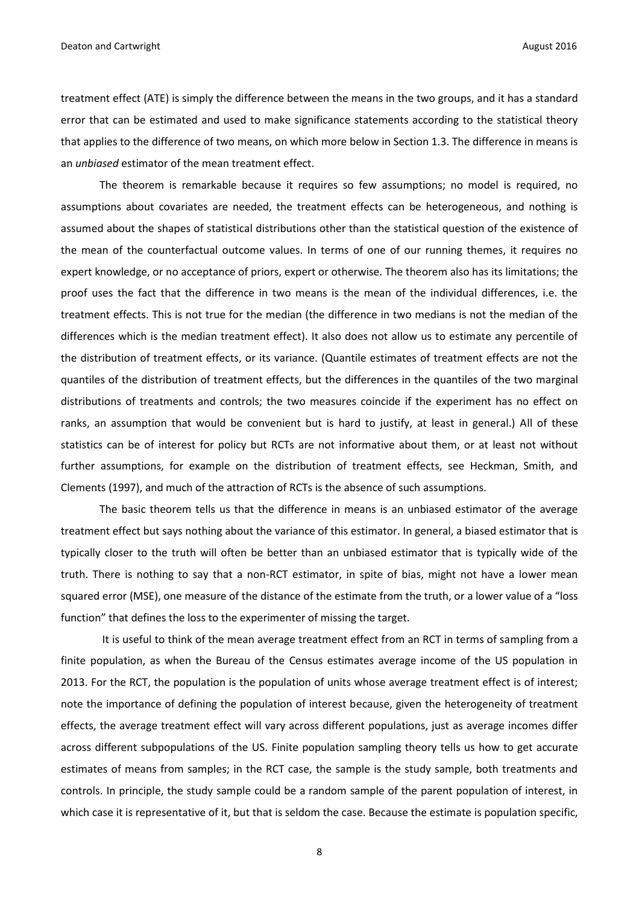treatment effect (ATE) is simply the difference between the means in the two groups, and it has a standard error that can be estimated and used to make significance statements according to the statistical theory that applies to the difference of two means, on which more below in Section 1.3. The difference in means is an *unbiased* estimator of the mean treatment effect.

The theorem is remarkable because it requires so few assumptions; no model is required, no assumptions about covariates are needed, the treatment effects can be heterogeneous, and nothing is assumed about the shapes of statistical distributions other than the statistical question of the existence of the mean of the counterfactual outcome values. In terms of one of our running themes, it requires no expert knowledge, or no acceptance of priors, expert or otherwise. The theorem also has its limitations; the proof uses the fact that the difference in two means is the mean of the individual differences, i.e. the treatment effects. This is not true for the median (the difference in two medians is not the median of the differences which is the median treatment effect). It also does not allow us to estimate any percentile of the distribution of treatment effects, or its variance. (Quantile estimates of treatment effects are not the quantiles of the distribution of treatment effects, but the differences in the quantiles of the two marginal distributions of treatments and controls; the two measures coincide if the experiment has no effect on ranks, an assumption that would be convenient but is hard to justify, at least in general.) All of these statistics can be of interest for policy but RCTs are not informative about them, or at least not without further assumptions, for example on the distribution of treatment effects, see Heckman, Smith, and Clements (1997), and much of the attraction of RCTs is the absence of such assumptions.

The basic theorem tells us that the difference in means is an unbiased estimator of the average treatment effect but says nothing about the variance of this estimator. In general, a biased estimator that is typically closer to the truth will often be better than an unbiased estimator that is typically wide of the truth. There is nothing to say that a non-RCT estimator, in spite of bias, might not have a lower mean squared error (MSE), one measure of the distance of the estimate from the truth, or a lower value of a "loss function" that defines the loss to the experimenter of missing the target.

It is useful to think of the mean average treatment effect from an RCT in terms of sampling from a finite population, as when the Bureau of the Census estimates average income of the US population in 2013. For the RCT, the population is the population of units whose average treatment effect is of interest; note the importance of defining the population of interest because, given the heterogeneity of treatment effects, the average treatment effect will vary across different populations, just as average incomes differ across different subpopulations of the US. Finite population sampling theory tells us how to get accurate estimates of means from samples; in the RCT case, the sample is the study sample, both treatments and controls. In principle, the study sample could be a random sample of the parent population of interest, in which case it is representative of it, but that is seldom the case. Because the estimate is population specific,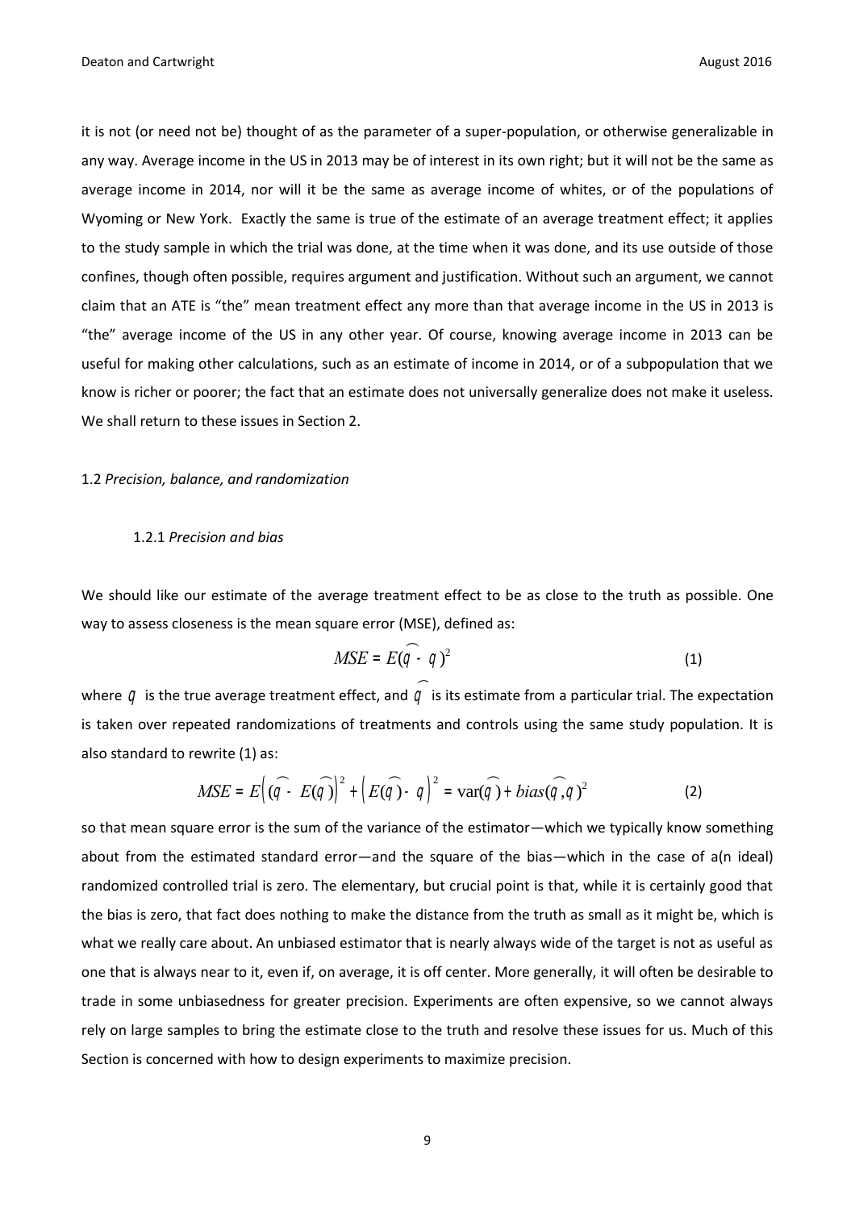it is not (or need not be) thought of as the parameter of a super-population, or otherwise generalizable in any way. Average income in the US in 2013 may be of interest in its own right; but it will not be the same as average income in 2014, nor will it be the same as average income of whites, or of the populations of Wyoming or New York. Exactly the same is true of the estimate of an average treatment effect; it applies to the study sample in which the trial was done, at the time when it was done, and its use outside of those confines, though often possible, requires argument and justification. Without such an argument, we cannot claim that an ATE is "the" mean treatment effect any more than that average income in the US in 2013 is "the" average income of the US in any other year. Of course, knowing average income in 2013 can be useful for making other calculations, such as an estimate of income in 2014, or of a subpopulation that we know is richer or poorer; the fact that an estimate does not universally generalize does not make it useless. We shall return to these issues in Section 2.

## 1.2 *Precision, balance, and randomization*

### 1.2.1 *Precision and bias*

We should like our estimate of the average treatment effect to be as close to the truth as possible. One way to assess closeness is the mean square error (MSE), defined as:

$$MSE = E(\widehat{q} - q)^2 \tag{1}$$

where $q$ is the true average treatment effect, and $\widehat{q}$ is its estimate from a particular trial. The expectation is taken over repeated randomizations of treatments and controls using the same study population. It is also standard to rewrite (1) as:

$$MSE = E\left(\widehat{q} - E(\widehat{q})\right)^2 + \left(E(\widehat{q}) - q\right)^2 = \text{var}(\widehat{q}) + bias(\widehat{q}, q)^2 \tag{2}$$

so that mean square error is the sum of the variance of the estimator—which we typically know something about from the estimated standard error—and the square of the bias—which in the case of a(n ideal) randomized controlled trial is zero. The elementary, but crucial point is that, while it is certainly good that the bias is zero, that fact does nothing to make the distance from the truth as small as it might be, which is what we really care about. An unbiased estimator that is nearly always wide of the target is not as useful as one that is always near to it, even if, on average, it is off center. More generally, it will often be desirable to trade in some unbiasedness for greater precision. Experiments are often expensive, so we cannot always rely on large samples to bring the estimate close to the truth and resolve these issues for us. Much of this Section is concerned with how to design experiments to maximize precision.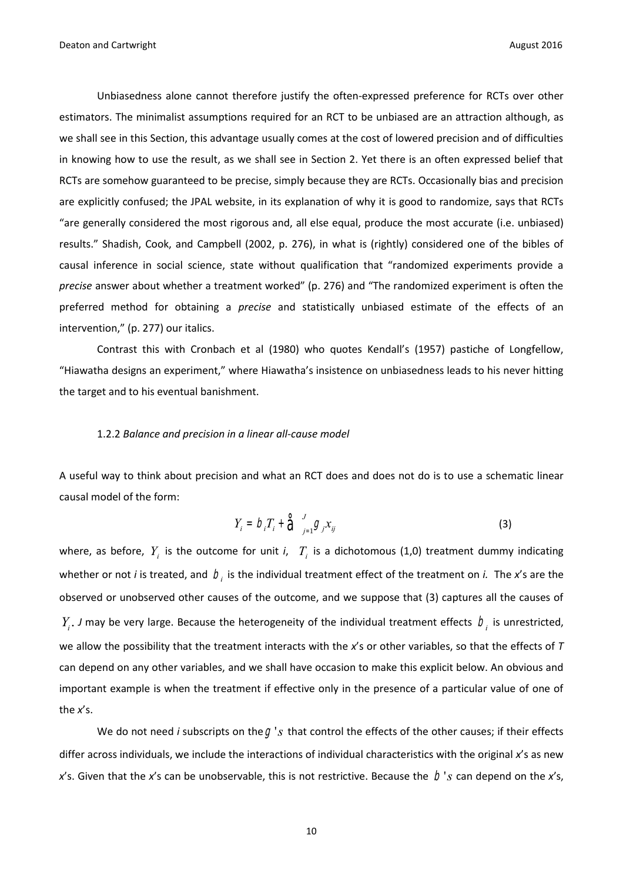Unbiasedness alone cannot therefore justify the often-expressed preference for RCTs over other estimators. The minimalist assumptions required for an RCT to be unbiased are an attraction although, as we shall see in this Section, this advantage usually comes at the cost of lowered precision and of difficulties in knowing how to use the result, as we shall see in Section 2. Yet there is an often expressed belief that RCTs are somehow guaranteed to be precise, simply because they are RCTs. Occasionally bias and precision are explicitly confused; the JPAL website, in its explanation of why it is good to randomize, says that RCTs "are generally considered the most rigorous and, all else equal, produce the most accurate (i.e. unbiased) results." Shadish, Cook, and Campbell (2002, p. 276), in what is (rightly) considered one of the bibles of causal inference in social science, state without qualification that "randomized experiments provide a *precise* answer about whether a treatment worked" (p. 276) and "The randomized experiment is often the preferred method for obtaining a *precise* and statistically unbiased estimate of the effects of an intervention," (p. 277) our italics.

Contrast this with Cronbach et al (1980) who quotes Kendall's (1957) pastiche of Longfellow, "Hiawatha designs an experiment," where Hiawatha's insistence on unbiasedness leads to his never hitting the target and to his eventual banishment.

### 1.2.2 *Balance and precision in a linear all-cause model*

A useful way to think about precision and what an RCT does and does not do is to use a schematic linear causal model of the form:

$$Y_i = \beta_i T_i + \sum_{j=1}^{J} \gamma_j x_{ij} \tag{3}$$

where, as before, $Y_i$ is the outcome for unit *i*, $T_i$ is a dichotomous (1,0) treatment dummy indicating whether or not *i* is treated, and $\beta_i$ is the individual treatment effect of the treatment on *i.* The *x*'s are the observed or unobserved other causes of the outcome, and we suppose that (3) captures all the causes of $Y_i$. *J* may be very large. Because the heterogeneity of the individual treatment effects $\beta_i$ is unrestricted, we allow the possibility that the treatment interacts with the *x*'s or other variables, so that the effects of *T* can depend on any other variables, and we shall have occasion to make this explicit below. An obvious and important example is when the treatment if effective only in the presence of a particular value of one of the *x*'s.

We do not need *i* subscripts on the $\gamma$'s that control the effects of the other causes; if their effects differ across individuals, we include the interactions of individual characteristics with the original *x*'s as new *x*'s. Given that the *x*'s can be unobservable, this is not restrictive. Because the $\beta$'s can depend on the *x*'s,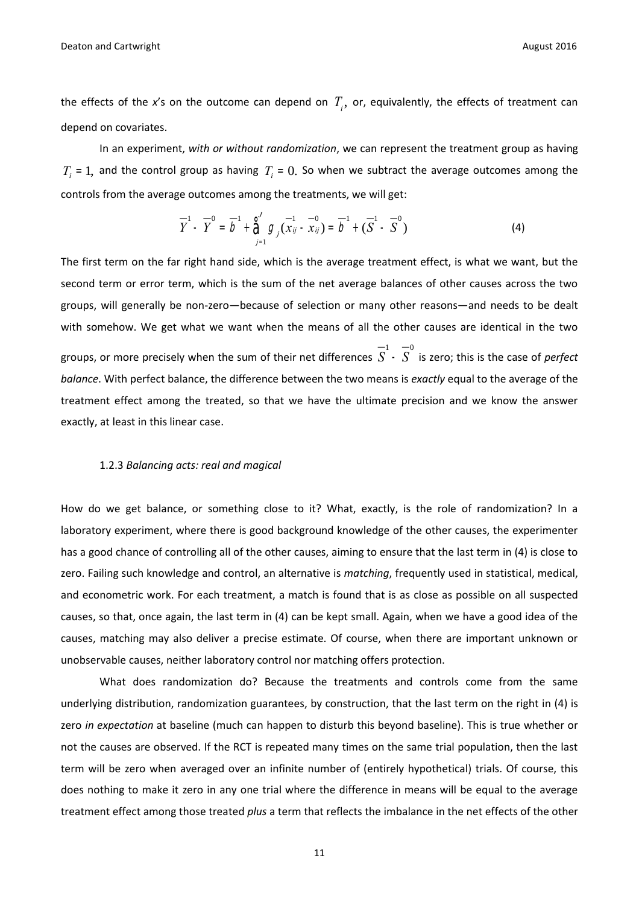the effects of the *x*'s on the outcome can depend on $T_i$, or, equivalently, the effects of treatment can depend on covariates.

In an experiment, *with or without randomization*, we can represent the treatment group as having $T_i = 1$, and the control group as having $T_i = 0$. So when we subtract the average outcomes among the controls from the average outcomes among the treatments, we will get:

$$\overline{Y}^1 - \overline{Y}^0 = \overline{b}^1 + \sum_{j=1}^{J} g_j (\overline{x}_{ij}^1 - \overline{x}_{ij}^0) = \overline{b}^1 + (\overline{S}^1 - \overline{S}^0) \tag{4}$$

The first term on the far right hand side, which is the average treatment effect, is what we want, but the second term or error term, which is the sum of the net average balances of other causes across the two groups, will generally be non-zero—because of selection or many other reasons—and needs to be dealt with somehow. We get what we want when the means of all the other causes are identical in the two groups, or more precisely when the sum of their net differences $\overline{S}^1 - \overline{S}^0$ is zero; this is the case of *perfect balance*. With perfect balance, the difference between the two means is *exactly* equal to the average of the treatment effect among the treated, so that we have the ultimate precision and we know the answer exactly, at least in this linear case.

### 1.2.3 *Balancing acts: real and magical*

How do we get balance, or something close to it? What, exactly, is the role of randomization? In a laboratory experiment, where there is good background knowledge of the other causes, the experimenter has a good chance of controlling all of the other causes, aiming to ensure that the last term in (4) is close to zero. Failing such knowledge and control, an alternative is *matching*, frequently used in statistical, medical, and econometric work. For each treatment, a match is found that is as close as possible on all suspected causes, so that, once again, the last term in (4) can be kept small. Again, when we have a good idea of the causes, matching may also deliver a precise estimate. Of course, when there are important unknown or unobservable causes, neither laboratory control nor matching offers protection.

What does randomization do? Because the treatments and controls come from the same underlying distribution, randomization guarantees, by construction, that the last term on the right in (4) is zero *in expectation* at baseline (much can happen to disturb this beyond baseline). This is true whether or not the causes are observed. If the RCT is repeated many times on the same trial population, then the last term will be zero when averaged over an infinite number of (entirely hypothetical) trials. Of course, this does nothing to make it zero in any one trial where the difference in means will be equal to the average treatment effect among those treated *plus* a term that reflects the imbalance in the net effects of the other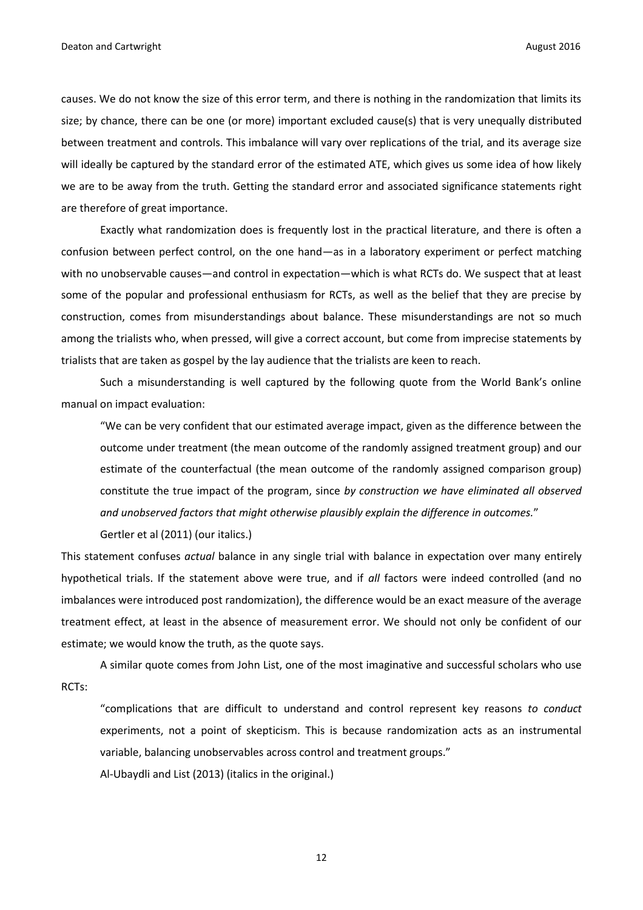causes. We do not know the size of this error term, and there is nothing in the randomization that limits its size; by chance, there can be one (or more) important excluded cause(s) that is very unequally distributed between treatment and controls. This imbalance will vary over replications of the trial, and its average size will ideally be captured by the standard error of the estimated ATE, which gives us some idea of how likely we are to be away from the truth. Getting the standard error and associated significance statements right are therefore of great importance.

Exactly what randomization does is frequently lost in the practical literature, and there is often a confusion between perfect control, on the one hand—as in a laboratory experiment or perfect matching with no unobservable causes—and control in expectation—which is what RCTs do. We suspect that at least some of the popular and professional enthusiasm for RCTs, as well as the belief that they are precise by construction, comes from misunderstandings about balance. These misunderstandings are not so much among the trialists who, when pressed, will give a correct account, but come from imprecise statements by trialists that are taken as gospel by the lay audience that the trialists are keen to reach.

Such a misunderstanding is well captured by the following quote from the World Bank's online manual on impact evaluation:

> "We can be very confident that our estimated average impact, given as the difference between the outcome under treatment (the mean outcome of the randomly assigned treatment group) and our estimate of the counterfactual (the mean outcome of the randomly assigned comparison group) constitute the true impact of the program, since *by construction we have eliminated all observed and unobserved factors that might otherwise plausibly explain the difference in outcomes.*"
>
> Gertler et al (2011) (our italics.)

This statement confuses *actual* balance in any single trial with balance in expectation over many entirely hypothetical trials. If the statement above were true, and if *all* factors were indeed controlled (and no imbalances were introduced post randomization), the difference would be an exact measure of the average treatment effect, at least in the absence of measurement error. We should not only be confident of our estimate; we would know the truth, as the quote says.

A similar quote comes from John List, one of the most imaginative and successful scholars who use RCTs:

> "complications that are difficult to understand and control represent key reasons *to conduct* experiments, not a point of skepticism. This is because randomization acts as an instrumental variable, balancing unobservables across control and treatment groups."
>
> Al-Ubaydli and List (2013) (italics in the original.)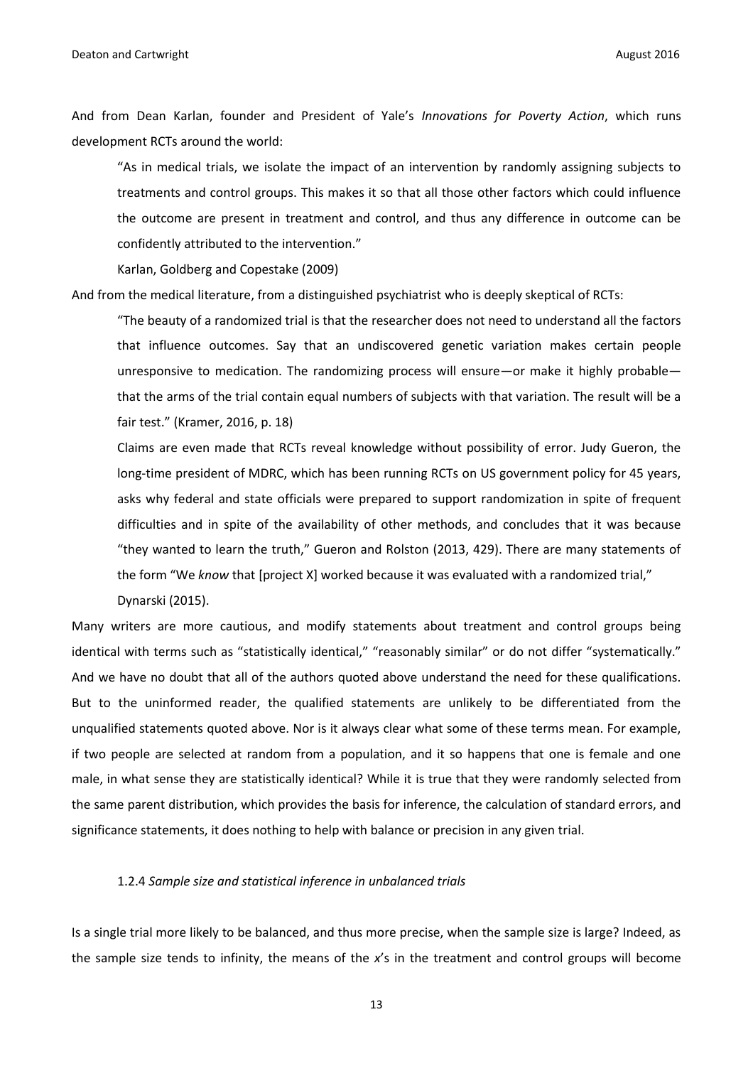And from Dean Karlan, founder and President of Yale's *Innovations for Poverty Action*, which runs development RCTs around the world:

> "As in medical trials, we isolate the impact of an intervention by randomly assigning subjects to treatments and control groups. This makes it so that all those other factors which could influence the outcome are present in treatment and control, and thus any difference in outcome can be confidently attributed to the intervention."
>
> Karlan, Goldberg and Copestake (2009)

And from the medical literature, from a distinguished psychiatrist who is deeply skeptical of RCTs:

> "The beauty of a randomized trial is that the researcher does not need to understand all the factors that influence outcomes. Say that an undiscovered genetic variation makes certain people unresponsive to medication. The randomizing process will ensure—or make it highly probable—that the arms of the trial contain equal numbers of subjects with that variation. The result will be a fair test." (Kramer, 2016, p. 18)
>
> Claims are even made that RCTs reveal knowledge without possibility of error. Judy Gueron, the long-time president of MDRC, which has been running RCTs on US government policy for 45 years, asks why federal and state officials were prepared to support randomization in spite of frequent difficulties and in spite of the availability of other methods, and concludes that it was because "they wanted to learn the truth," Gueron and Rolston (2013, 429). There are many statements of the form "We *know* that [project X] worked because it was evaluated with a randomized trial," Dynarski (2015).

Many writers are more cautious, and modify statements about treatment and control groups being identical with terms such as "statistically identical," "reasonably similar" or do not differ "systematically." And we have no doubt that all of the authors quoted above understand the need for these qualifications. But to the uninformed reader, the qualified statements are unlikely to be differentiated from the unqualified statements quoted above. Nor is it always clear what some of these terms mean. For example, if two people are selected at random from a population, and it so happens that one is female and one male, in what sense they are statistically identical? While it is true that they were randomly selected from the same parent distribution, which provides the basis for inference, the calculation of standard errors, and significance statements, it does nothing to help with balance or precision in any given trial.

#### 1.2.4 *Sample size and statistical inference in unbalanced trials*

Is a single trial more likely to be balanced, and thus more precise, when the sample size is large? Indeed, as the sample size tends to infinity, the means of the $x$'s in the treatment and control groups will become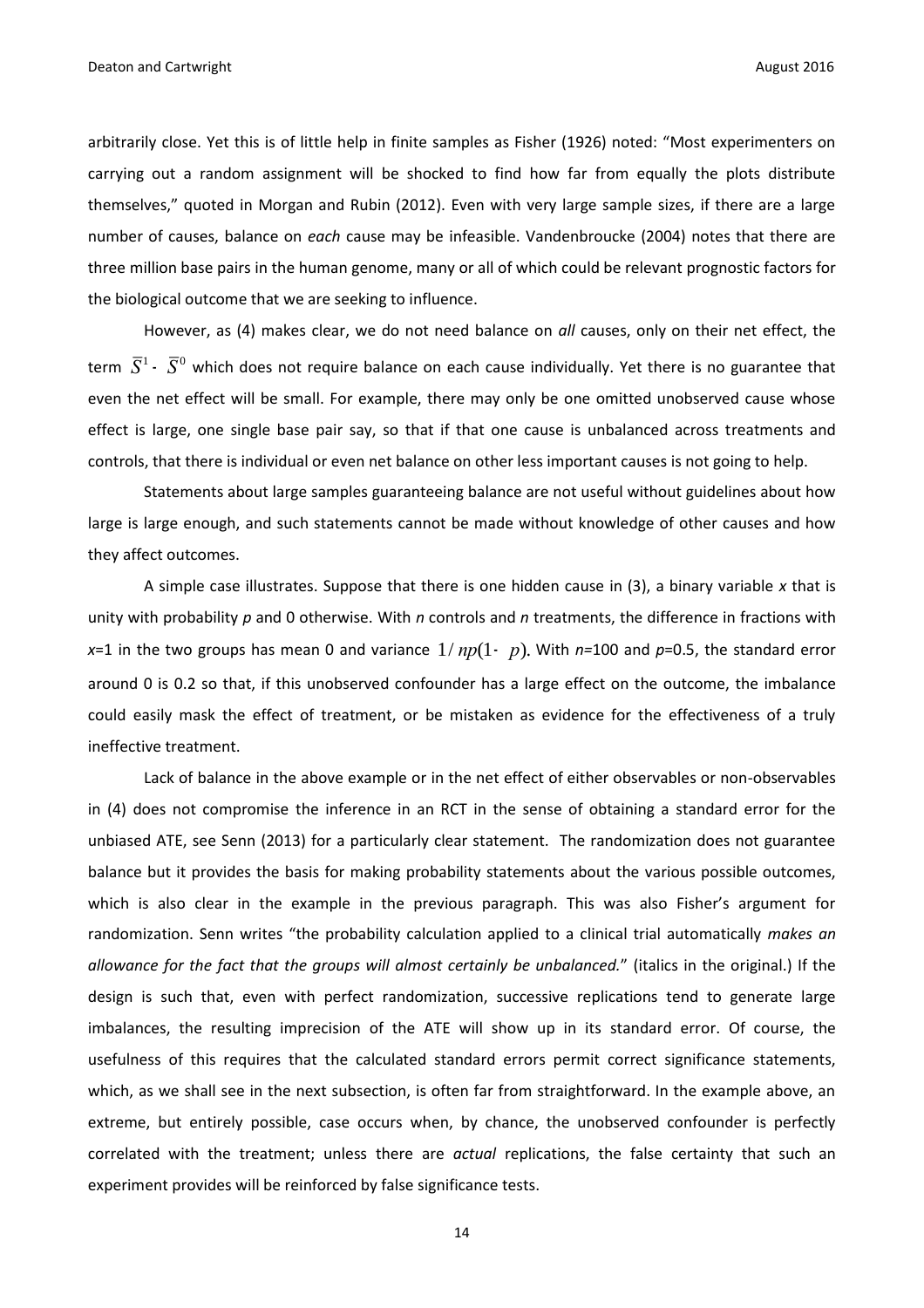arbitrarily close. Yet this is of little help in finite samples as Fisher (1926) noted: "Most experimenters on carrying out a random assignment will be shocked to find how far from equally the plots distribute themselves," quoted in Morgan and Rubin (2012). Even with very large sample sizes, if there are a large number of causes, balance on *each* cause may be infeasible. Vandenbroucke (2004) notes that there are three million base pairs in the human genome, many or all of which could be relevant prognostic factors for the biological outcome that we are seeking to influence.

However, as (4) makes clear, we do not need balance on *all* causes, only on their net effect, the term $\bar{S}^1 - \bar{S}^0$ which does not require balance on each cause individually. Yet there is no guarantee that even the net effect will be small. For example, there may only be one omitted unobserved cause whose effect is large, one single base pair say, so that if that one cause is unbalanced across treatments and controls, that there is individual or even net balance on other less important causes is not going to help.

Statements about large samples guaranteeing balance are not useful without guidelines about how large is large enough, and such statements cannot be made without knowledge of other causes and how they affect outcomes.

A simple case illustrates. Suppose that there is one hidden cause in (3), a binary variable $x$ that is unity with probability $p$ and 0 otherwise. With $n$ controls and $n$ treatments, the difference in fractions with $x$=1 in the two groups has mean 0 and variance $1/np(1-p)$. With $n$=100 and $p$=0.5, the standard error around 0 is 0.2 so that, if this unobserved confounder has a large effect on the outcome, the imbalance could easily mask the effect of treatment, or be mistaken as evidence for the effectiveness of a truly ineffective treatment.

Lack of balance in the above example or in the net effect of either observables or non-observables in (4) does not compromise the inference in an RCT in the sense of obtaining a standard error for the unbiased ATE, see Senn (2013) for a particularly clear statement. The randomization does not guarantee balance but it provides the basis for making probability statements about the various possible outcomes, which is also clear in the example in the previous paragraph. This was also Fisher's argument for randomization. Senn writes "the probability calculation applied to a clinical trial automatically *makes an allowance for the fact that the groups will almost certainly be unbalanced.*" (italics in the original.) If the design is such that, even with perfect randomization, successive replications tend to generate large imbalances, the resulting imprecision of the ATE will show up in its standard error. Of course, the usefulness of this requires that the calculated standard errors permit correct significance statements, which, as we shall see in the next subsection, is often far from straightforward. In the example above, an extreme, but entirely possible, case occurs when, by chance, the unobserved confounder is perfectly correlated with the treatment; unless there are *actual* replications, the false certainty that such an experiment provides will be reinforced by false significance tests.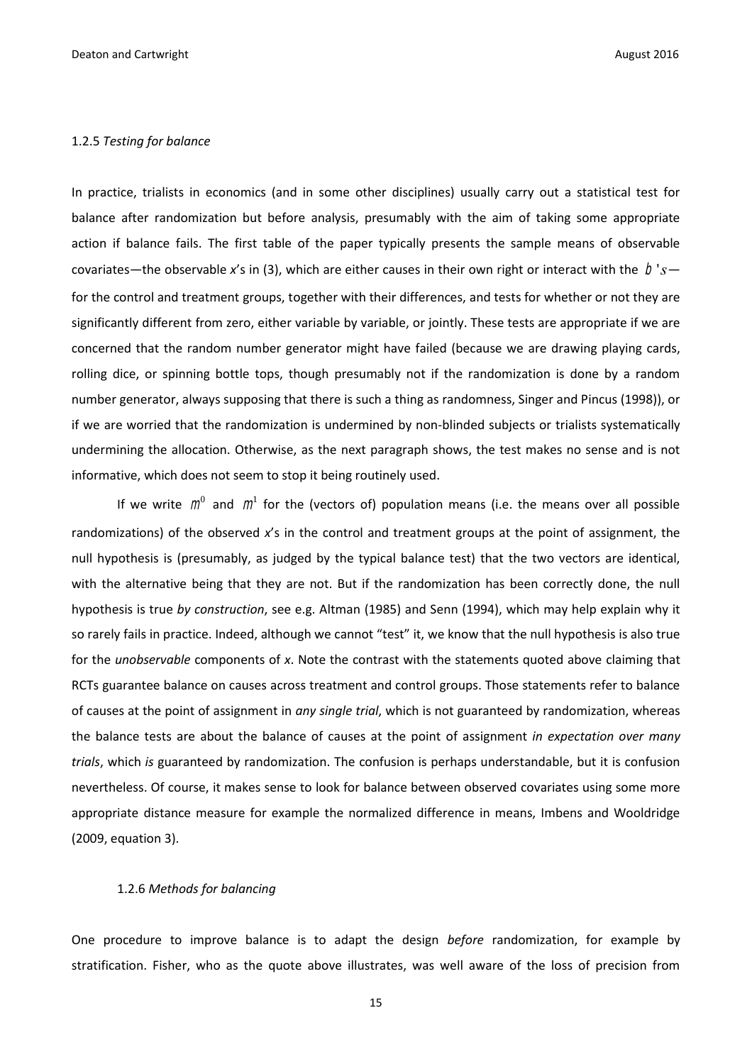### 1.2.5 *Testing for balance*

In practice, trialists in economics (and in some other disciplines) usually carry out a statistical test for balance after randomization but before analysis, presumably with the aim of taking some appropriate action if balance fails. The first table of the paper typically presents the sample means of observable covariates—the observable *x*'s in (3), which are either causes in their own right or interact with the $b\,'s$—for the control and treatment groups, together with their differences, and tests for whether or not they are significantly different from zero, either variable by variable, or jointly. These tests are appropriate if we are concerned that the random number generator might have failed (because we are drawing playing cards, rolling dice, or spinning bottle tops, though presumably not if the randomization is done by a random number generator, always supposing that there is such a thing as randomness, Singer and Pincus (1998)), or if we are worried that the randomization is undermined by non-blinded subjects or trialists systematically undermining the allocation. Otherwise, as the next paragraph shows, the test makes no sense and is not informative, which does not seem to stop it being routinely used.

If we write $m^0$ and $m^1$ for the (vectors of) population means (i.e. the means over all possible randomizations) of the observed *x*'s in the control and treatment groups at the point of assignment, the null hypothesis is (presumably, as judged by the typical balance test) that the two vectors are identical, with the alternative being that they are not. But if the randomization has been correctly done, the null hypothesis is true *by construction*, see e.g. Altman (1985) and Senn (1994), which may help explain why it so rarely fails in practice. Indeed, although we cannot "test" it, we know that the null hypothesis is also true for the *unobservable* components of *x*. Note the contrast with the statements quoted above claiming that RCTs guarantee balance on causes across treatment and control groups. Those statements refer to balance of causes at the point of assignment in *any single trial*, which is not guaranteed by randomization, whereas the balance tests are about the balance of causes at the point of assignment *in expectation over many trials*, which *is* guaranteed by randomization. The confusion is perhaps understandable, but it is confusion nevertheless. Of course, it makes sense to look for balance between observed covariates using some more appropriate distance measure for example the normalized difference in means, Imbens and Wooldridge (2009, equation 3).

### 1.2.6 *Methods for balancing*

One procedure to improve balance is to adapt the design *before* randomization, for example by stratification. Fisher, who as the quote above illustrates, was well aware of the loss of precision from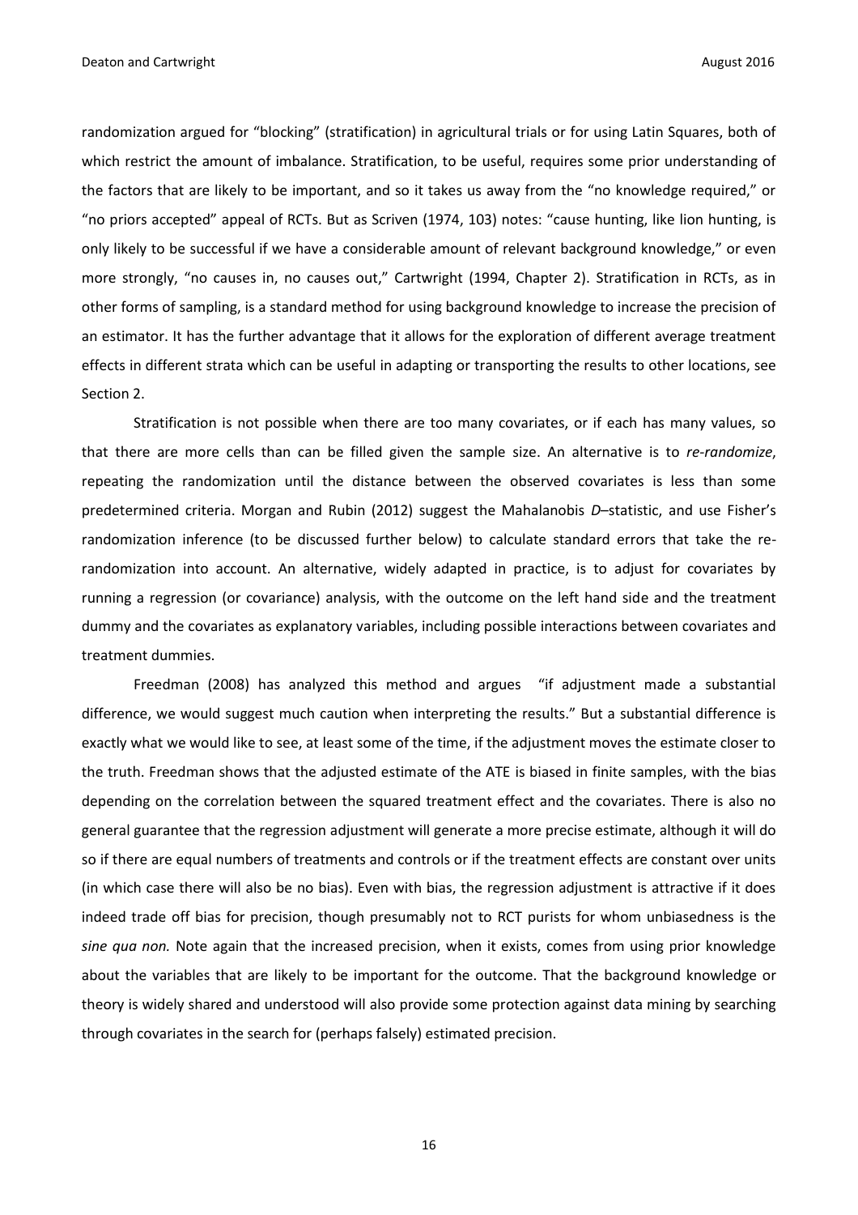randomization argued for "blocking" (stratification) in agricultural trials or for using Latin Squares, both of which restrict the amount of imbalance. Stratification, to be useful, requires some prior understanding of the factors that are likely to be important, and so it takes us away from the "no knowledge required," or "no priors accepted" appeal of RCTs. But as Scriven (1974, 103) notes: "cause hunting, like lion hunting, is only likely to be successful if we have a considerable amount of relevant background knowledge," or even more strongly, "no causes in, no causes out," Cartwright (1994, Chapter 2). Stratification in RCTs, as in other forms of sampling, is a standard method for using background knowledge to increase the precision of an estimator. It has the further advantage that it allows for the exploration of different average treatment effects in different strata which can be useful in adapting or transporting the results to other locations, see Section 2.

Stratification is not possible when there are too many covariates, or if each has many values, so that there are more cells than can be filled given the sample size. An alternative is to *re-randomize*, repeating the randomization until the distance between the observed covariates is less than some predetermined criteria. Morgan and Rubin (2012) suggest the Mahalanobis *D*–statistic, and use Fisher's randomization inference (to be discussed further below) to calculate standard errors that take the re-randomization into account. An alternative, widely adapted in practice, is to adjust for covariates by running a regression (or covariance) analysis, with the outcome on the left hand side and the treatment dummy and the covariates as explanatory variables, including possible interactions between covariates and treatment dummies.

Freedman (2008) has analyzed this method and argues "if adjustment made a substantial difference, we would suggest much caution when interpreting the results." But a substantial difference is exactly what we would like to see, at least some of the time, if the adjustment moves the estimate closer to the truth. Freedman shows that the adjusted estimate of the ATE is biased in finite samples, with the bias depending on the correlation between the squared treatment effect and the covariates. There is also no general guarantee that the regression adjustment will generate a more precise estimate, although it will do so if there are equal numbers of treatments and controls or if the treatment effects are constant over units (in which case there will also be no bias). Even with bias, the regression adjustment is attractive if it does indeed trade off bias for precision, though presumably not to RCT purists for whom unbiasedness is the *sine qua non.* Note again that the increased precision, when it exists, comes from using prior knowledge about the variables that are likely to be important for the outcome. That the background knowledge or theory is widely shared and understood will also provide some protection against data mining by searching through covariates in the search for (perhaps falsely) estimated precision.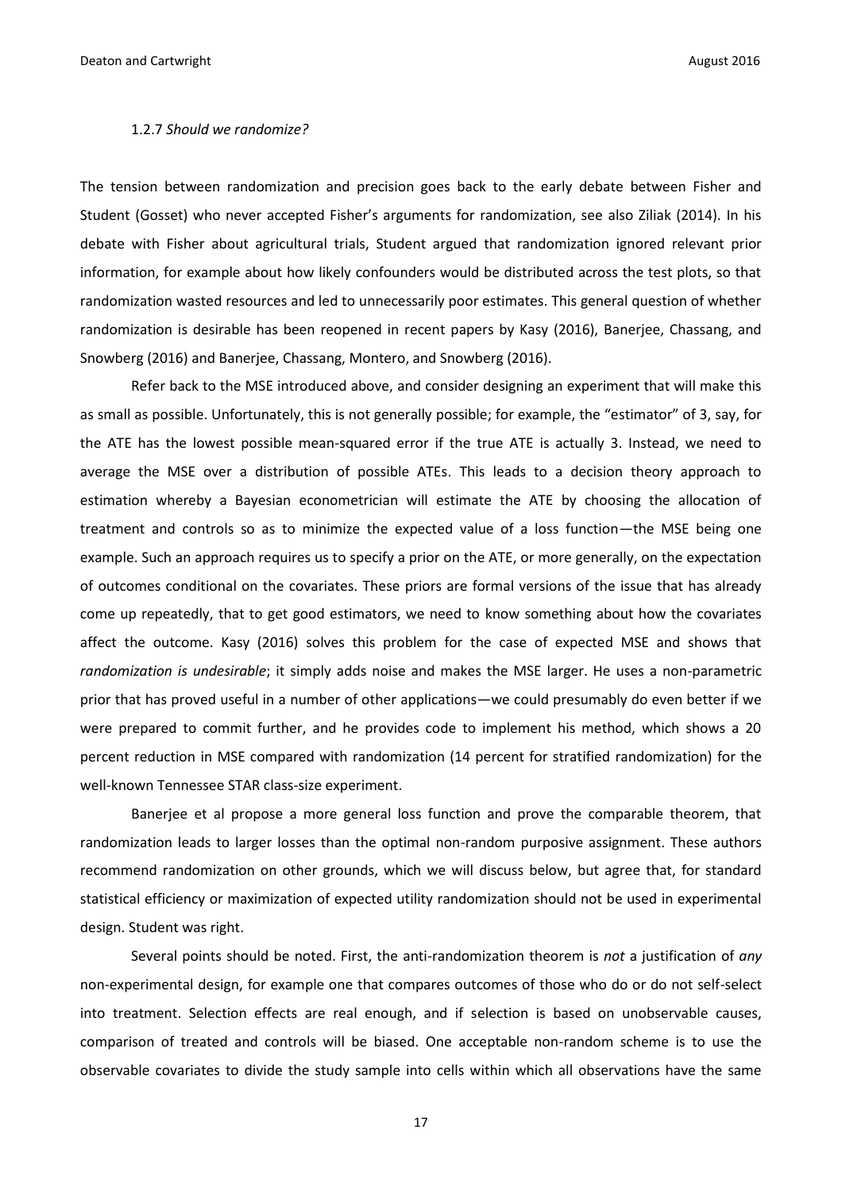### 1.2.7 *Should we randomize?*

The tension between randomization and precision goes back to the early debate between Fisher and Student (Gosset) who never accepted Fisher's arguments for randomization, see also Ziliak (2014). In his debate with Fisher about agricultural trials, Student argued that randomization ignored relevant prior information, for example about how likely confounders would be distributed across the test plots, so that randomization wasted resources and led to unnecessarily poor estimates. This general question of whether randomization is desirable has been reopened in recent papers by Kasy (2016), Banerjee, Chassang, and Snowberg (2016) and Banerjee, Chassang, Montero, and Snowberg (2016).

Refer back to the MSE introduced above, and consider designing an experiment that will make this as small as possible. Unfortunately, this is not generally possible; for example, the "estimator" of 3, say, for the ATE has the lowest possible mean-squared error if the true ATE is actually 3. Instead, we need to average the MSE over a distribution of possible ATEs. This leads to a decision theory approach to estimation whereby a Bayesian econometrician will estimate the ATE by choosing the allocation of treatment and controls so as to minimize the expected value of a loss function—the MSE being one example. Such an approach requires us to specify a prior on the ATE, or more generally, on the expectation of outcomes conditional on the covariates. These priors are formal versions of the issue that has already come up repeatedly, that to get good estimators, we need to know something about how the covariates affect the outcome. Kasy (2016) solves this problem for the case of expected MSE and shows that *randomization is undesirable*; it simply adds noise and makes the MSE larger. He uses a non-parametric prior that has proved useful in a number of other applications—we could presumably do even better if we were prepared to commit further, and he provides code to implement his method, which shows a 20 percent reduction in MSE compared with randomization (14 percent for stratified randomization) for the well-known Tennessee STAR class-size experiment.

Banerjee et al propose a more general loss function and prove the comparable theorem, that randomization leads to larger losses than the optimal non-random purposive assignment. These authors recommend randomization on other grounds, which we will discuss below, but agree that, for standard statistical efficiency or maximization of expected utility randomization should not be used in experimental design. Student was right.

Several points should be noted. First, the anti-randomization theorem is *not* a justification of *any* non-experimental design, for example one that compares outcomes of those who do or do not self-select into treatment. Selection effects are real enough, and if selection is based on unobservable causes, comparison of treated and controls will be biased. One acceptable non-random scheme is to use the observable covariates to divide the study sample into cells within which all observations have the same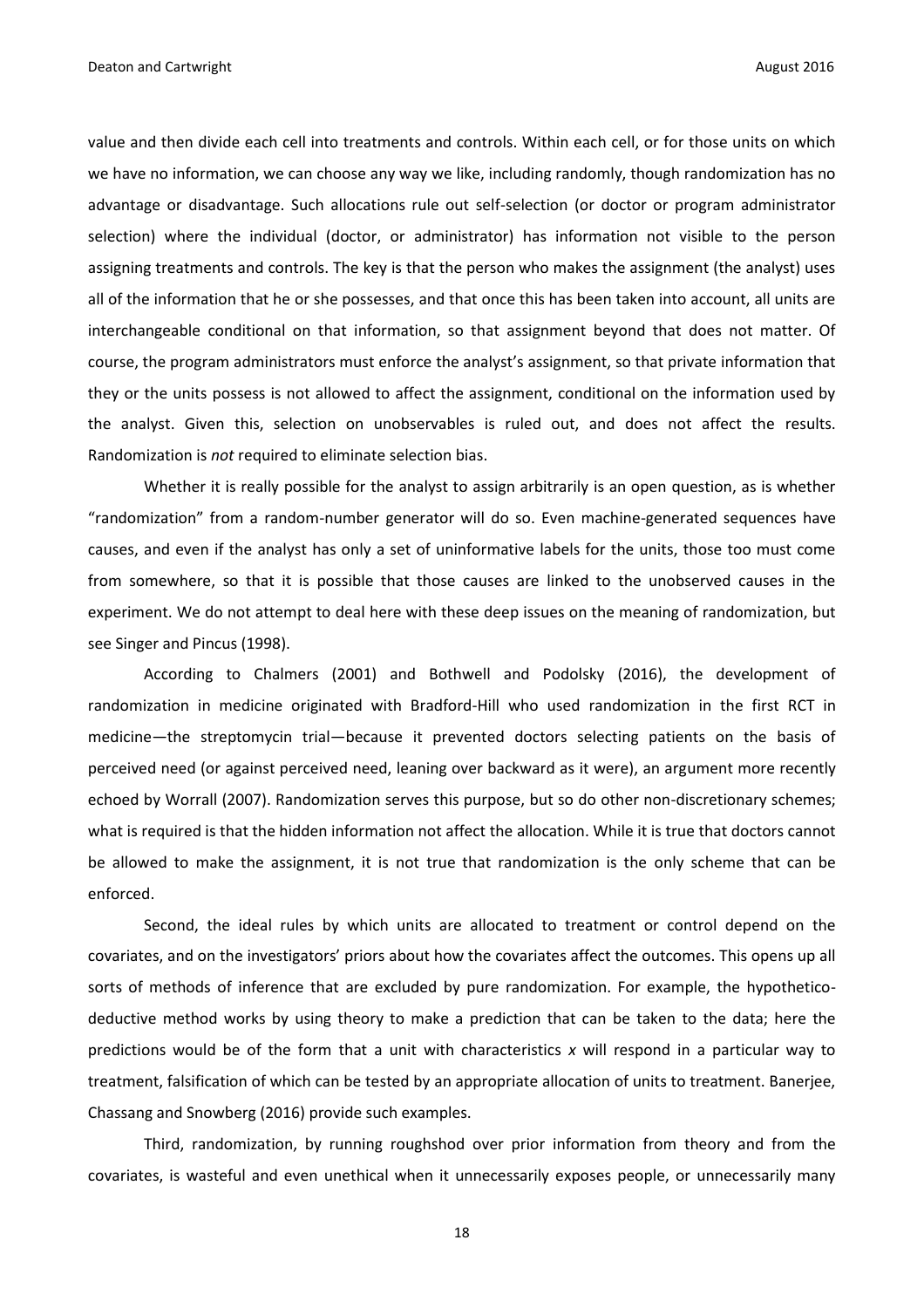value and then divide each cell into treatments and controls. Within each cell, or for those units on which we have no information, we can choose any way we like, including randomly, though randomization has no advantage or disadvantage. Such allocations rule out self-selection (or doctor or program administrator selection) where the individual (doctor, or administrator) has information not visible to the person assigning treatments and controls. The key is that the person who makes the assignment (the analyst) uses all of the information that he or she possesses, and that once this has been taken into account, all units are interchangeable conditional on that information, so that assignment beyond that does not matter. Of course, the program administrators must enforce the analyst's assignment, so that private information that they or the units possess is not allowed to affect the assignment, conditional on the information used by the analyst. Given this, selection on unobservables is ruled out, and does not affect the results. Randomization is *not* required to eliminate selection bias.

Whether it is really possible for the analyst to assign arbitrarily is an open question, as is whether "randomization" from a random-number generator will do so. Even machine-generated sequences have causes, and even if the analyst has only a set of uninformative labels for the units, those too must come from somewhere, so that it is possible that those causes are linked to the unobserved causes in the experiment. We do not attempt to deal here with these deep issues on the meaning of randomization, but see Singer and Pincus (1998).

According to Chalmers (2001) and Bothwell and Podolsky (2016), the development of randomization in medicine originated with Bradford-Hill who used randomization in the first RCT in medicine—the streptomycin trial—because it prevented doctors selecting patients on the basis of perceived need (or against perceived need, leaning over backward as it were), an argument more recently echoed by Worrall (2007). Randomization serves this purpose, but so do other non-discretionary schemes; what is required is that the hidden information not affect the allocation. While it is true that doctors cannot be allowed to make the assignment, it is not true that randomization is the only scheme that can be enforced.

Second, the ideal rules by which units are allocated to treatment or control depend on the covariates, and on the investigators' priors about how the covariates affect the outcomes. This opens up all sorts of methods of inference that are excluded by pure randomization. For example, the hypothetico-deductive method works by using theory to make a prediction that can be taken to the data; here the predictions would be of the form that a unit with characteristics $x$ will respond in a particular way to treatment, falsification of which can be tested by an appropriate allocation of units to treatment. Banerjee, Chassang and Snowberg (2016) provide such examples.

Third, randomization, by running roughshod over prior information from theory and from the covariates, is wasteful and even unethical when it unnecessarily exposes people, or unnecessarily many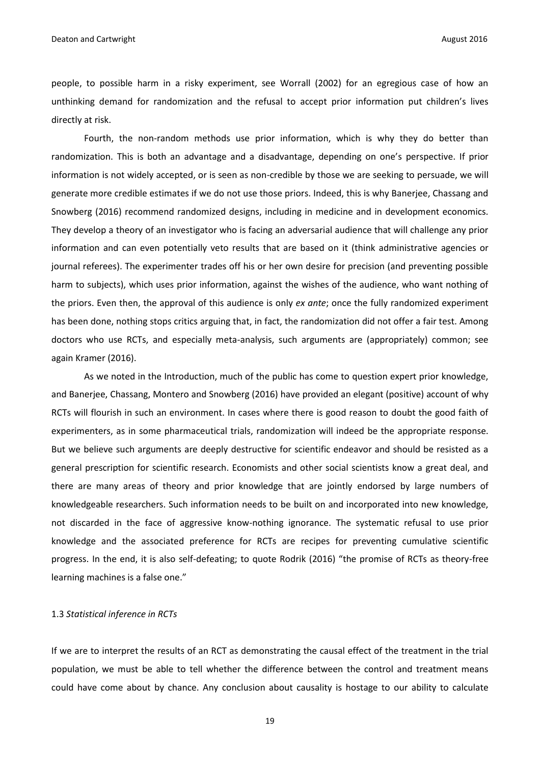people, to possible harm in a risky experiment, see Worrall (2002) for an egregious case of how an unthinking demand for randomization and the refusal to accept prior information put children's lives directly at risk.

Fourth, the non-random methods use prior information, which is why they do better than randomization. This is both an advantage and a disadvantage, depending on one's perspective. If prior information is not widely accepted, or is seen as non-credible by those we are seeking to persuade, we will generate more credible estimates if we do not use those priors. Indeed, this is why Banerjee, Chassang and Snowberg (2016) recommend randomized designs, including in medicine and in development economics. They develop a theory of an investigator who is facing an adversarial audience that will challenge any prior information and can even potentially veto results that are based on it (think administrative agencies or journal referees). The experimenter trades off his or her own desire for precision (and preventing possible harm to subjects), which uses prior information, against the wishes of the audience, who want nothing of the priors. Even then, the approval of this audience is only *ex ante*; once the fully randomized experiment has been done, nothing stops critics arguing that, in fact, the randomization did not offer a fair test. Among doctors who use RCTs, and especially meta-analysis, such arguments are (appropriately) common; see again Kramer (2016).

As we noted in the Introduction, much of the public has come to question expert prior knowledge, and Banerjee, Chassang, Montero and Snowberg (2016) have provided an elegant (positive) account of why RCTs will flourish in such an environment. In cases where there is good reason to doubt the good faith of experimenters, as in some pharmaceutical trials, randomization will indeed be the appropriate response. But we believe such arguments are deeply destructive for scientific endeavor and should be resisted as a general prescription for scientific research. Economists and other social scientists know a great deal, and there are many areas of theory and prior knowledge that are jointly endorsed by large numbers of knowledgeable researchers. Such information needs to be built on and incorporated into new knowledge, not discarded in the face of aggressive know-nothing ignorance. The systematic refusal to use prior knowledge and the associated preference for RCTs are recipes for preventing cumulative scientific progress. In the end, it is also self-defeating; to quote Rodrik (2016) "the promise of RCTs as theory-free learning machines is a false one."

### 1.3 *Statistical inference in RCTs*

If we are to interpret the results of an RCT as demonstrating the causal effect of the treatment in the trial population, we must be able to tell whether the difference between the control and treatment means could have come about by chance. Any conclusion about causality is hostage to our ability to calculate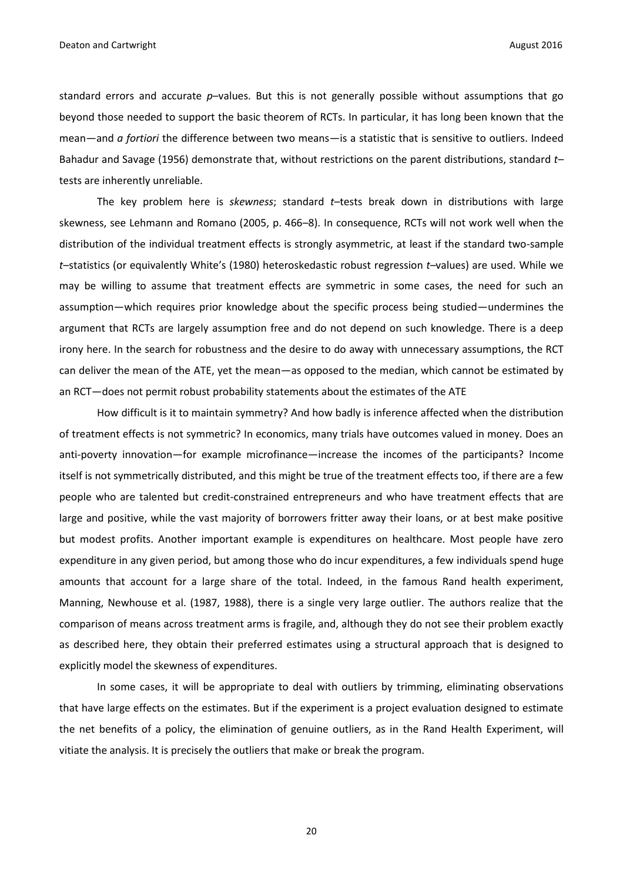standard errors and accurate *p*–values. But this is not generally possible without assumptions that go beyond those needed to support the basic theorem of RCTs. In particular, it has long been known that the mean—and *a fortiori* the difference between two means—is a statistic that is sensitive to outliers. Indeed Bahadur and Savage (1956) demonstrate that, without restrictions on the parent distributions, standard *t*–tests are inherently unreliable.

The key problem here is *skewness*; standard *t*–tests break down in distributions with large skewness, see Lehmann and Romano (2005, p. 466–8). In consequence, RCTs will not work well when the distribution of the individual treatment effects is strongly asymmetric, at least if the standard two-sample *t*–statistics (or equivalently White's (1980) heteroskedastic robust regression *t*–values) are used. While we may be willing to assume that treatment effects are symmetric in some cases, the need for such an assumption—which requires prior knowledge about the specific process being studied—undermines the argument that RCTs are largely assumption free and do not depend on such knowledge. There is a deep irony here. In the search for robustness and the desire to do away with unnecessary assumptions, the RCT can deliver the mean of the ATE, yet the mean—as opposed to the median, which cannot be estimated by an RCT—does not permit robust probability statements about the estimates of the ATE

How difficult is it to maintain symmetry? And how badly is inference affected when the distribution of treatment effects is not symmetric? In economics, many trials have outcomes valued in money. Does an anti-poverty innovation—for example microfinance—increase the incomes of the participants? Income itself is not symmetrically distributed, and this might be true of the treatment effects too, if there are a few people who are talented but credit-constrained entrepreneurs and who have treatment effects that are large and positive, while the vast majority of borrowers fritter away their loans, or at best make positive but modest profits. Another important example is expenditures on healthcare. Most people have zero expenditure in any given period, but among those who do incur expenditures, a few individuals spend huge amounts that account for a large share of the total. Indeed, in the famous Rand health experiment, Manning, Newhouse et al. (1987, 1988), there is a single very large outlier. The authors realize that the comparison of means across treatment arms is fragile, and, although they do not see their problem exactly as described here, they obtain their preferred estimates using a structural approach that is designed to explicitly model the skewness of expenditures.

In some cases, it will be appropriate to deal with outliers by trimming, eliminating observations that have large effects on the estimates. But if the experiment is a project evaluation designed to estimate the net benefits of a policy, the elimination of genuine outliers, as in the Rand Health Experiment, will vitiate the analysis. It is precisely the outliers that make or break the program.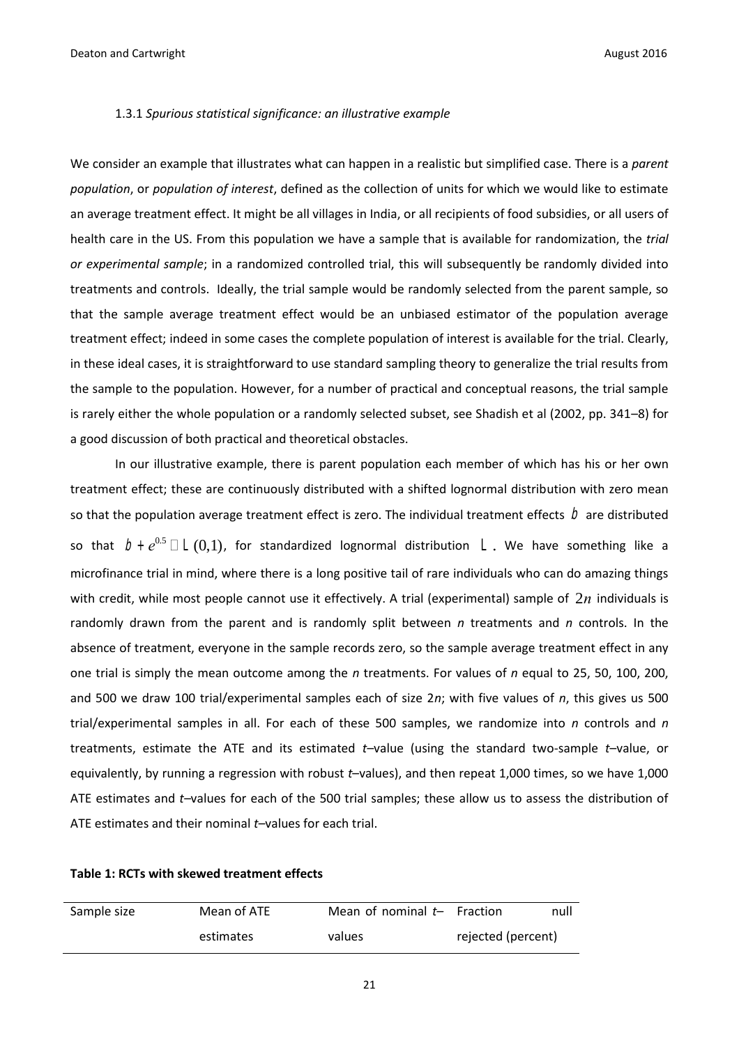#### 1.3.1 *Spurious statistical significance: an illustrative example*

We consider an example that illustrates what can happen in a realistic but simplified case. There is a *parent population*, or *population of interest*, defined as the collection of units for which we would like to estimate an average treatment effect. It might be all villages in India, or all recipients of food subsidies, or all users of health care in the US. From this population we have a sample that is available for randomization, the *trial or experimental sample*; in a randomized controlled trial, this will subsequently be randomly divided into treatments and controls. Ideally, the trial sample would be randomly selected from the parent sample, so that the sample average treatment effect would be an unbiased estimator of the population average treatment effect; indeed in some cases the complete population of interest is available for the trial. Clearly, in these ideal cases, it is straightforward to use standard sampling theory to generalize the trial results from the sample to the population. However, for a number of practical and conceptual reasons, the trial sample is rarely either the whole population or a randomly selected subset, see Shadish et al (2002, pp. 341–8) for a good discussion of both practical and theoretical obstacles.

In our illustrative example, there is parent population each member of which has his or her own treatment effect; these are continuously distributed with a shifted lognormal distribution with zero mean so that the population average treatment effect is zero. The individual treatment effects $\beta$ are distributed so that $\beta + e^{0.5} \sim \Lambda(0,1)$, for standardized lognormal distribution $\Lambda$. We have something like a microfinance trial in mind, where there is a long positive tail of rare individuals who can do amazing things with credit, while most people cannot use it effectively. A trial (experimental) sample of $2n$ individuals is randomly drawn from the parent and is randomly split between *n* treatments and *n* controls. In the absence of treatment, everyone in the sample records zero, so the sample average treatment effect in any one trial is simply the mean outcome among the *n* treatments. For values of *n* equal to 25, 50, 100, 200, and 500 we draw 100 trial/experimental samples each of size 2*n*; with five values of *n*, this gives us 500 trial/experimental samples in all. For each of these 500 samples, we randomize into *n* controls and *n* treatments, estimate the ATE and its estimated *t*–value (using the standard two-sample *t*–value, or equivalently, by running a regression with robust *t*–values), and then repeat 1,000 times, so we have 1,000 ATE estimates and *t*–values for each of the 500 trial samples; these allow us to assess the distribution of ATE estimates and their nominal *t*–values for each trial.

**Table 1: RCTs with skewed treatment effects**

| Sample size | Mean of ATE estimates | Mean of nominal *t*–values | Fraction null rejected (percent) |
|---|---|---|---|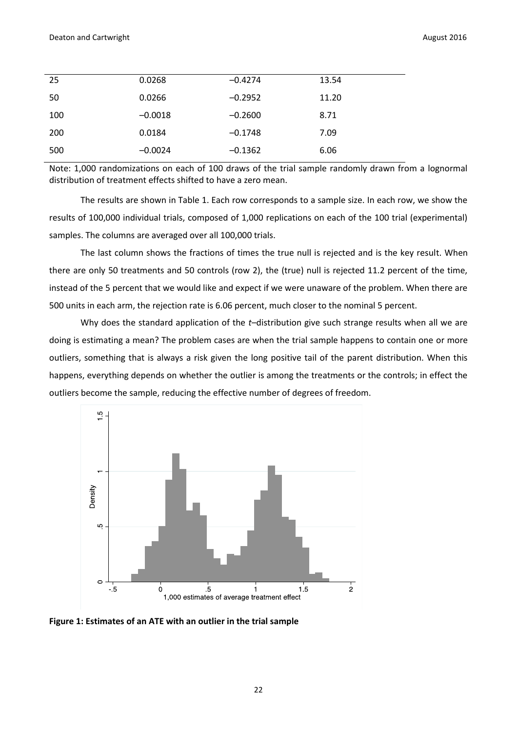| | | | |
|---|---|---|---|
| 25 | 0.0268 | −0.4274 | 13.54 |
| 50 | 0.0266 | −0.2952 | 11.20 |
| 100 | −0.0018 | −0.2600 | 8.71 |
| 200 | 0.0184 | −0.1748 | 7.09 |
| 500 | −0.0024 | −0.1362 | 6.06 |

Note: 1,000 randomizations on each of 100 draws of the trial sample randomly drawn from a lognormal distribution of treatment effects shifted to have a zero mean.

The results are shown in Table 1. Each row corresponds to a sample size. In each row, we show the results of 100,000 individual trials, composed of 1,000 replications on each of the 100 trial (experimental) samples. The columns are averaged over all 100,000 trials.

The last column shows the fractions of times the true null is rejected and is the key result. When there are only 50 treatments and 50 controls (row 2), the (true) null is rejected 11.2 percent of the time, instead of the 5 percent that we would like and expect if we were unaware of the problem. When there are 500 units in each arm, the rejection rate is 6.06 percent, much closer to the nominal 5 percent.

Why does the standard application of the *t*–distribution give such strange results when all we are doing is estimating a mean? The problem cases are when the trial sample happens to contain one or more outliers, something that is always a risk given the long positive tail of the parent distribution. When this happens, everything depends on whether the outlier is among the treatments or the controls; in effect the outliers become the sample, reducing the effective number of degrees of freedom.

**Figure 1: Estimates of an ATE with an outlier in the trial sample**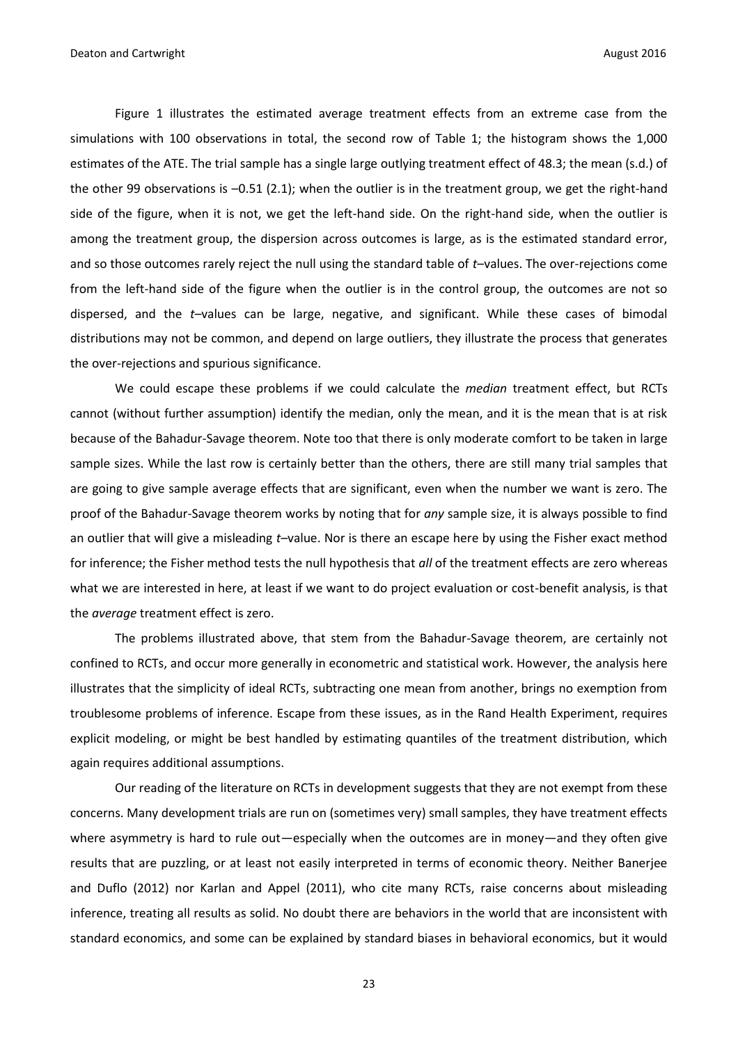Figure 1 illustrates the estimated average treatment effects from an extreme case from the simulations with 100 observations in total, the second row of Table 1; the histogram shows the 1,000 estimates of the ATE. The trial sample has a single large outlying treatment effect of 48.3; the mean (s.d.) of the other 99 observations is –0.51 (2.1); when the outlier is in the treatment group, we get the right-hand side of the figure, when it is not, we get the left-hand side. On the right-hand side, when the outlier is among the treatment group, the dispersion across outcomes is large, as is the estimated standard error, and so those outcomes rarely reject the null using the standard table of *t*–values. The over-rejections come from the left-hand side of the figure when the outlier is in the control group, the outcomes are not so dispersed, and the *t*–values can be large, negative, and significant. While these cases of bimodal distributions may not be common, and depend on large outliers, they illustrate the process that generates the over-rejections and spurious significance.

We could escape these problems if we could calculate the *median* treatment effect, but RCTs cannot (without further assumption) identify the median, only the mean, and it is the mean that is at risk because of the Bahadur-Savage theorem. Note too that there is only moderate comfort to be taken in large sample sizes. While the last row is certainly better than the others, there are still many trial samples that are going to give sample average effects that are significant, even when the number we want is zero. The proof of the Bahadur-Savage theorem works by noting that for *any* sample size, it is always possible to find an outlier that will give a misleading *t*–value. Nor is there an escape here by using the Fisher exact method for inference; the Fisher method tests the null hypothesis that *all* of the treatment effects are zero whereas what we are interested in here, at least if we want to do project evaluation or cost-benefit analysis, is that the *average* treatment effect is zero.

The problems illustrated above, that stem from the Bahadur-Savage theorem, are certainly not confined to RCTs, and occur more generally in econometric and statistical work. However, the analysis here illustrates that the simplicity of ideal RCTs, subtracting one mean from another, brings no exemption from troublesome problems of inference. Escape from these issues, as in the Rand Health Experiment, requires explicit modeling, or might be best handled by estimating quantiles of the treatment distribution, which again requires additional assumptions.

Our reading of the literature on RCTs in development suggests that they are not exempt from these concerns. Many development trials are run on (sometimes very) small samples, they have treatment effects where asymmetry is hard to rule out—especially when the outcomes are in money—and they often give results that are puzzling, or at least not easily interpreted in terms of economic theory. Neither Banerjee and Duflo (2012) nor Karlan and Appel (2011), who cite many RCTs, raise concerns about misleading inference, treating all results as solid. No doubt there are behaviors in the world that are inconsistent with standard economics, and some can be explained by standard biases in behavioral economics, but it would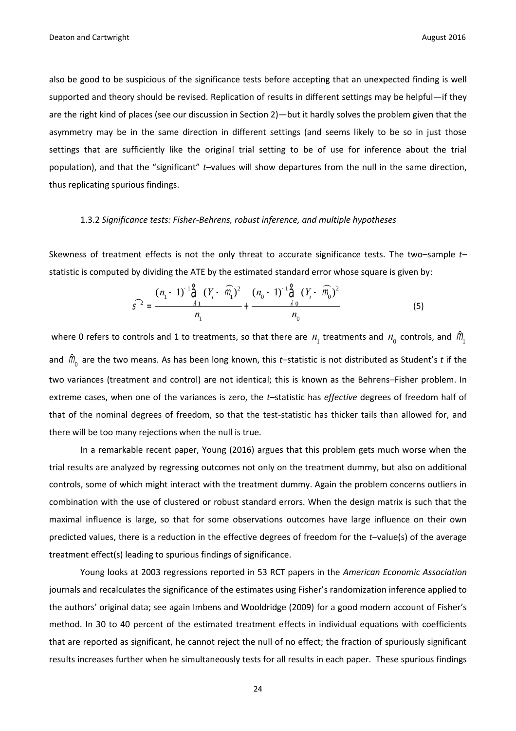also be good to be suspicious of the significance tests before accepting that an unexpected finding is well supported and theory should be revised. Replication of results in different settings may be helpful—if they are the right kind of places (see our discussion in Section 2)—but it hardly solves the problem given that the asymmetry may be in the same direction in different settings (and seems likely to be so in just those settings that are sufficiently like the original trial setting to be of use for inference about the trial population), and that the "significant" *t*–values will show departures from the null in the same direction, thus replicating spurious findings.

### 1.3.2 *Significance tests: Fisher-Behrens, robust inference, and multiple hypotheses*

Skewness of treatment effects is not the only threat to accurate significance tests. The two–sample *t*–statistic is computed by dividing the ATE by the estimated standard error whose square is given by:

$$\widehat{\sigma}^2 = \frac{(n_1 - 1)^{-1} \sum_{i \in 1} (Y_i - \widehat{\mu}_1)^2}{n_1} + \frac{(n_0 - 1)^{-1} \sum_{i \in 0} (Y_i - \widehat{\mu}_0)^2}{n_0} \tag{5}$$

where 0 refers to controls and 1 to treatments, so that there are $n_1$ treatments and $n_0$ controls, and $\hat{\mu}_1$ and $\hat{\mu}_0$ are the two means. As has been long known, this *t*–statistic is not distributed as Student's *t* if the two variances (treatment and control) are not identical; this is known as the Behrens–Fisher problem. In extreme cases, when one of the variances is zero, the *t*–statistic has *effective* degrees of freedom half of that of the nominal degrees of freedom, so that the test-statistic has thicker tails than allowed for, and there will be too many rejections when the null is true.

In a remarkable recent paper, Young (2016) argues that this problem gets much worse when the trial results are analyzed by regressing outcomes not only on the treatment dummy, but also on additional controls, some of which might interact with the treatment dummy. Again the problem concerns outliers in combination with the use of clustered or robust standard errors. When the design matrix is such that the maximal influence is large, so that for some observations outcomes have large influence on their own predicted values, there is a reduction in the effective degrees of freedom for the *t*–value(s) of the average treatment effect(s) leading to spurious findings of significance.

Young looks at 2003 regressions reported in 53 RCT papers in the *American Economic Association* journals and recalculates the significance of the estimates using Fisher's randomization inference applied to the authors' original data; see again Imbens and Wooldridge (2009) for a good modern account of Fisher's method. In 30 to 40 percent of the estimated treatment effects in individual equations with coefficients that are reported as significant, he cannot reject the null of no effect; the fraction of spuriously significant results increases further when he simultaneously tests for all results in each paper. These spurious findings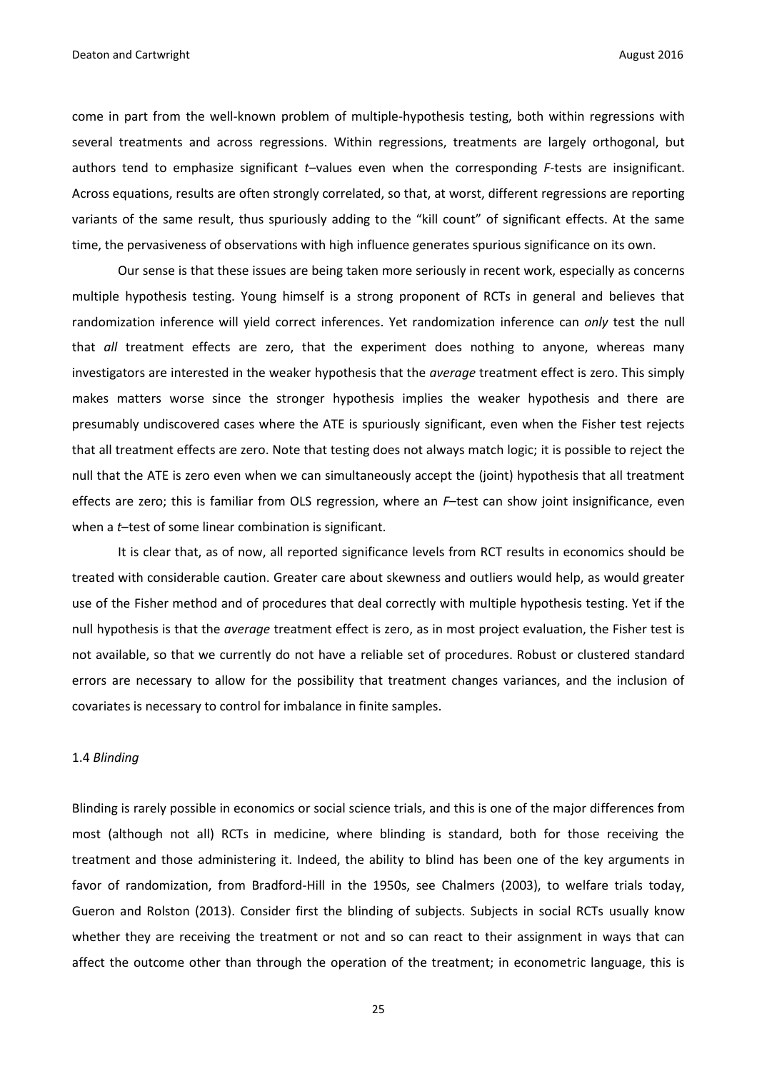come in part from the well-known problem of multiple-hypothesis testing, both within regressions with several treatments and across regressions. Within regressions, treatments are largely orthogonal, but authors tend to emphasize significant *t*–values even when the corresponding *F*-tests are insignificant. Across equations, results are often strongly correlated, so that, at worst, different regressions are reporting variants of the same result, thus spuriously adding to the "kill count" of significant effects. At the same time, the pervasiveness of observations with high influence generates spurious significance on its own.

Our sense is that these issues are being taken more seriously in recent work, especially as concerns multiple hypothesis testing. Young himself is a strong proponent of RCTs in general and believes that randomization inference will yield correct inferences. Yet randomization inference can *only* test the null that *all* treatment effects are zero, that the experiment does nothing to anyone, whereas many investigators are interested in the weaker hypothesis that the *average* treatment effect is zero. This simply makes matters worse since the stronger hypothesis implies the weaker hypothesis and there are presumably undiscovered cases where the ATE is spuriously significant, even when the Fisher test rejects that all treatment effects are zero. Note that testing does not always match logic; it is possible to reject the null that the ATE is zero even when we can simultaneously accept the (joint) hypothesis that all treatment effects are zero; this is familiar from OLS regression, where an *F*–test can show joint insignificance, even when a *t*–test of some linear combination is significant.

It is clear that, as of now, all reported significance levels from RCT results in economics should be treated with considerable caution. Greater care about skewness and outliers would help, as would greater use of the Fisher method and of procedures that deal correctly with multiple hypothesis testing. Yet if the null hypothesis is that the *average* treatment effect is zero, as in most project evaluation, the Fisher test is not available, so that we currently do not have a reliable set of procedures. Robust or clustered standard errors are necessary to allow for the possibility that treatment changes variances, and the inclusion of covariates is necessary to control for imbalance in finite samples.

### 1.4 *Blinding*

Blinding is rarely possible in economics or social science trials, and this is one of the major differences from most (although not all) RCTs in medicine, where blinding is standard, both for those receiving the treatment and those administering it. Indeed, the ability to blind has been one of the key arguments in favor of randomization, from Bradford-Hill in the 1950s, see Chalmers (2003), to welfare trials today, Gueron and Rolston (2013). Consider first the blinding of subjects. Subjects in social RCTs usually know whether they are receiving the treatment or not and so can react to their assignment in ways that can affect the outcome other than through the operation of the treatment; in econometric language, this is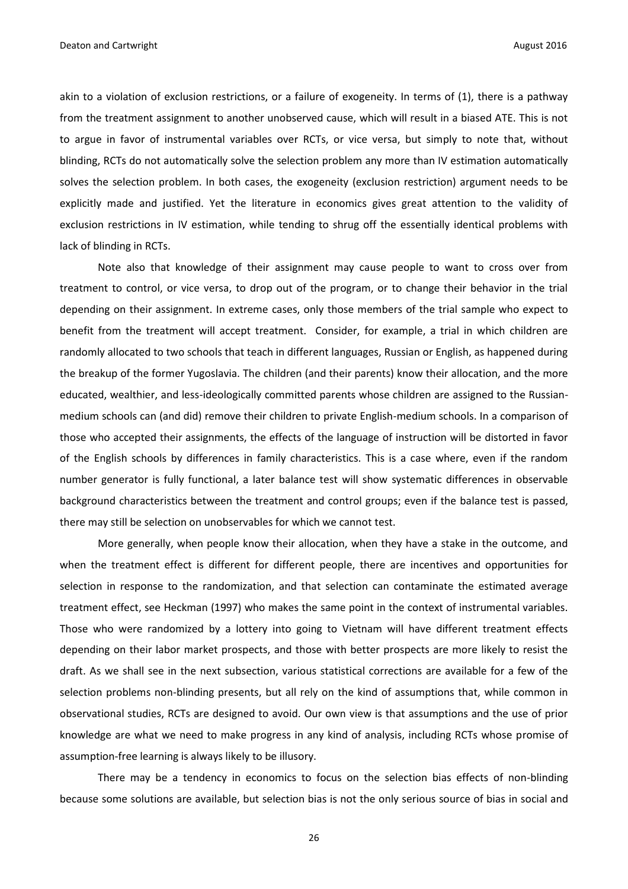akin to a violation of exclusion restrictions, or a failure of exogeneity. In terms of (1), there is a pathway from the treatment assignment to another unobserved cause, which will result in a biased ATE. This is not to argue in favor of instrumental variables over RCTs, or vice versa, but simply to note that, without blinding, RCTs do not automatically solve the selection problem any more than IV estimation automatically solves the selection problem. In both cases, the exogeneity (exclusion restriction) argument needs to be explicitly made and justified. Yet the literature in economics gives great attention to the validity of exclusion restrictions in IV estimation, while tending to shrug off the essentially identical problems with lack of blinding in RCTs.

Note also that knowledge of their assignment may cause people to want to cross over from treatment to control, or vice versa, to drop out of the program, or to change their behavior in the trial depending on their assignment. In extreme cases, only those members of the trial sample who expect to benefit from the treatment will accept treatment. Consider, for example, a trial in which children are randomly allocated to two schools that teach in different languages, Russian or English, as happened during the breakup of the former Yugoslavia. The children (and their parents) know their allocation, and the more educated, wealthier, and less-ideologically committed parents whose children are assigned to the Russian-medium schools can (and did) remove their children to private English-medium schools. In a comparison of those who accepted their assignments, the effects of the language of instruction will be distorted in favor of the English schools by differences in family characteristics. This is a case where, even if the random number generator is fully functional, a later balance test will show systematic differences in observable background characteristics between the treatment and control groups; even if the balance test is passed, there may still be selection on unobservables for which we cannot test.

More generally, when people know their allocation, when they have a stake in the outcome, and when the treatment effect is different for different people, there are incentives and opportunities for selection in response to the randomization, and that selection can contaminate the estimated average treatment effect, see Heckman (1997) who makes the same point in the context of instrumental variables. Those who were randomized by a lottery into going to Vietnam will have different treatment effects depending on their labor market prospects, and those with better prospects are more likely to resist the draft. As we shall see in the next subsection, various statistical corrections are available for a few of the selection problems non-blinding presents, but all rely on the kind of assumptions that, while common in observational studies, RCTs are designed to avoid. Our own view is that assumptions and the use of prior knowledge are what we need to make progress in any kind of analysis, including RCTs whose promise of assumption-free learning is always likely to be illusory.

There may be a tendency in economics to focus on the selection bias effects of non-blinding because some solutions are available, but selection bias is not the only serious source of bias in social and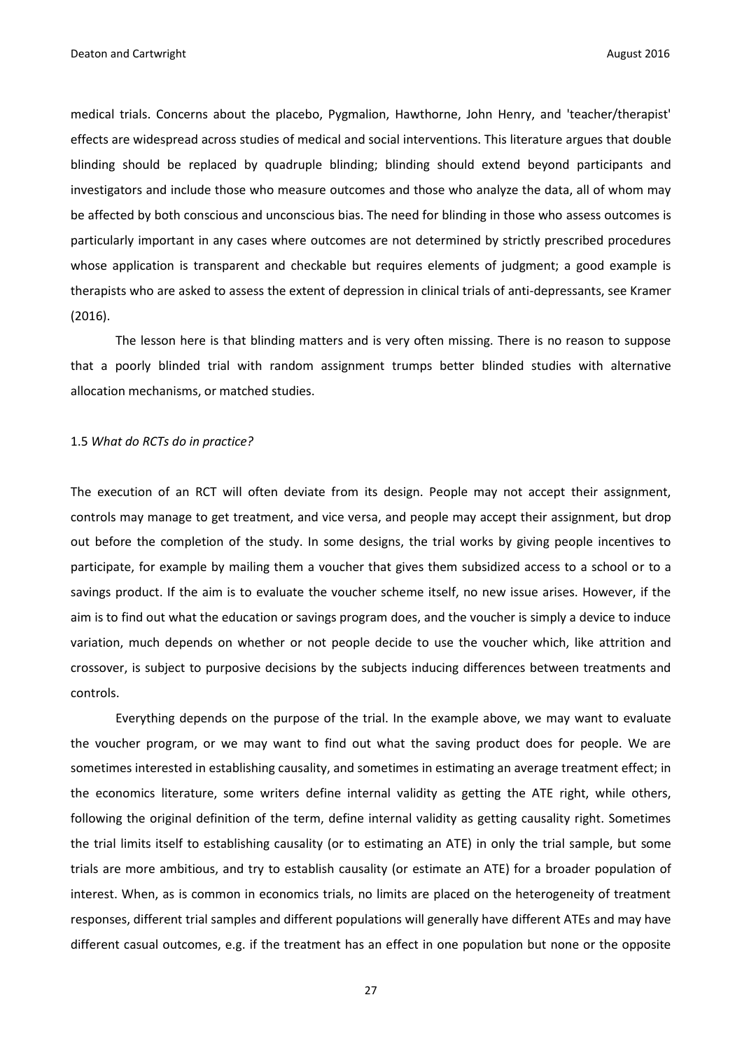medical trials. Concerns about the placebo, Pygmalion, Hawthorne, John Henry, and 'teacher/therapist' effects are widespread across studies of medical and social interventions. This literature argues that double blinding should be replaced by quadruple blinding; blinding should extend beyond participants and investigators and include those who measure outcomes and those who analyze the data, all of whom may be affected by both conscious and unconscious bias. The need for blinding in those who assess outcomes is particularly important in any cases where outcomes are not determined by strictly prescribed procedures whose application is transparent and checkable but requires elements of judgment; a good example is therapists who are asked to assess the extent of depression in clinical trials of anti-depressants, see Kramer (2016).

The lesson here is that blinding matters and is very often missing. There is no reason to suppose that a poorly blinded trial with random assignment trumps better blinded studies with alternative allocation mechanisms, or matched studies.

### 1.5 *What do RCTs do in practice?*

The execution of an RCT will often deviate from its design. People may not accept their assignment, controls may manage to get treatment, and vice versa, and people may accept their assignment, but drop out before the completion of the study. In some designs, the trial works by giving people incentives to participate, for example by mailing them a voucher that gives them subsidized access to a school or to a savings product. If the aim is to evaluate the voucher scheme itself, no new issue arises. However, if the aim is to find out what the education or savings program does, and the voucher is simply a device to induce variation, much depends on whether or not people decide to use the voucher which, like attrition and crossover, is subject to purposive decisions by the subjects inducing differences between treatments and controls.

Everything depends on the purpose of the trial. In the example above, we may want to evaluate the voucher program, or we may want to find out what the saving product does for people. We are sometimes interested in establishing causality, and sometimes in estimating an average treatment effect; in the economics literature, some writers define internal validity as getting the ATE right, while others, following the original definition of the term, define internal validity as getting causality right. Sometimes the trial limits itself to establishing causality (or to estimating an ATE) in only the trial sample, but some trials are more ambitious, and try to establish causality (or estimate an ATE) for a broader population of interest. When, as is common in economics trials, no limits are placed on the heterogeneity of treatment responses, different trial samples and different populations will generally have different ATEs and may have different casual outcomes, e.g. if the treatment has an effect in one population but none or the opposite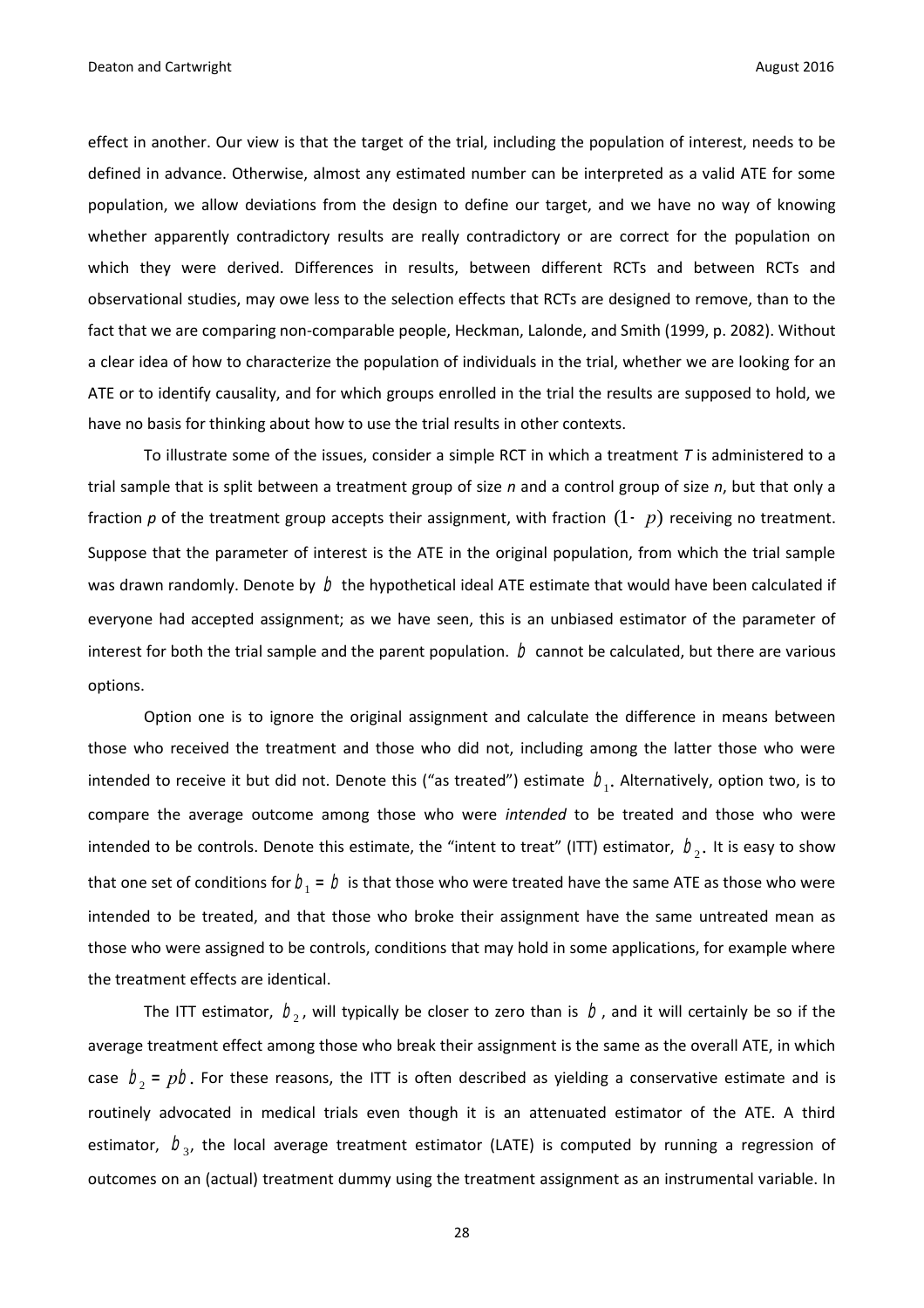effect in another. Our view is that the target of the trial, including the population of interest, needs to be defined in advance. Otherwise, almost any estimated number can be interpreted as a valid ATE for some population, we allow deviations from the design to define our target, and we have no way of knowing whether apparently contradictory results are really contradictory or are correct for the population on which they were derived. Differences in results, between different RCTs and between RCTs and observational studies, may owe less to the selection effects that RCTs are designed to remove, than to the fact that we are comparing non-comparable people, Heckman, Lalonde, and Smith (1999, p. 2082). Without a clear idea of how to characterize the population of individuals in the trial, whether we are looking for an ATE or to identify causality, and for which groups enrolled in the trial the results are supposed to hold, we have no basis for thinking about how to use the trial results in other contexts.

To illustrate some of the issues, consider a simple RCT in which a treatment *T* is administered to a trial sample that is split between a treatment group of size *n* and a control group of size *n*, but that only a fraction *p* of the treatment group accepts their assignment, with fraction $(1-p)$ receiving no treatment. Suppose that the parameter of interest is the ATE in the original population, from which the trial sample was drawn randomly. Denote by $b$ the hypothetical ideal ATE estimate that would have been calculated if everyone had accepted assignment; as we have seen, this is an unbiased estimator of the parameter of interest for both the trial sample and the parent population. $b$ cannot be calculated, but there are various options.

Option one is to ignore the original assignment and calculate the difference in means between those who received the treatment and those who did not, including among the latter those who were intended to receive it but did not. Denote this ("as treated") estimate $b_1$. Alternatively, option two, is to compare the average outcome among those who were *intended* to be treated and those who were intended to be controls. Denote this estimate, the "intent to treat" (ITT) estimator, $b_2$. It is easy to show that one set of conditions for $b_1 = b$ is that those who were treated have the same ATE as those who were intended to be treated, and that those who broke their assignment have the same untreated mean as those who were assigned to be controls, conditions that may hold in some applications, for example where the treatment effects are identical.

The ITT estimator, $b_2$, will typically be closer to zero than is $b$, and it will certainly be so if the average treatment effect among those who break their assignment is the same as the overall ATE, in which case $b_2 = pb$. For these reasons, the ITT is often described as yielding a conservative estimate and is routinely advocated in medical trials even though it is an attenuated estimator of the ATE. A third estimator, $b_3$, the local average treatment estimator (LATE) is computed by running a regression of outcomes on an (actual) treatment dummy using the treatment assignment as an instrumental variable. In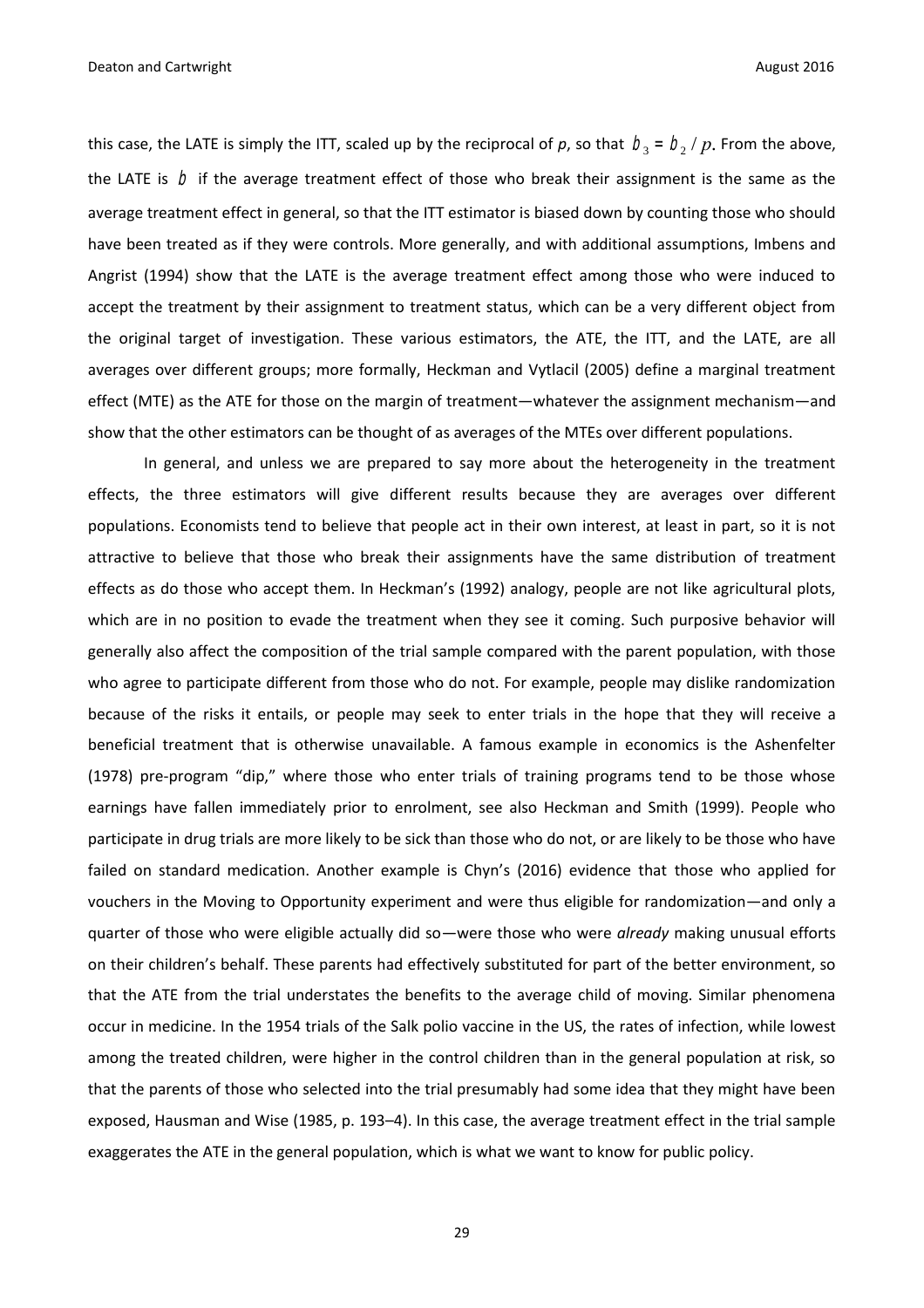this case, the LATE is simply the ITT, scaled up by the reciprocal of $p$, so that $b_3 = b_2 / p$. From the above, the LATE is $b$ if the average treatment effect of those who break their assignment is the same as the average treatment effect in general, so that the ITT estimator is biased down by counting those who should have been treated as if they were controls. More generally, and with additional assumptions, Imbens and Angrist (1994) show that the LATE is the average treatment effect among those who were induced to accept the treatment by their assignment to treatment status, which can be a very different object from the original target of investigation. These various estimators, the ATE, the ITT, and the LATE, are all averages over different groups; more formally, Heckman and Vytlacil (2005) define a marginal treatment effect (MTE) as the ATE for those on the margin of treatment—whatever the assignment mechanism—and show that the other estimators can be thought of as averages of the MTEs over different populations.

In general, and unless we are prepared to say more about the heterogeneity in the treatment effects, the three estimators will give different results because they are averages over different populations. Economists tend to believe that people act in their own interest, at least in part, so it is not attractive to believe that those who break their assignments have the same distribution of treatment effects as do those who accept them. In Heckman's (1992) analogy, people are not like agricultural plots, which are in no position to evade the treatment when they see it coming. Such purposive behavior will generally also affect the composition of the trial sample compared with the parent population, with those who agree to participate different from those who do not. For example, people may dislike randomization because of the risks it entails, or people may seek to enter trials in the hope that they will receive a beneficial treatment that is otherwise unavailable. A famous example in economics is the Ashenfelter (1978) pre-program "dip," where those who enter trials of training programs tend to be those whose earnings have fallen immediately prior to enrolment, see also Heckman and Smith (1999). People who participate in drug trials are more likely to be sick than those who do not, or are likely to be those who have failed on standard medication. Another example is Chyn's (2016) evidence that those who applied for vouchers in the Moving to Opportunity experiment and were thus eligible for randomization—and only a quarter of those who were eligible actually did so—were those who were *already* making unusual efforts on their children's behalf. These parents had effectively substituted for part of the better environment, so that the ATE from the trial understates the benefits to the average child of moving. Similar phenomena occur in medicine. In the 1954 trials of the Salk polio vaccine in the US, the rates of infection, while lowest among the treated children, were higher in the control children than in the general population at risk, so that the parents of those who selected into the trial presumably had some idea that they might have been exposed, Hausman and Wise (1985, p. 193–4). In this case, the average treatment effect in the trial sample exaggerates the ATE in the general population, which is what we want to know for public policy.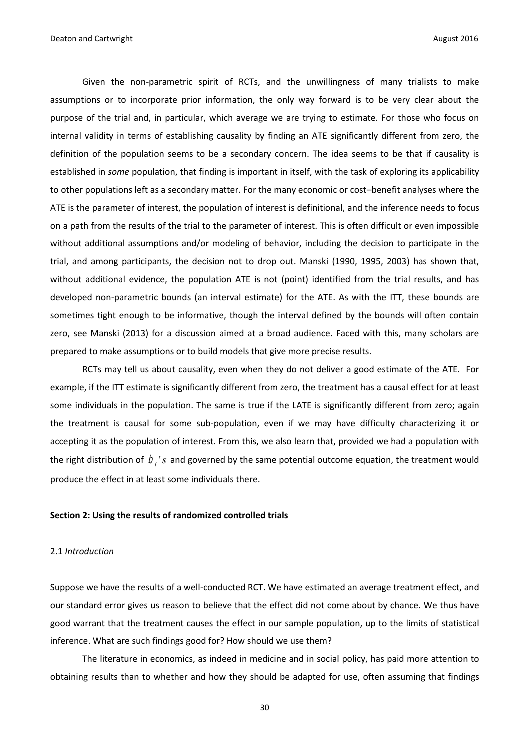Given the non-parametric spirit of RCTs, and the unwillingness of many trialists to make assumptions or to incorporate prior information, the only way forward is to be very clear about the purpose of the trial and, in particular, which average we are trying to estimate. For those who focus on internal validity in terms of establishing causality by finding an ATE significantly different from zero, the definition of the population seems to be a secondary concern. The idea seems to be that if causality is established in *some* population, that finding is important in itself, with the task of exploring its applicability to other populations left as a secondary matter. For the many economic or cost–benefit analyses where the ATE is the parameter of interest, the population of interest is definitional, and the inference needs to focus on a path from the results of the trial to the parameter of interest. This is often difficult or even impossible without additional assumptions and/or modeling of behavior, including the decision to participate in the trial, and among participants, the decision not to drop out. Manski (1990, 1995, 2003) has shown that, without additional evidence, the population ATE is not (point) identified from the trial results, and has developed non-parametric bounds (an interval estimate) for the ATE. As with the ITT, these bounds are sometimes tight enough to be informative, though the interval defined by the bounds will often contain zero, see Manski (2013) for a discussion aimed at a broad audience. Faced with this, many scholars are prepared to make assumptions or to build models that give more precise results.

RCTs may tell us about causality, even when they do not deliver a good estimate of the ATE. For example, if the ITT estimate is significantly different from zero, the treatment has a causal effect for at least some individuals in the population. The same is true if the LATE is significantly different from zero; again the treatment is causal for some sub-population, even if we may have difficulty characterizing it or accepting it as the population of interest. From this, we also learn that, provided we had a population with the right distribution of $b_i$'s and governed by the same potential outcome equation, the treatment would produce the effect in at least some individuals there.

**Section 2: Using the results of randomized controlled trials**

2.1 *Introduction*

Suppose we have the results of a well-conducted RCT. We have estimated an average treatment effect, and our standard error gives us reason to believe that the effect did not come about by chance. We thus have good warrant that the treatment causes the effect in our sample population, up to the limits of statistical inference. What are such findings good for? How should we use them?

The literature in economics, as indeed in medicine and in social policy, has paid more attention to obtaining results than to whether and how they should be adapted for use, often assuming that findings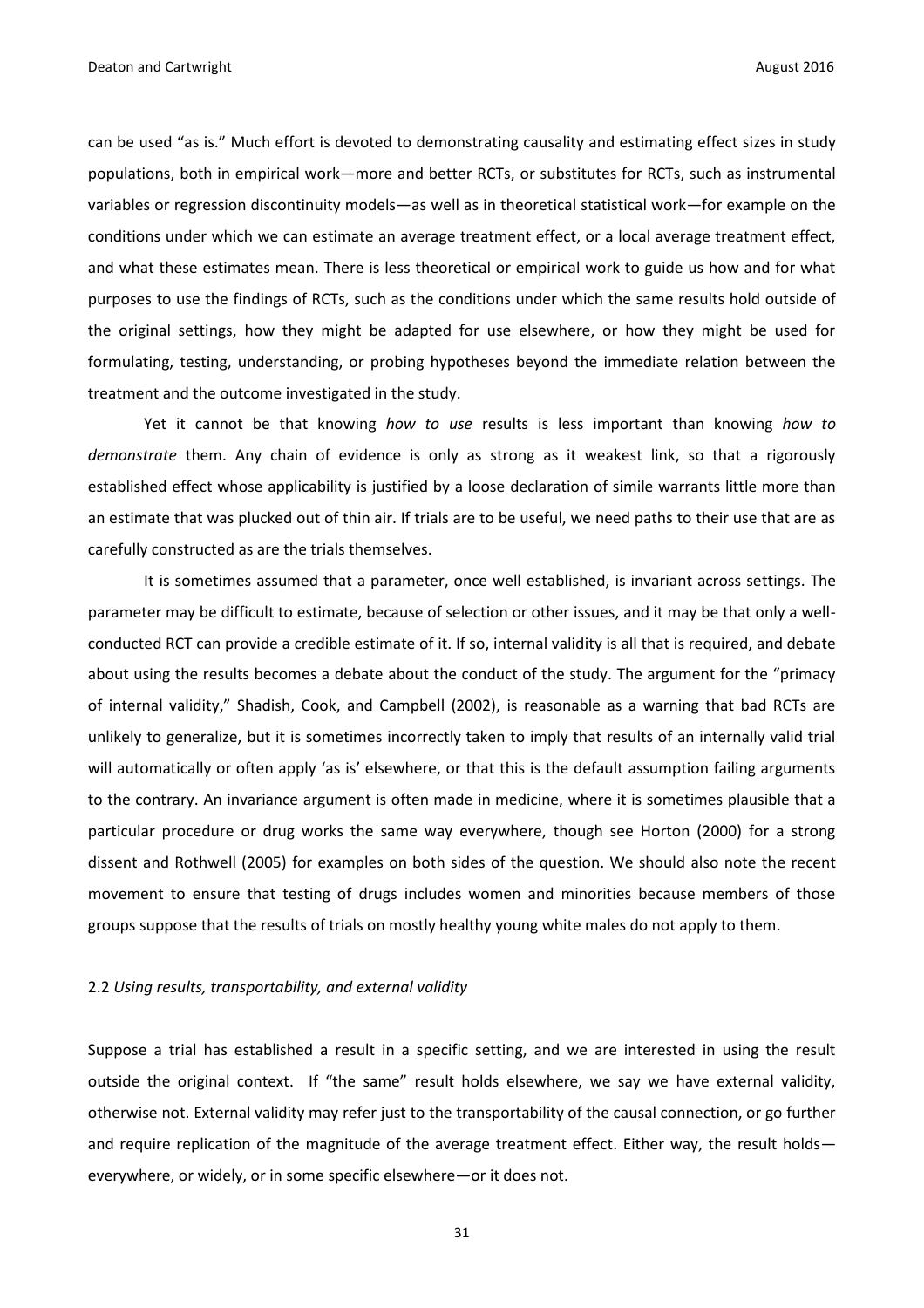can be used "as is." Much effort is devoted to demonstrating causality and estimating effect sizes in study populations, both in empirical work—more and better RCTs, or substitutes for RCTs, such as instrumental variables or regression discontinuity models—as well as in theoretical statistical work—for example on the conditions under which we can estimate an average treatment effect, or a local average treatment effect, and what these estimates mean. There is less theoretical or empirical work to guide us how and for what purposes to use the findings of RCTs, such as the conditions under which the same results hold outside of the original settings, how they might be adapted for use elsewhere, or how they might be used for formulating, testing, understanding, or probing hypotheses beyond the immediate relation between the treatment and the outcome investigated in the study.

Yet it cannot be that knowing *how to use* results is less important than knowing *how to demonstrate* them. Any chain of evidence is only as strong as it weakest link, so that a rigorously established effect whose applicability is justified by a loose declaration of simile warrants little more than an estimate that was plucked out of thin air. If trials are to be useful, we need paths to their use that are as carefully constructed as are the trials themselves.

It is sometimes assumed that a parameter, once well established, is invariant across settings. The parameter may be difficult to estimate, because of selection or other issues, and it may be that only a well-conducted RCT can provide a credible estimate of it. If so, internal validity is all that is required, and debate about using the results becomes a debate about the conduct of the study. The argument for the "primacy of internal validity," Shadish, Cook, and Campbell (2002), is reasonable as a warning that bad RCTs are unlikely to generalize, but it is sometimes incorrectly taken to imply that results of an internally valid trial will automatically or often apply 'as is' elsewhere, or that this is the default assumption failing arguments to the contrary. An invariance argument is often made in medicine, where it is sometimes plausible that a particular procedure or drug works the same way everywhere, though see Horton (2000) for a strong dissent and Rothwell (2005) for examples on both sides of the question. We should also note the recent movement to ensure that testing of drugs includes women and minorities because members of those groups suppose that the results of trials on mostly healthy young white males do not apply to them.

## 2.2 *Using results, transportability, and external validity*

Suppose a trial has established a result in a specific setting, and we are interested in using the result outside the original context. If "the same" result holds elsewhere, we say we have external validity, otherwise not. External validity may refer just to the transportability of the causal connection, or go further and require replication of the magnitude of the average treatment effect. Either way, the result holds—everywhere, or widely, or in some specific elsewhere—or it does not.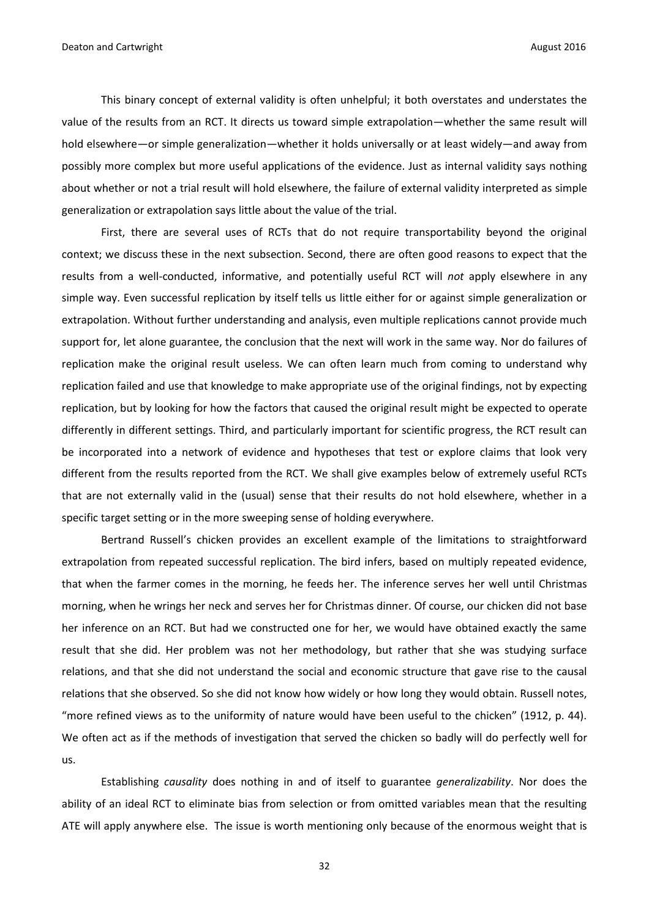This binary concept of external validity is often unhelpful; it both overstates and understates the value of the results from an RCT. It directs us toward simple extrapolation—whether the same result will hold elsewhere—or simple generalization—whether it holds universally or at least widely—and away from possibly more complex but more useful applications of the evidence. Just as internal validity says nothing about whether or not a trial result will hold elsewhere, the failure of external validity interpreted as simple generalization or extrapolation says little about the value of the trial.

First, there are several uses of RCTs that do not require transportability beyond the original context; we discuss these in the next subsection. Second, there are often good reasons to expect that the results from a well-conducted, informative, and potentially useful RCT will *not* apply elsewhere in any simple way. Even successful replication by itself tells us little either for or against simple generalization or extrapolation. Without further understanding and analysis, even multiple replications cannot provide much support for, let alone guarantee, the conclusion that the next will work in the same way. Nor do failures of replication make the original result useless. We can often learn much from coming to understand why replication failed and use that knowledge to make appropriate use of the original findings, not by expecting replication, but by looking for how the factors that caused the original result might be expected to operate differently in different settings. Third, and particularly important for scientific progress, the RCT result can be incorporated into a network of evidence and hypotheses that test or explore claims that look very different from the results reported from the RCT. We shall give examples below of extremely useful RCTs that are not externally valid in the (usual) sense that their results do not hold elsewhere, whether in a specific target setting or in the more sweeping sense of holding everywhere.

Bertrand Russell's chicken provides an excellent example of the limitations to straightforward extrapolation from repeated successful replication. The bird infers, based on multiply repeated evidence, that when the farmer comes in the morning, he feeds her. The inference serves her well until Christmas morning, when he wrings her neck and serves her for Christmas dinner. Of course, our chicken did not base her inference on an RCT. But had we constructed one for her, we would have obtained exactly the same result that she did. Her problem was not her methodology, but rather that she was studying surface relations, and that she did not understand the social and economic structure that gave rise to the causal relations that she observed. So she did not know how widely or how long they would obtain. Russell notes, "more refined views as to the uniformity of nature would have been useful to the chicken" (1912, p. 44). We often act as if the methods of investigation that served the chicken so badly will do perfectly well for us.

Establishing *causality* does nothing in and of itself to guarantee *generalizability*. Nor does the ability of an ideal RCT to eliminate bias from selection or from omitted variables mean that the resulting ATE will apply anywhere else. The issue is worth mentioning only because of the enormous weight that is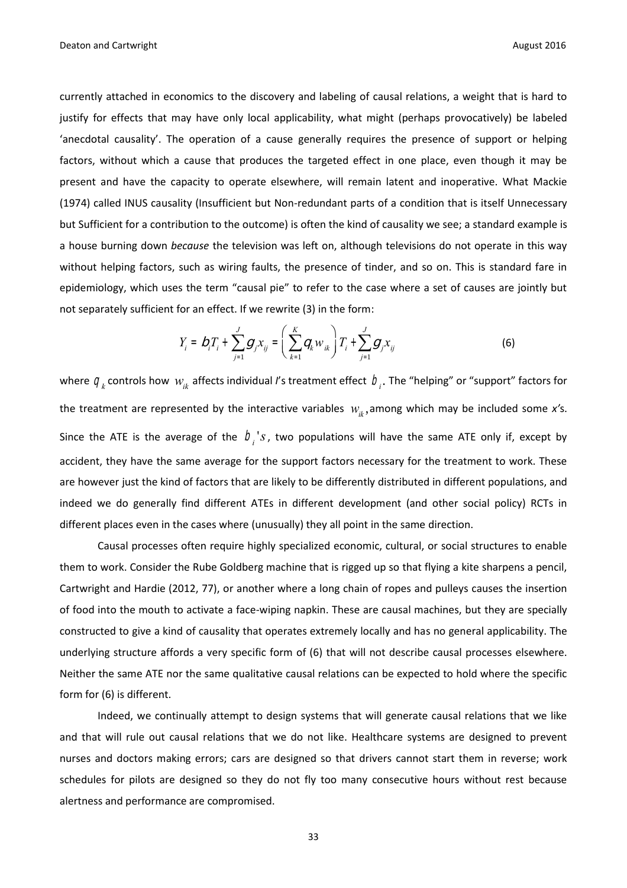currently attached in economics to the discovery and labeling of causal relations, a weight that is hard to justify for effects that may have only local applicability, what might (perhaps provocatively) be labeled 'anecdotal causality'. The operation of a cause generally requires the presence of support or helping factors, without which a cause that produces the targeted effect in one place, even though it may be present and have the capacity to operate elsewhere, will remain latent and inoperative. What Mackie (1974) called INUS causality (Insufficient but Non-redundant parts of a condition that is itself Unnecessary but Sufficient for a contribution to the outcome) is often the kind of causality we see; a standard example is a house burning down *because* the television was left on, although televisions do not operate in this way without helping factors, such as wiring faults, the presence of tinder, and so on. This is standard fare in epidemiology, which uses the term "causal pie" to refer to the case where a set of causes are jointly but not separately sufficient for an effect. If we rewrite (3) in the form:

$$Y_i = \beta_i T_i + \sum_{j=1}^{J} \gamma_j x_{ij} = \left( \sum_{k=1}^{K} \theta_k w_{ik} \right) T_i + \sum_{j=1}^{J} \gamma_j x_{ij} \tag{6}$$

where $\theta_k$ controls how $w_{ik}$ affects individual *I*'s treatment effect $\beta_i$. The "helping" or "support" factors for the treatment are represented by the interactive variables $w_{ik}$, among which may be included some *x'*s. Since the ATE is the average of the $\beta_i$'s, two populations will have the same ATE only if, except by accident, they have the same average for the support factors necessary for the treatment to work. These are however just the kind of factors that are likely to be differently distributed in different populations, and indeed we do generally find different ATEs in different development (and other social policy) RCTs in different places even in the cases where (unusually) they all point in the same direction.

Causal processes often require highly specialized economic, cultural, or social structures to enable them to work. Consider the Rube Goldberg machine that is rigged up so that flying a kite sharpens a pencil, Cartwright and Hardie (2012, 77), or another where a long chain of ropes and pulleys causes the insertion of food into the mouth to activate a face-wiping napkin. These are causal machines, but they are specially constructed to give a kind of causality that operates extremely locally and has no general applicability. The underlying structure affords a very specific form of (6) that will not describe causal processes elsewhere. Neither the same ATE nor the same qualitative causal relations can be expected to hold where the specific form for (6) is different.

Indeed, we continually attempt to design systems that will generate causal relations that we like and that will rule out causal relations that we do not like. Healthcare systems are designed to prevent nurses and doctors making errors; cars are designed so that drivers cannot start them in reverse; work schedules for pilots are designed so they do not fly too many consecutive hours without rest because alertness and performance are compromised.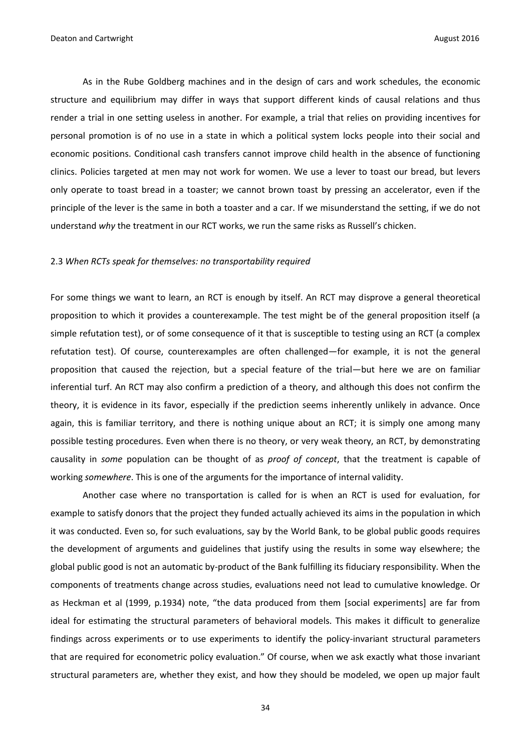As in the Rube Goldberg machines and in the design of cars and work schedules, the economic structure and equilibrium may differ in ways that support different kinds of causal relations and thus render a trial in one setting useless in another. For example, a trial that relies on providing incentives for personal promotion is of no use in a state in which a political system locks people into their social and economic positions. Conditional cash transfers cannot improve child health in the absence of functioning clinics. Policies targeted at men may not work for women. We use a lever to toast our bread, but levers only operate to toast bread in a toaster; we cannot brown toast by pressing an accelerator, even if the principle of the lever is the same in both a toaster and a car. If we misunderstand the setting, if we do not understand *why* the treatment in our RCT works, we run the same risks as Russell's chicken.

### 2.3 *When RCTs speak for themselves: no transportability required*

For some things we want to learn, an RCT is enough by itself. An RCT may disprove a general theoretical proposition to which it provides a counterexample. The test might be of the general proposition itself (a simple refutation test), or of some consequence of it that is susceptible to testing using an RCT (a complex refutation test). Of course, counterexamples are often challenged—for example, it is not the general proposition that caused the rejection, but a special feature of the trial—but here we are on familiar inferential turf. An RCT may also confirm a prediction of a theory, and although this does not confirm the theory, it is evidence in its favor, especially if the prediction seems inherently unlikely in advance. Once again, this is familiar territory, and there is nothing unique about an RCT; it is simply one among many possible testing procedures. Even when there is no theory, or very weak theory, an RCT, by demonstrating causality in *some* population can be thought of as *proof of concept*, that the treatment is capable of working *somewhere*. This is one of the arguments for the importance of internal validity.

Another case where no transportation is called for is when an RCT is used for evaluation, for example to satisfy donors that the project they funded actually achieved its aims in the population in which it was conducted. Even so, for such evaluations, say by the World Bank, to be global public goods requires the development of arguments and guidelines that justify using the results in some way elsewhere; the global public good is not an automatic by-product of the Bank fulfilling its fiduciary responsibility. When the components of treatments change across studies, evaluations need not lead to cumulative knowledge. Or as Heckman et al (1999, p.1934) note, "the data produced from them [social experiments] are far from ideal for estimating the structural parameters of behavioral models. This makes it difficult to generalize findings across experiments or to use experiments to identify the policy-invariant structural parameters that are required for econometric policy evaluation." Of course, when we ask exactly what those invariant structural parameters are, whether they exist, and how they should be modeled, we open up major fault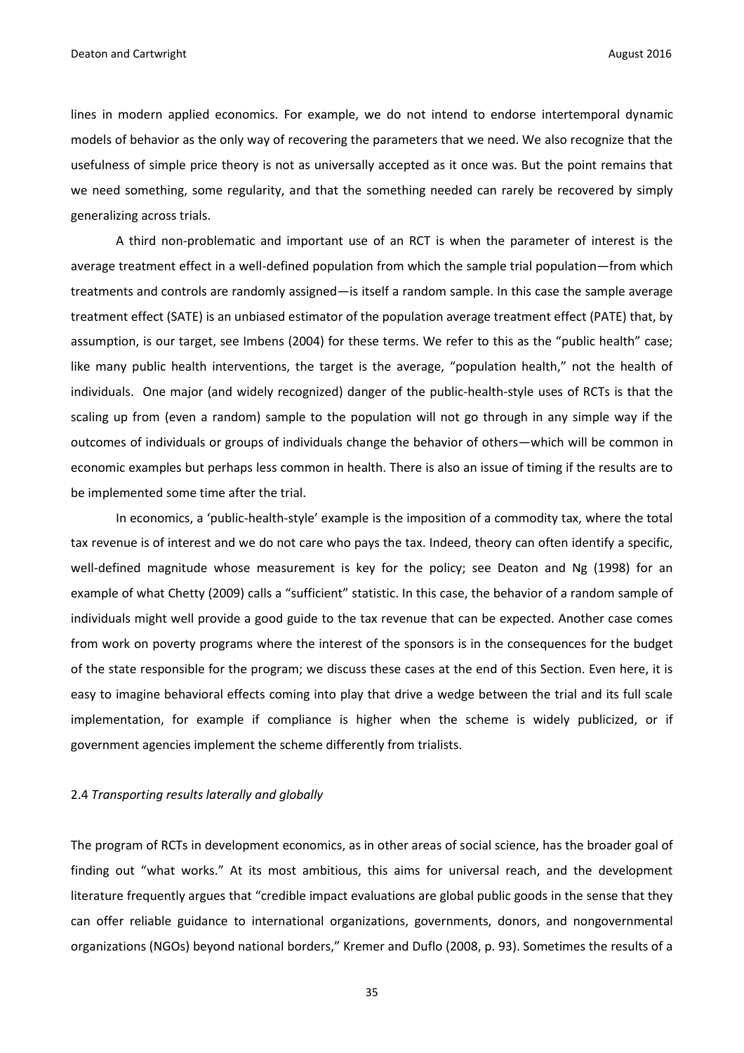lines in modern applied economics. For example, we do not intend to endorse intertemporal dynamic models of behavior as the only way of recovering the parameters that we need. We also recognize that the usefulness of simple price theory is not as universally accepted as it once was. But the point remains that we need something, some regularity, and that the something needed can rarely be recovered by simply generalizing across trials.

A third non-problematic and important use of an RCT is when the parameter of interest is the average treatment effect in a well-defined population from which the sample trial population—from which treatments and controls are randomly assigned—is itself a random sample. In this case the sample average treatment effect (SATE) is an unbiased estimator of the population average treatment effect (PATE) that, by assumption, is our target, see Imbens (2004) for these terms. We refer to this as the "public health" case; like many public health interventions, the target is the average, "population health," not the health of individuals. One major (and widely recognized) danger of the public-health-style uses of RCTs is that the scaling up from (even a random) sample to the population will not go through in any simple way if the outcomes of individuals or groups of individuals change the behavior of others—which will be common in economic examples but perhaps less common in health. There is also an issue of timing if the results are to be implemented some time after the trial.

In economics, a 'public-health-style' example is the imposition of a commodity tax, where the total tax revenue is of interest and we do not care who pays the tax. Indeed, theory can often identify a specific, well-defined magnitude whose measurement is key for the policy; see Deaton and Ng (1998) for an example of what Chetty (2009) calls a "sufficient" statistic. In this case, the behavior of a random sample of individuals might well provide a good guide to the tax revenue that can be expected. Another case comes from work on poverty programs where the interest of the sponsors is in the consequences for the budget of the state responsible for the program; we discuss these cases at the end of this Section. Even here, it is easy to imagine behavioral effects coming into play that drive a wedge between the trial and its full scale implementation, for example if compliance is higher when the scheme is widely publicized, or if government agencies implement the scheme differently from trialists.

### 2.4 *Transporting results laterally and globally*

The program of RCTs in development economics, as in other areas of social science, has the broader goal of finding out "what works." At its most ambitious, this aims for universal reach, and the development literature frequently argues that "credible impact evaluations are global public goods in the sense that they can offer reliable guidance to international organizations, governments, donors, and nongovernmental organizations (NGOs) beyond national borders," Kremer and Duflo (2008, p. 93). Sometimes the results of a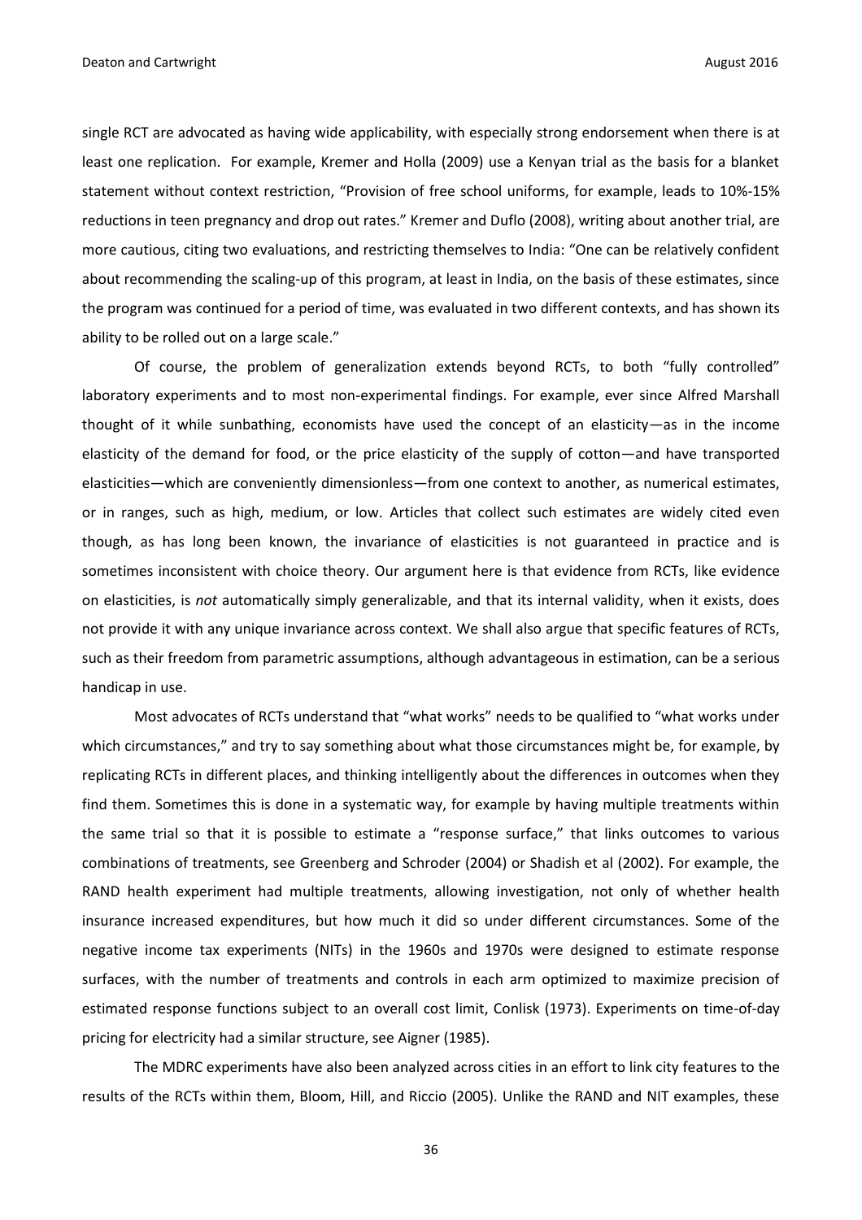single RCT are advocated as having wide applicability, with especially strong endorsement when there is at least one replication. For example, Kremer and Holla (2009) use a Kenyan trial as the basis for a blanket statement without context restriction, "Provision of free school uniforms, for example, leads to 10%-15% reductions in teen pregnancy and drop out rates." Kremer and Duflo (2008), writing about another trial, are more cautious, citing two evaluations, and restricting themselves to India: "One can be relatively confident about recommending the scaling-up of this program, at least in India, on the basis of these estimates, since the program was continued for a period of time, was evaluated in two different contexts, and has shown its ability to be rolled out on a large scale."

Of course, the problem of generalization extends beyond RCTs, to both "fully controlled" laboratory experiments and to most non-experimental findings. For example, ever since Alfred Marshall thought of it while sunbathing, economists have used the concept of an elasticity—as in the income elasticity of the demand for food, or the price elasticity of the supply of cotton—and have transported elasticities—which are conveniently dimensionless—from one context to another, as numerical estimates, or in ranges, such as high, medium, or low. Articles that collect such estimates are widely cited even though, as has long been known, the invariance of elasticities is not guaranteed in practice and is sometimes inconsistent with choice theory. Our argument here is that evidence from RCTs, like evidence on elasticities, is *not* automatically simply generalizable, and that its internal validity, when it exists, does not provide it with any unique invariance across context. We shall also argue that specific features of RCTs, such as their freedom from parametric assumptions, although advantageous in estimation, can be a serious handicap in use.

Most advocates of RCTs understand that "what works" needs to be qualified to "what works under which circumstances," and try to say something about what those circumstances might be, for example, by replicating RCTs in different places, and thinking intelligently about the differences in outcomes when they find them. Sometimes this is done in a systematic way, for example by having multiple treatments within the same trial so that it is possible to estimate a "response surface," that links outcomes to various combinations of treatments, see Greenberg and Schroder (2004) or Shadish et al (2002). For example, the RAND health experiment had multiple treatments, allowing investigation, not only of whether health insurance increased expenditures, but how much it did so under different circumstances. Some of the negative income tax experiments (NITs) in the 1960s and 1970s were designed to estimate response surfaces, with the number of treatments and controls in each arm optimized to maximize precision of estimated response functions subject to an overall cost limit, Conlisk (1973). Experiments on time-of-day pricing for electricity had a similar structure, see Aigner (1985).

The MDRC experiments have also been analyzed across cities in an effort to link city features to the results of the RCTs within them, Bloom, Hill, and Riccio (2005). Unlike the RAND and NIT examples, these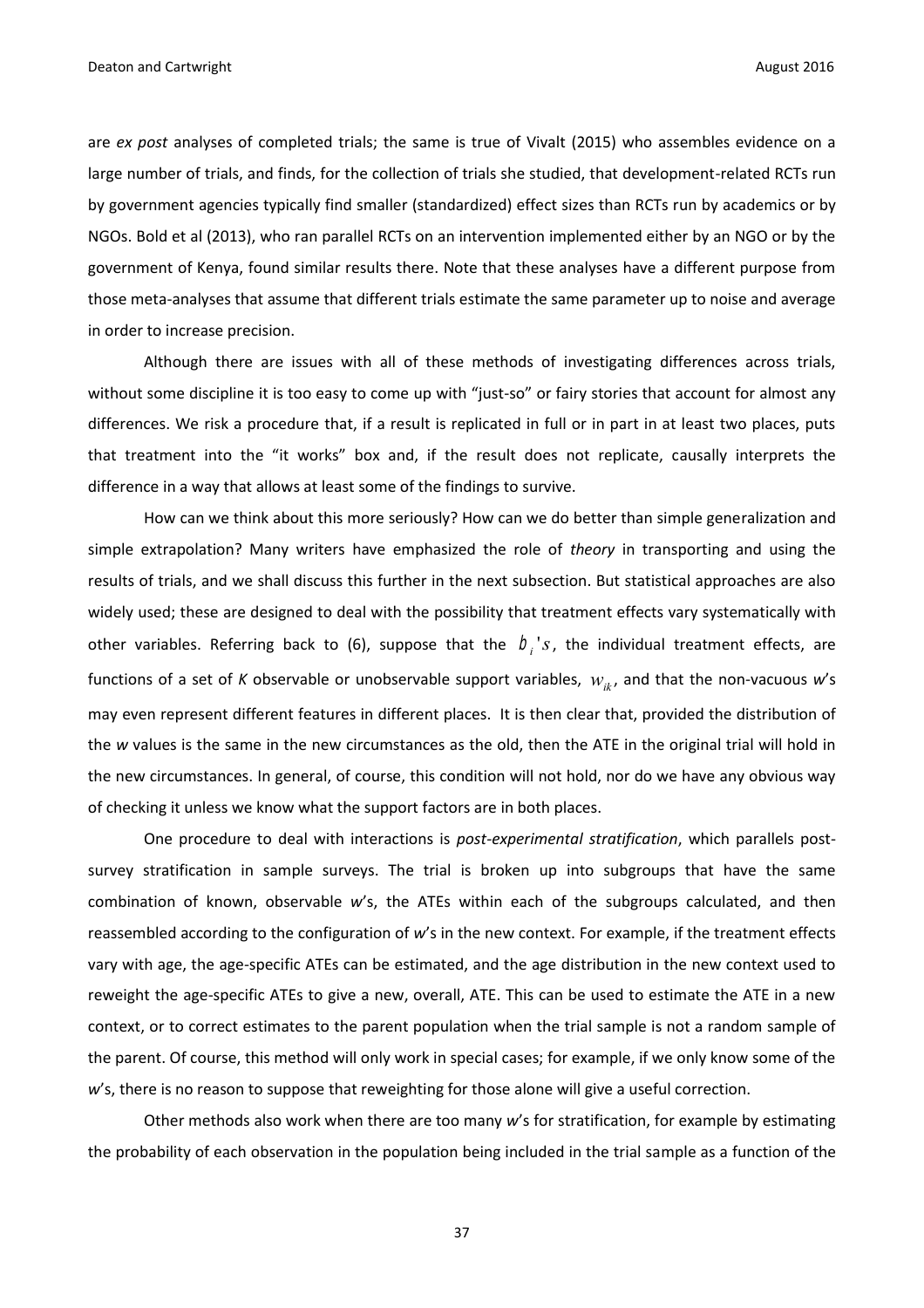are *ex post* analyses of completed trials; the same is true of Vivalt (2015) who assembles evidence on a large number of trials, and finds, for the collection of trials she studied, that development-related RCTs run by government agencies typically find smaller (standardized) effect sizes than RCTs run by academics or by NGOs. Bold et al (2013), who ran parallel RCTs on an intervention implemented either by an NGO or by the government of Kenya, found similar results there. Note that these analyses have a different purpose from those meta-analyses that assume that different trials estimate the same parameter up to noise and average in order to increase precision.

Although there are issues with all of these methods of investigating differences across trials, without some discipline it is too easy to come up with "just-so" or fairy stories that account for almost any differences. We risk a procedure that, if a result is replicated in full or in part in at least two places, puts that treatment into the "it works" box and, if the result does not replicate, causally interprets the difference in a way that allows at least some of the findings to survive.

How can we think about this more seriously? How can we do better than simple generalization and simple extrapolation? Many writers have emphasized the role of *theory* in transporting and using the results of trials, and we shall discuss this further in the next subsection. But statistical approaches are also widely used; these are designed to deal with the possibility that treatment effects vary systematically with other variables. Referring back to (6), suppose that the $b_i$'s, the individual treatment effects, are functions of a set of *K* observable or unobservable support variables, $w_{ik}$, and that the non-vacuous *w*'s may even represent different features in different places. It is then clear that, provided the distribution of the *w* values is the same in the new circumstances as the old, then the ATE in the original trial will hold in the new circumstances. In general, of course, this condition will not hold, nor do we have any obvious way of checking it unless we know what the support factors are in both places.

One procedure to deal with interactions is *post-experimental stratification*, which parallels post-survey stratification in sample surveys. The trial is broken up into subgroups that have the same combination of known, observable *w*'s, the ATEs within each of the subgroups calculated, and then reassembled according to the configuration of *w*'s in the new context. For example, if the treatment effects vary with age, the age-specific ATEs can be estimated, and the age distribution in the new context used to reweight the age-specific ATEs to give a new, overall, ATE. This can be used to estimate the ATE in a new context, or to correct estimates to the parent population when the trial sample is not a random sample of the parent. Of course, this method will only work in special cases; for example, if we only know some of the *w*'s, there is no reason to suppose that reweighting for those alone will give a useful correction.

Other methods also work when there are too many *w*'s for stratification, for example by estimating the probability of each observation in the population being included in the trial sample as a function of the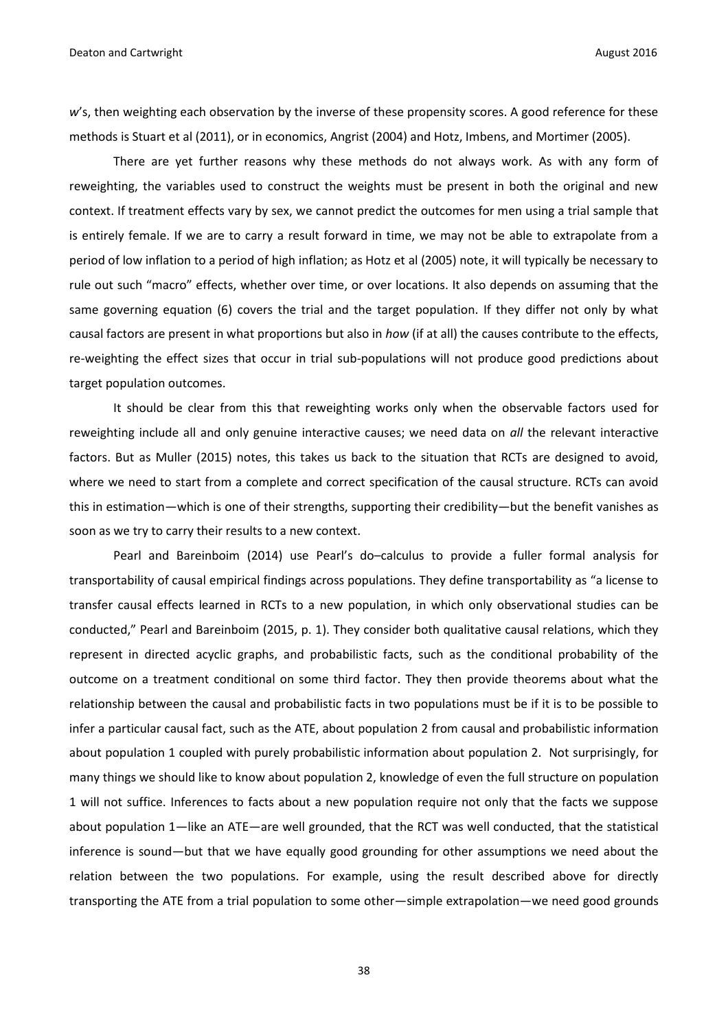*w*'s, then weighting each observation by the inverse of these propensity scores. A good reference for these methods is Stuart et al (2011), or in economics, Angrist (2004) and Hotz, Imbens, and Mortimer (2005).

There are yet further reasons why these methods do not always work. As with any form of reweighting, the variables used to construct the weights must be present in both the original and new context. If treatment effects vary by sex, we cannot predict the outcomes for men using a trial sample that is entirely female. If we are to carry a result forward in time, we may not be able to extrapolate from a period of low inflation to a period of high inflation; as Hotz et al (2005) note, it will typically be necessary to rule out such "macro" effects, whether over time, or over locations. It also depends on assuming that the same governing equation (6) covers the trial and the target population. If they differ not only by what causal factors are present in what proportions but also in *how* (if at all) the causes contribute to the effects, re-weighting the effect sizes that occur in trial sub-populations will not produce good predictions about target population outcomes.

It should be clear from this that reweighting works only when the observable factors used for reweighting include all and only genuine interactive causes; we need data on *all* the relevant interactive factors. But as Muller (2015) notes, this takes us back to the situation that RCTs are designed to avoid, where we need to start from a complete and correct specification of the causal structure. RCTs can avoid this in estimation—which is one of their strengths, supporting their credibility—but the benefit vanishes as soon as we try to carry their results to a new context.

Pearl and Bareinboim (2014) use Pearl's do–calculus to provide a fuller formal analysis for transportability of causal empirical findings across populations. They define transportability as "a license to transfer causal effects learned in RCTs to a new population, in which only observational studies can be conducted," Pearl and Bareinboim (2015, p. 1). They consider both qualitative causal relations, which they represent in directed acyclic graphs, and probabilistic facts, such as the conditional probability of the outcome on a treatment conditional on some third factor. They then provide theorems about what the relationship between the causal and probabilistic facts in two populations must be if it is to be possible to infer a particular causal fact, such as the ATE, about population 2 from causal and probabilistic information about population 1 coupled with purely probabilistic information about population 2. Not surprisingly, for many things we should like to know about population 2, knowledge of even the full structure on population 1 will not suffice. Inferences to facts about a new population require not only that the facts we suppose about population 1—like an ATE—are well grounded, that the RCT was well conducted, that the statistical inference is sound—but that we have equally good grounding for other assumptions we need about the relation between the two populations. For example, using the result described above for directly transporting the ATE from a trial population to some other—simple extrapolation—we need good grounds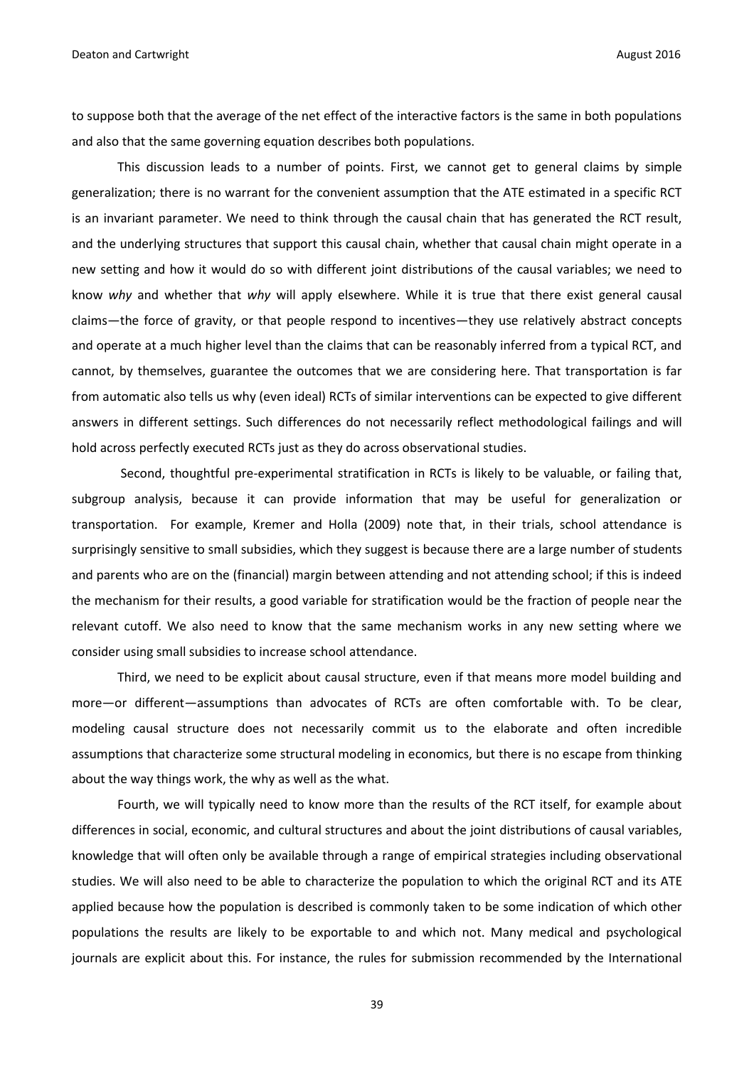to suppose both that the average of the net effect of the interactive factors is the same in both populations and also that the same governing equation describes both populations.

This discussion leads to a number of points. First, we cannot get to general claims by simple generalization; there is no warrant for the convenient assumption that the ATE estimated in a specific RCT is an invariant parameter. We need to think through the causal chain that has generated the RCT result, and the underlying structures that support this causal chain, whether that causal chain might operate in a new setting and how it would do so with different joint distributions of the causal variables; we need to know *why* and whether that *why* will apply elsewhere. While it is true that there exist general causal claims—the force of gravity, or that people respond to incentives—they use relatively abstract concepts and operate at a much higher level than the claims that can be reasonably inferred from a typical RCT, and cannot, by themselves, guarantee the outcomes that we are considering here. That transportation is far from automatic also tells us why (even ideal) RCTs of similar interventions can be expected to give different answers in different settings. Such differences do not necessarily reflect methodological failings and will hold across perfectly executed RCTs just as they do across observational studies.

Second, thoughtful pre-experimental stratification in RCTs is likely to be valuable, or failing that, subgroup analysis, because it can provide information that may be useful for generalization or transportation. For example, Kremer and Holla (2009) note that, in their trials, school attendance is surprisingly sensitive to small subsidies, which they suggest is because there are a large number of students and parents who are on the (financial) margin between attending and not attending school; if this is indeed the mechanism for their results, a good variable for stratification would be the fraction of people near the relevant cutoff. We also need to know that the same mechanism works in any new setting where we consider using small subsidies to increase school attendance.

Third, we need to be explicit about causal structure, even if that means more model building and more—or different—assumptions than advocates of RCTs are often comfortable with. To be clear, modeling causal structure does not necessarily commit us to the elaborate and often incredible assumptions that characterize some structural modeling in economics, but there is no escape from thinking about the way things work, the why as well as the what.

Fourth, we will typically need to know more than the results of the RCT itself, for example about differences in social, economic, and cultural structures and about the joint distributions of causal variables, knowledge that will often only be available through a range of empirical strategies including observational studies. We will also need to be able to characterize the population to which the original RCT and its ATE applied because how the population is described is commonly taken to be some indication of which other populations the results are likely to be exportable to and which not. Many medical and psychological journals are explicit about this. For instance, the rules for submission recommended by the International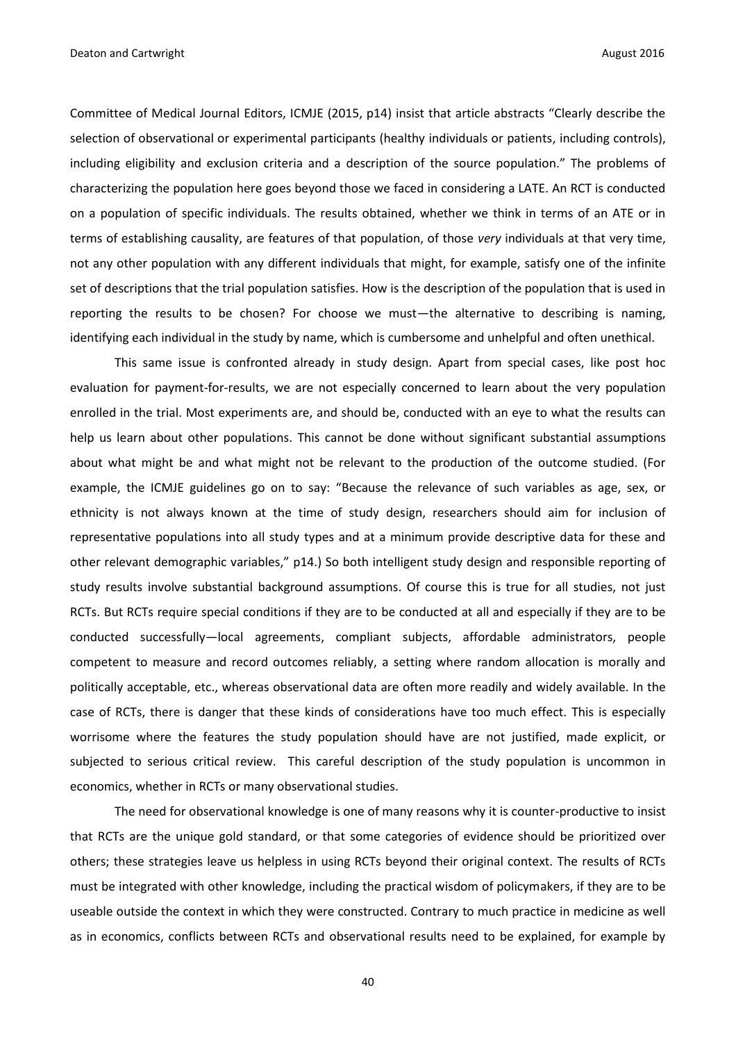Committee of Medical Journal Editors, ICMJE (2015, p14) insist that article abstracts "Clearly describe the selection of observational or experimental participants (healthy individuals or patients, including controls), including eligibility and exclusion criteria and a description of the source population." The problems of characterizing the population here goes beyond those we faced in considering a LATE. An RCT is conducted on a population of specific individuals. The results obtained, whether we think in terms of an ATE or in terms of establishing causality, are features of that population, of those *very* individuals at that very time, not any other population with any different individuals that might, for example, satisfy one of the infinite set of descriptions that the trial population satisfies. How is the description of the population that is used in reporting the results to be chosen? For choose we must—the alternative to describing is naming, identifying each individual in the study by name, which is cumbersome and unhelpful and often unethical.

This same issue is confronted already in study design. Apart from special cases, like post hoc evaluation for payment-for-results, we are not especially concerned to learn about the very population enrolled in the trial. Most experiments are, and should be, conducted with an eye to what the results can help us learn about other populations. This cannot be done without significant substantial assumptions about what might be and what might not be relevant to the production of the outcome studied. (For example, the ICMJE guidelines go on to say: "Because the relevance of such variables as age, sex, or ethnicity is not always known at the time of study design, researchers should aim for inclusion of representative populations into all study types and at a minimum provide descriptive data for these and other relevant demographic variables," p14.) So both intelligent study design and responsible reporting of study results involve substantial background assumptions. Of course this is true for all studies, not just RCTs. But RCTs require special conditions if they are to be conducted at all and especially if they are to be conducted successfully—local agreements, compliant subjects, affordable administrators, people competent to measure and record outcomes reliably, a setting where random allocation is morally and politically acceptable, etc., whereas observational data are often more readily and widely available. In the case of RCTs, there is danger that these kinds of considerations have too much effect. This is especially worrisome where the features the study population should have are not justified, made explicit, or subjected to serious critical review. This careful description of the study population is uncommon in economics, whether in RCTs or many observational studies.

The need for observational knowledge is one of many reasons why it is counter-productive to insist that RCTs are the unique gold standard, or that some categories of evidence should be prioritized over others; these strategies leave us helpless in using RCTs beyond their original context. The results of RCTs must be integrated with other knowledge, including the practical wisdom of policymakers, if they are to be useable outside the context in which they were constructed. Contrary to much practice in medicine as well as in economics, conflicts between RCTs and observational results need to be explained, for example by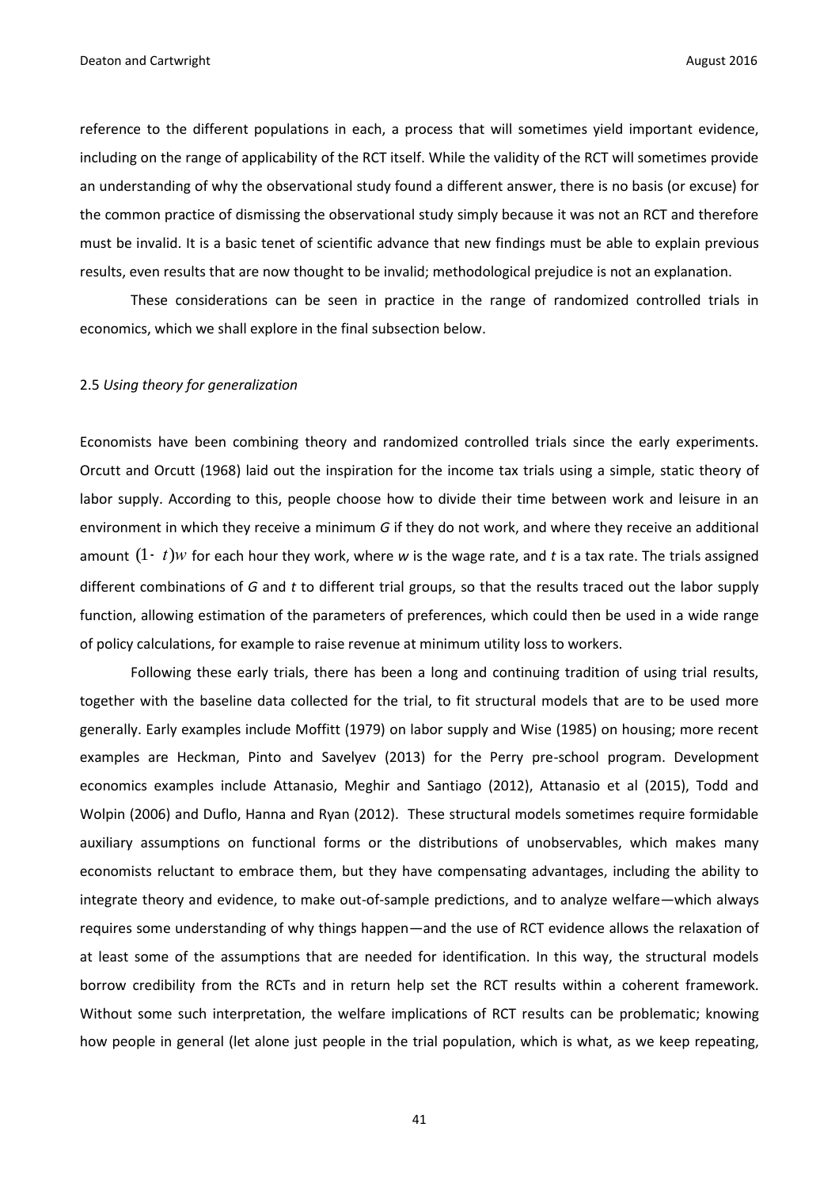reference to the different populations in each, a process that will sometimes yield important evidence, including on the range of applicability of the RCT itself. While the validity of the RCT will sometimes provide an understanding of why the observational study found a different answer, there is no basis (or excuse) for the common practice of dismissing the observational study simply because it was not an RCT and therefore must be invalid. It is a basic tenet of scientific advance that new findings must be able to explain previous results, even results that are now thought to be invalid; methodological prejudice is not an explanation.

These considerations can be seen in practice in the range of randomized controlled trials in economics, which we shall explore in the final subsection below.

### 2.5 *Using theory for generalization*

Economists have been combining theory and randomized controlled trials since the early experiments. Orcutt and Orcutt (1968) laid out the inspiration for the income tax trials using a simple, static theory of labor supply. According to this, people choose how to divide their time between work and leisure in an environment in which they receive a minimum *G* if they do not work, and where they receive an additional amount $(1-t)w$ for each hour they work, where *w* is the wage rate, and *t* is a tax rate. The trials assigned different combinations of *G* and *t* to different trial groups, so that the results traced out the labor supply function, allowing estimation of the parameters of preferences, which could then be used in a wide range of policy calculations, for example to raise revenue at minimum utility loss to workers.

Following these early trials, there has been a long and continuing tradition of using trial results, together with the baseline data collected for the trial, to fit structural models that are to be used more generally. Early examples include Moffitt (1979) on labor supply and Wise (1985) on housing; more recent examples are Heckman, Pinto and Savelyev (2013) for the Perry pre-school program. Development economics examples include Attanasio, Meghir and Santiago (2012), Attanasio et al (2015), Todd and Wolpin (2006) and Duflo, Hanna and Ryan (2012). These structural models sometimes require formidable auxiliary assumptions on functional forms or the distributions of unobservables, which makes many economists reluctant to embrace them, but they have compensating advantages, including the ability to integrate theory and evidence, to make out-of-sample predictions, and to analyze welfare—which always requires some understanding of why things happen—and the use of RCT evidence allows the relaxation of at least some of the assumptions that are needed for identification. In this way, the structural models borrow credibility from the RCTs and in return help set the RCT results within a coherent framework. Without some such interpretation, the welfare implications of RCT results can be problematic; knowing how people in general (let alone just people in the trial population, which is what, as we keep repeating,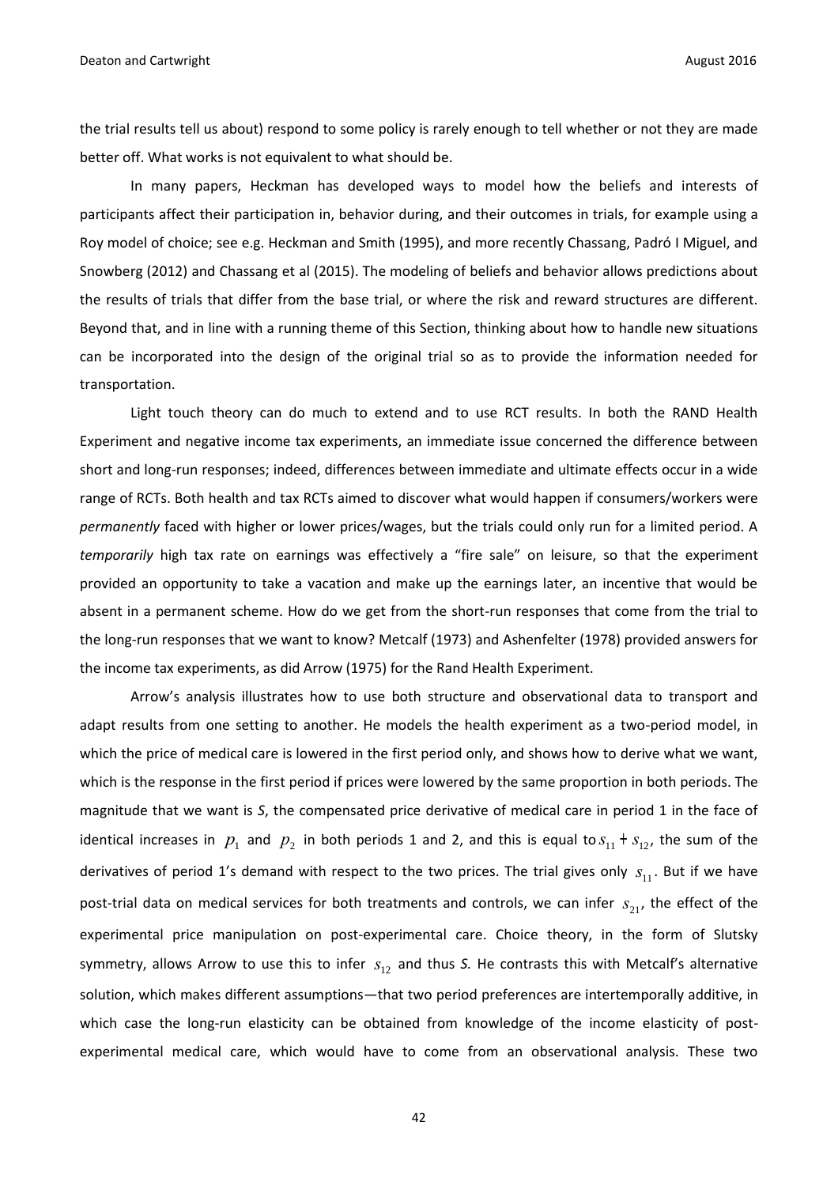the trial results tell us about) respond to some policy is rarely enough to tell whether or not they are made better off. What works is not equivalent to what should be.

In many papers, Heckman has developed ways to model how the beliefs and interests of participants affect their participation in, behavior during, and their outcomes in trials, for example using a Roy model of choice; see e.g. Heckman and Smith (1995), and more recently Chassang, Padró I Miguel, and Snowberg (2012) and Chassang et al (2015). The modeling of beliefs and behavior allows predictions about the results of trials that differ from the base trial, or where the risk and reward structures are different. Beyond that, and in line with a running theme of this Section, thinking about how to handle new situations can be incorporated into the design of the original trial so as to provide the information needed for transportation.

Light touch theory can do much to extend and to use RCT results. In both the RAND Health Experiment and negative income tax experiments, an immediate issue concerned the difference between short and long-run responses; indeed, differences between immediate and ultimate effects occur in a wide range of RCTs. Both health and tax RCTs aimed to discover what would happen if consumers/workers were *permanently* faced with higher or lower prices/wages, but the trials could only run for a limited period. A *temporarily* high tax rate on earnings was effectively a "fire sale" on leisure, so that the experiment provided an opportunity to take a vacation and make up the earnings later, an incentive that would be absent in a permanent scheme. How do we get from the short-run responses that come from the trial to the long-run responses that we want to know? Metcalf (1973) and Ashenfelter (1978) provided answers for the income tax experiments, as did Arrow (1975) for the Rand Health Experiment.

Arrow's analysis illustrates how to use both structure and observational data to transport and adapt results from one setting to another. He models the health experiment as a two-period model, in which the price of medical care is lowered in the first period only, and shows how to derive what we want, which is the response in the first period if prices were lowered by the same proportion in both periods. The magnitude that we want is *S*, the compensated price derivative of medical care in period 1 in the face of identical increases in $p_1$ and $p_2$ in both periods 1 and 2, and this is equal to $s_{11} + s_{12}$, the sum of the derivatives of period 1's demand with respect to the two prices. The trial gives only $s_{11}$. But if we have post-trial data on medical services for both treatments and controls, we can infer $s_{21}$, the effect of the experimental price manipulation on post-experimental care. Choice theory, in the form of Slutsky symmetry, allows Arrow to use this to infer $s_{12}$ and thus *S.* He contrasts this with Metcalf's alternative solution, which makes different assumptions—that two period preferences are intertemporally additive, in which case the long-run elasticity can be obtained from knowledge of the income elasticity of post-experimental medical care, which would have to come from an observational analysis. These two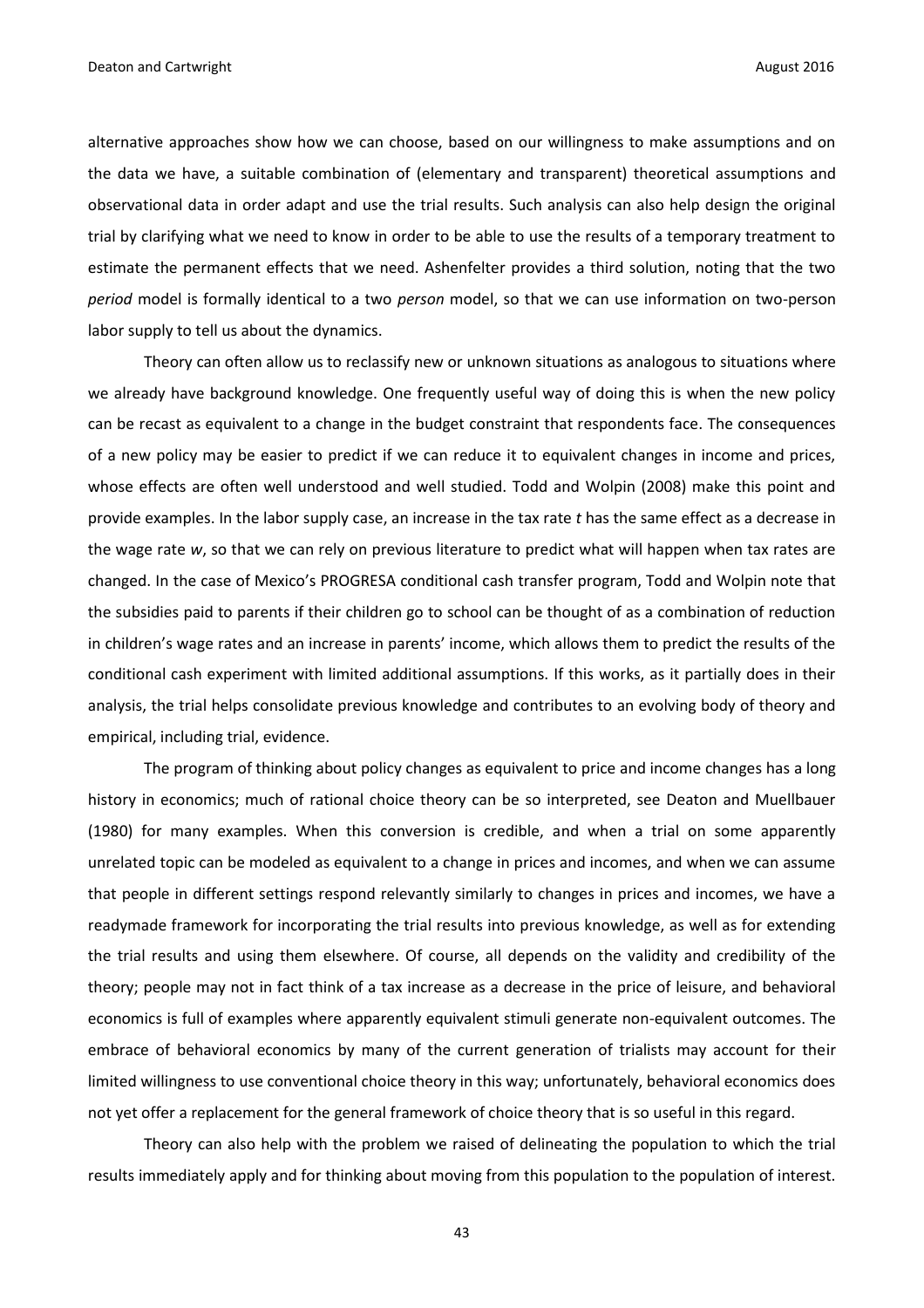alternative approaches show how we can choose, based on our willingness to make assumptions and on the data we have, a suitable combination of (elementary and transparent) theoretical assumptions and observational data in order adapt and use the trial results. Such analysis can also help design the original trial by clarifying what we need to know in order to be able to use the results of a temporary treatment to estimate the permanent effects that we need. Ashenfelter provides a third solution, noting that the two *period* model is formally identical to a two *person* model, so that we can use information on two-person labor supply to tell us about the dynamics.

Theory can often allow us to reclassify new or unknown situations as analogous to situations where we already have background knowledge. One frequently useful way of doing this is when the new policy can be recast as equivalent to a change in the budget constraint that respondents face. The consequences of a new policy may be easier to predict if we can reduce it to equivalent changes in income and prices, whose effects are often well understood and well studied. Todd and Wolpin (2008) make this point and provide examples. In the labor supply case, an increase in the tax rate $t$ has the same effect as a decrease in the wage rate $w$, so that we can rely on previous literature to predict what will happen when tax rates are changed. In the case of Mexico's PROGRESA conditional cash transfer program, Todd and Wolpin note that the subsidies paid to parents if their children go to school can be thought of as a combination of reduction in children's wage rates and an increase in parents' income, which allows them to predict the results of the conditional cash experiment with limited additional assumptions. If this works, as it partially does in their analysis, the trial helps consolidate previous knowledge and contributes to an evolving body of theory and empirical, including trial, evidence.

The program of thinking about policy changes as equivalent to price and income changes has a long history in economics; much of rational choice theory can be so interpreted, see Deaton and Muellbauer (1980) for many examples. When this conversion is credible, and when a trial on some apparently unrelated topic can be modeled as equivalent to a change in prices and incomes, and when we can assume that people in different settings respond relevantly similarly to changes in prices and incomes, we have a readymade framework for incorporating the trial results into previous knowledge, as well as for extending the trial results and using them elsewhere. Of course, all depends on the validity and credibility of the theory; people may not in fact think of a tax increase as a decrease in the price of leisure, and behavioral economics is full of examples where apparently equivalent stimuli generate non-equivalent outcomes. The embrace of behavioral economics by many of the current generation of trialists may account for their limited willingness to use conventional choice theory in this way; unfortunately, behavioral economics does not yet offer a replacement for the general framework of choice theory that is so useful in this regard.

Theory can also help with the problem we raised of delineating the population to which the trial results immediately apply and for thinking about moving from this population to the population of interest.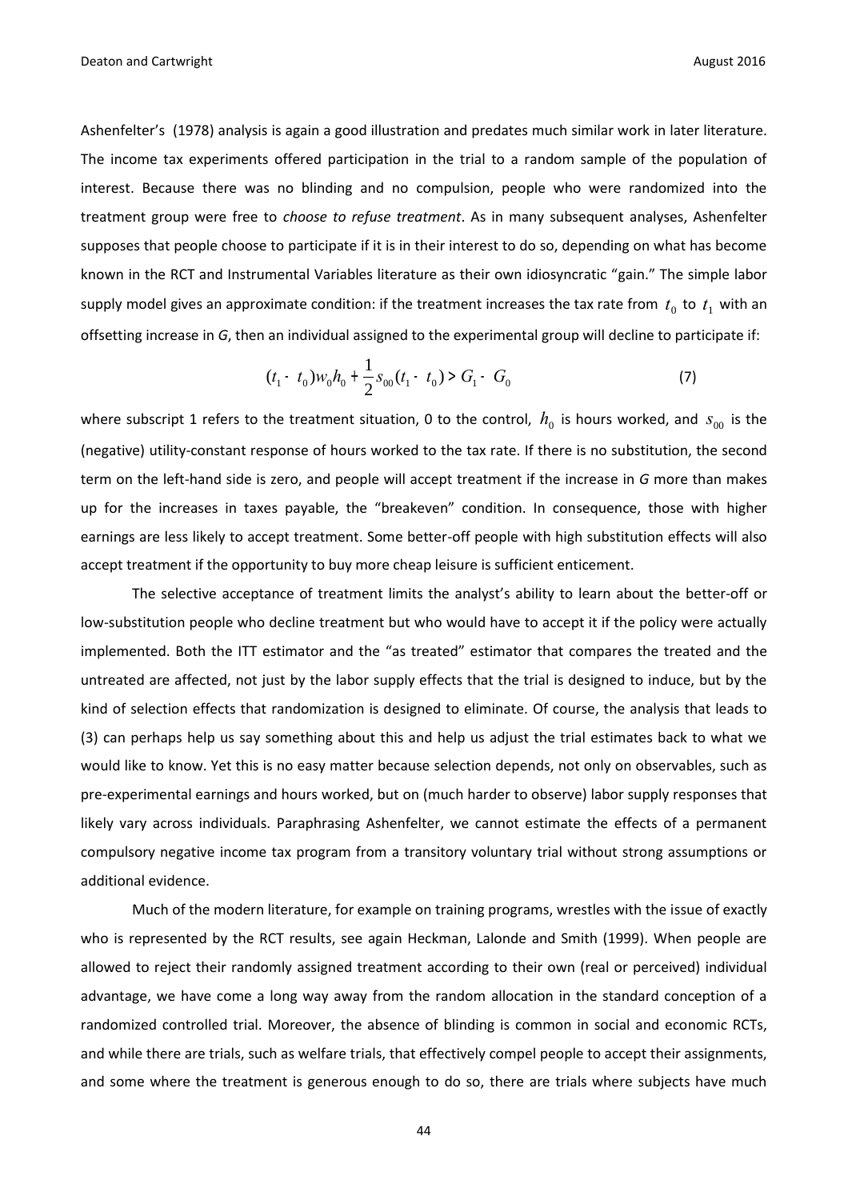Ashenfelter's (1978) analysis is again a good illustration and predates much similar work in later literature. The income tax experiments offered participation in the trial to a random sample of the population of interest. Because there was no blinding and no compulsion, people who were randomized into the treatment group were free to *choose to refuse treatment*. As in many subsequent analyses, Ashenfelter supposes that people choose to participate if it is in their interest to do so, depending on what has become known in the RCT and Instrumental Variables literature as their own idiosyncratic "gain." The simple labor supply model gives an approximate condition: if the treatment increases the tax rate from $t_0$ to $t_1$ with an offsetting increase in *G*, then an individual assigned to the experimental group will decline to participate if:

$$(t_1 - t_0)w_0 h_0 + \frac{1}{2} s_{00}(t_1 - t_0) > G_1 - G_0 \tag{7}$$

where subscript 1 refers to the treatment situation, 0 to the control, $h_0$ is hours worked, and $s_{00}$ is the (negative) utility-constant response of hours worked to the tax rate. If there is no substitution, the second term on the left-hand side is zero, and people will accept treatment if the increase in *G* more than makes up for the increases in taxes payable, the "breakeven" condition. In consequence, those with higher earnings are less likely to accept treatment. Some better-off people with high substitution effects will also accept treatment if the opportunity to buy more cheap leisure is sufficient enticement.

The selective acceptance of treatment limits the analyst's ability to learn about the better-off or low-substitution people who decline treatment but who would have to accept it if the policy were actually implemented. Both the ITT estimator and the "as treated" estimator that compares the treated and the untreated are affected, not just by the labor supply effects that the trial is designed to induce, but by the kind of selection effects that randomization is designed to eliminate. Of course, the analysis that leads to (3) can perhaps help us say something about this and help us adjust the trial estimates back to what we would like to know. Yet this is no easy matter because selection depends, not only on observables, such as pre-experimental earnings and hours worked, but on (much harder to observe) labor supply responses that likely vary across individuals. Paraphrasing Ashenfelter, we cannot estimate the effects of a permanent compulsory negative income tax program from a transitory voluntary trial without strong assumptions or additional evidence.

Much of the modern literature, for example on training programs, wrestles with the issue of exactly who is represented by the RCT results, see again Heckman, Lalonde and Smith (1999). When people are allowed to reject their randomly assigned treatment according to their own (real or perceived) individual advantage, we have come a long way away from the random allocation in the standard conception of a randomized controlled trial. Moreover, the absence of blinding is common in social and economic RCTs, and while there are trials, such as welfare trials, that effectively compel people to accept their assignments, and some where the treatment is generous enough to do so, there are trials where subjects have much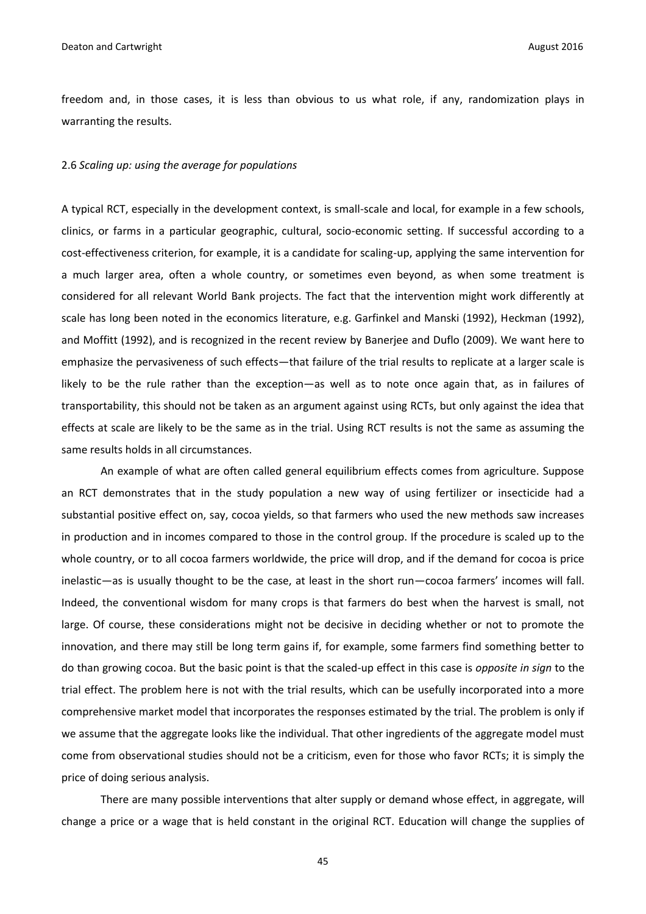freedom and, in those cases, it is less than obvious to us what role, if any, randomization plays in warranting the results.

### 2.6 *Scaling up: using the average for populations*

A typical RCT, especially in the development context, is small-scale and local, for example in a few schools, clinics, or farms in a particular geographic, cultural, socio-economic setting. If successful according to a cost-effectiveness criterion, for example, it is a candidate for scaling-up, applying the same intervention for a much larger area, often a whole country, or sometimes even beyond, as when some treatment is considered for all relevant World Bank projects. The fact that the intervention might work differently at scale has long been noted in the economics literature, e.g. Garfinkel and Manski (1992), Heckman (1992), and Moffitt (1992), and is recognized in the recent review by Banerjee and Duflo (2009). We want here to emphasize the pervasiveness of such effects—that failure of the trial results to replicate at a larger scale is likely to be the rule rather than the exception—as well as to note once again that, as in failures of transportability, this should not be taken as an argument against using RCTs, but only against the idea that effects at scale are likely to be the same as in the trial. Using RCT results is not the same as assuming the same results holds in all circumstances.

An example of what are often called general equilibrium effects comes from agriculture. Suppose an RCT demonstrates that in the study population a new way of using fertilizer or insecticide had a substantial positive effect on, say, cocoa yields, so that farmers who used the new methods saw increases in production and in incomes compared to those in the control group. If the procedure is scaled up to the whole country, or to all cocoa farmers worldwide, the price will drop, and if the demand for cocoa is price inelastic—as is usually thought to be the case, at least in the short run—cocoa farmers' incomes will fall. Indeed, the conventional wisdom for many crops is that farmers do best when the harvest is small, not large. Of course, these considerations might not be decisive in deciding whether or not to promote the innovation, and there may still be long term gains if, for example, some farmers find something better to do than growing cocoa. But the basic point is that the scaled-up effect in this case is *opposite in sign* to the trial effect. The problem here is not with the trial results, which can be usefully incorporated into a more comprehensive market model that incorporates the responses estimated by the trial. The problem is only if we assume that the aggregate looks like the individual. That other ingredients of the aggregate model must come from observational studies should not be a criticism, even for those who favor RCTs; it is simply the price of doing serious analysis.

There are many possible interventions that alter supply or demand whose effect, in aggregate, will change a price or a wage that is held constant in the original RCT. Education will change the supplies of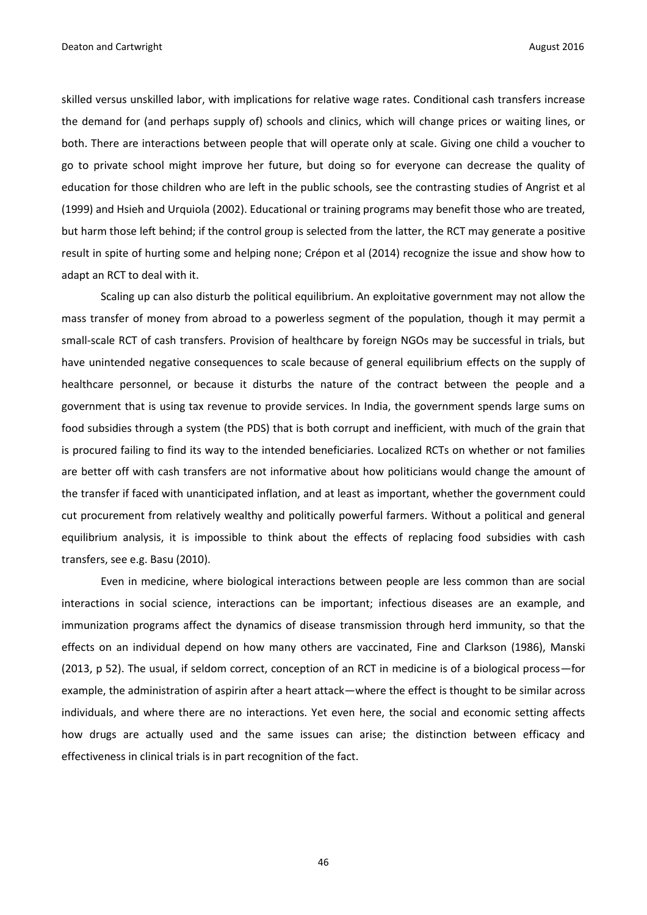skilled versus unskilled labor, with implications for relative wage rates. Conditional cash transfers increase the demand for (and perhaps supply of) schools and clinics, which will change prices or waiting lines, or both. There are interactions between people that will operate only at scale. Giving one child a voucher to go to private school might improve her future, but doing so for everyone can decrease the quality of education for those children who are left in the public schools, see the contrasting studies of Angrist et al (1999) and Hsieh and Urquiola (2002). Educational or training programs may benefit those who are treated, but harm those left behind; if the control group is selected from the latter, the RCT may generate a positive result in spite of hurting some and helping none; Crépon et al (2014) recognize the issue and show how to adapt an RCT to deal with it.

Scaling up can also disturb the political equilibrium. An exploitative government may not allow the mass transfer of money from abroad to a powerless segment of the population, though it may permit a small-scale RCT of cash transfers. Provision of healthcare by foreign NGOs may be successful in trials, but have unintended negative consequences to scale because of general equilibrium effects on the supply of healthcare personnel, or because it disturbs the nature of the contract between the people and a government that is using tax revenue to provide services. In India, the government spends large sums on food subsidies through a system (the PDS) that is both corrupt and inefficient, with much of the grain that is procured failing to find its way to the intended beneficiaries. Localized RCTs on whether or not families are better off with cash transfers are not informative about how politicians would change the amount of the transfer if faced with unanticipated inflation, and at least as important, whether the government could cut procurement from relatively wealthy and politically powerful farmers. Without a political and general equilibrium analysis, it is impossible to think about the effects of replacing food subsidies with cash transfers, see e.g. Basu (2010).

Even in medicine, where biological interactions between people are less common than are social interactions in social science, interactions can be important; infectious diseases are an example, and immunization programs affect the dynamics of disease transmission through herd immunity, so that the effects on an individual depend on how many others are vaccinated, Fine and Clarkson (1986), Manski (2013, p 52). The usual, if seldom correct, conception of an RCT in medicine is of a biological process—for example, the administration of aspirin after a heart attack—where the effect is thought to be similar across individuals, and where there are no interactions. Yet even here, the social and economic setting affects how drugs are actually used and the same issues can arise; the distinction between efficacy and effectiveness in clinical trials is in part recognition of the fact.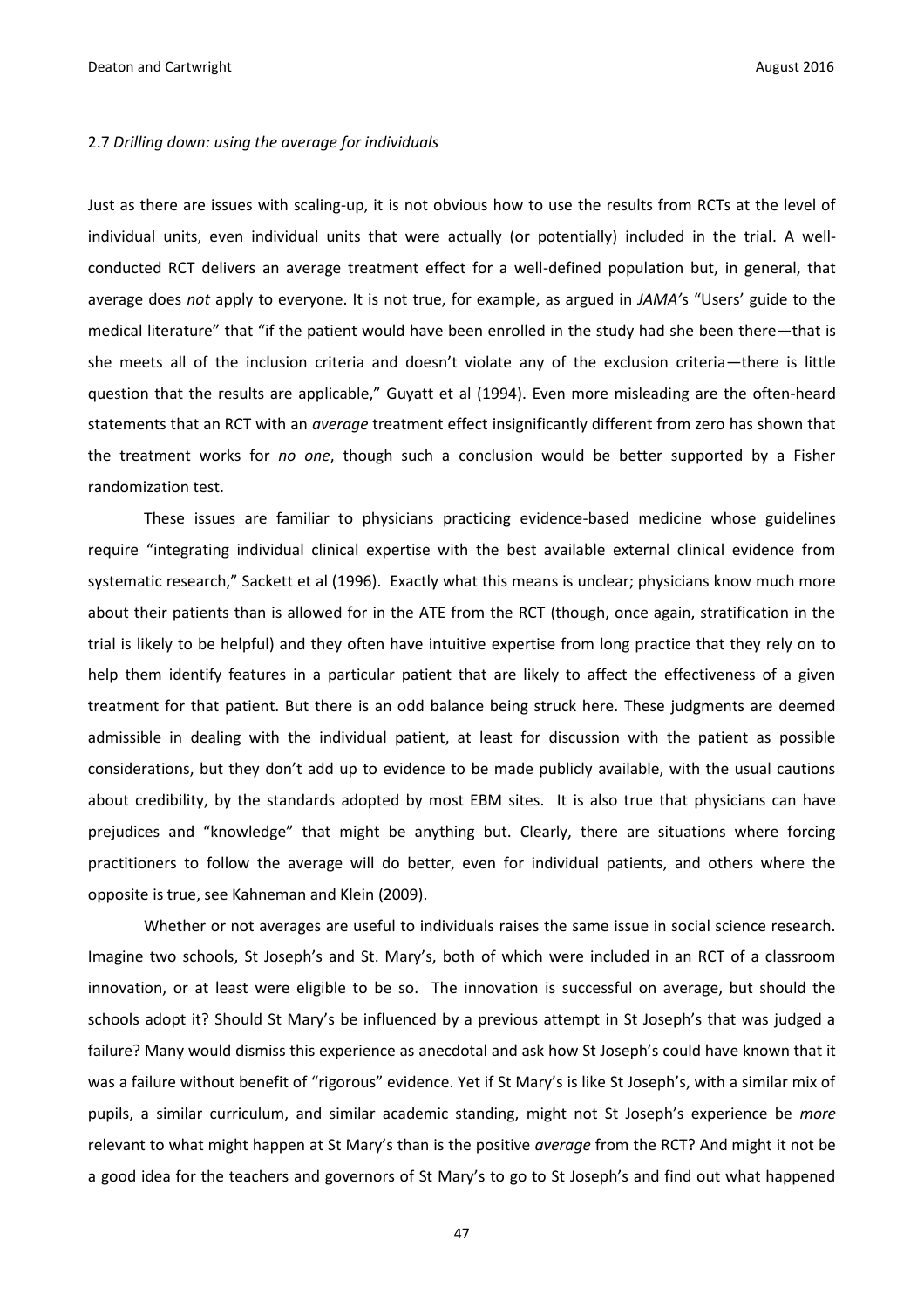### 2.7 *Drilling down: using the average for individuals*

Just as there are issues with scaling-up, it is not obvious how to use the results from RCTs at the level of individual units, even individual units that were actually (or potentially) included in the trial. A well-conducted RCT delivers an average treatment effect for a well-defined population but, in general, that average does *not* apply to everyone. It is not true, for example, as argued in *JAMA*'s "Users' guide to the medical literature" that "if the patient would have been enrolled in the study had she been there—that is she meets all of the inclusion criteria and doesn't violate any of the exclusion criteria—there is little question that the results are applicable," Guyatt et al (1994). Even more misleading are the often-heard statements that an RCT with an *average* treatment effect insignificantly different from zero has shown that the treatment works for *no one*, though such a conclusion would be better supported by a Fisher randomization test.

These issues are familiar to physicians practicing evidence-based medicine whose guidelines require "integrating individual clinical expertise with the best available external clinical evidence from systematic research," Sackett et al (1996). Exactly what this means is unclear; physicians know much more about their patients than is allowed for in the ATE from the RCT (though, once again, stratification in the trial is likely to be helpful) and they often have intuitive expertise from long practice that they rely on to help them identify features in a particular patient that are likely to affect the effectiveness of a given treatment for that patient. But there is an odd balance being struck here. These judgments are deemed admissible in dealing with the individual patient, at least for discussion with the patient as possible considerations, but they don't add up to evidence to be made publicly available, with the usual cautions about credibility, by the standards adopted by most EBM sites. It is also true that physicians can have prejudices and "knowledge" that might be anything but. Clearly, there are situations where forcing practitioners to follow the average will do better, even for individual patients, and others where the opposite is true, see Kahneman and Klein (2009).

Whether or not averages are useful to individuals raises the same issue in social science research. Imagine two schools, St Joseph's and St. Mary's, both of which were included in an RCT of a classroom innovation, or at least were eligible to be so. The innovation is successful on average, but should the schools adopt it? Should St Mary's be influenced by a previous attempt in St Joseph's that was judged a failure? Many would dismiss this experience as anecdotal and ask how St Joseph's could have known that it was a failure without benefit of "rigorous" evidence. Yet if St Mary's is like St Joseph's, with a similar mix of pupils, a similar curriculum, and similar academic standing, might not St Joseph's experience be *more* relevant to what might happen at St Mary's than is the positive *average* from the RCT? And might it not be a good idea for the teachers and governors of St Mary's to go to St Joseph's and find out what happened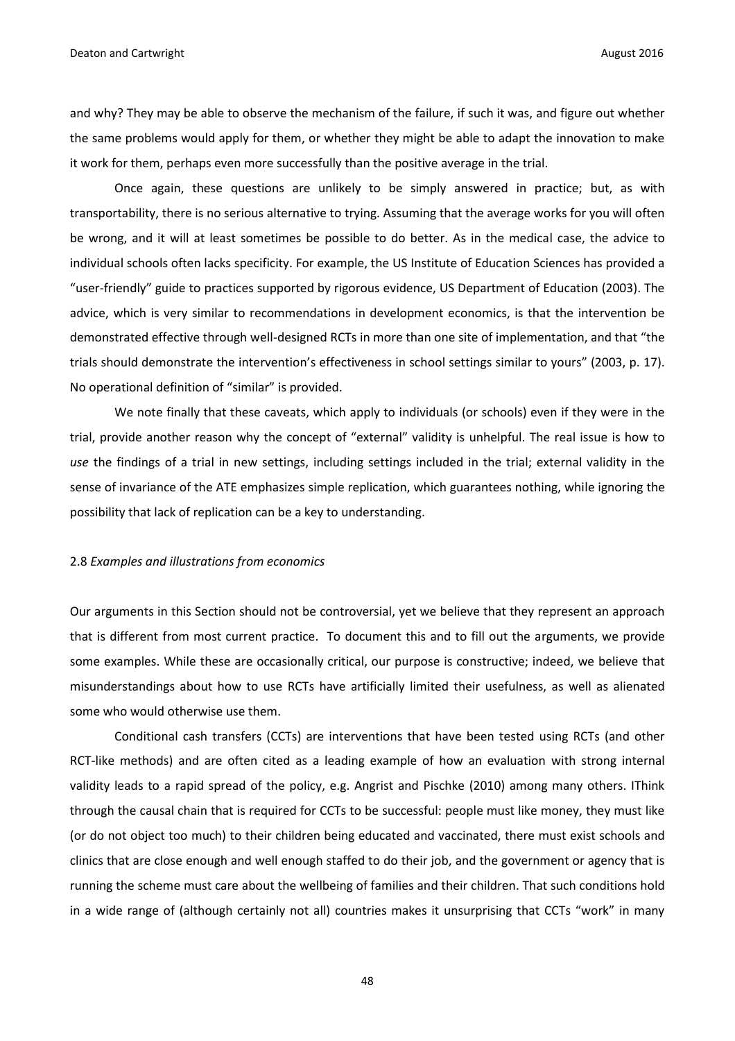and why? They may be able to observe the mechanism of the failure, if such it was, and figure out whether the same problems would apply for them, or whether they might be able to adapt the innovation to make it work for them, perhaps even more successfully than the positive average in the trial.

Once again, these questions are unlikely to be simply answered in practice; but, as with transportability, there is no serious alternative to trying. Assuming that the average works for you will often be wrong, and it will at least sometimes be possible to do better. As in the medical case, the advice to individual schools often lacks specificity. For example, the US Institute of Education Sciences has provided a "user-friendly" guide to practices supported by rigorous evidence, US Department of Education (2003). The advice, which is very similar to recommendations in development economics, is that the intervention be demonstrated effective through well-designed RCTs in more than one site of implementation, and that "the trials should demonstrate the intervention's effectiveness in school settings similar to yours" (2003, p. 17). No operational definition of "similar" is provided.

We note finally that these caveats, which apply to individuals (or schools) even if they were in the trial, provide another reason why the concept of "external" validity is unhelpful. The real issue is how to *use* the findings of a trial in new settings, including settings included in the trial; external validity in the sense of invariance of the ATE emphasizes simple replication, which guarantees nothing, while ignoring the possibility that lack of replication can be a key to understanding.

### 2.8 *Examples and illustrations from economics*

Our arguments in this Section should not be controversial, yet we believe that they represent an approach that is different from most current practice. To document this and to fill out the arguments, we provide some examples. While these are occasionally critical, our purpose is constructive; indeed, we believe that misunderstandings about how to use RCTs have artificially limited their usefulness, as well as alienated some who would otherwise use them.

Conditional cash transfers (CCTs) are interventions that have been tested using RCTs (and other RCT-like methods) and are often cited as a leading example of how an evaluation with strong internal validity leads to a rapid spread of the policy, e.g. Angrist and Pischke (2010) among many others. IThink through the causal chain that is required for CCTs to be successful: people must like money, they must like (or do not object too much) to their children being educated and vaccinated, there must exist schools and clinics that are close enough and well enough staffed to do their job, and the government or agency that is running the scheme must care about the wellbeing of families and their children. That such conditions hold in a wide range of (although certainly not all) countries makes it unsurprising that CCTs "work" in many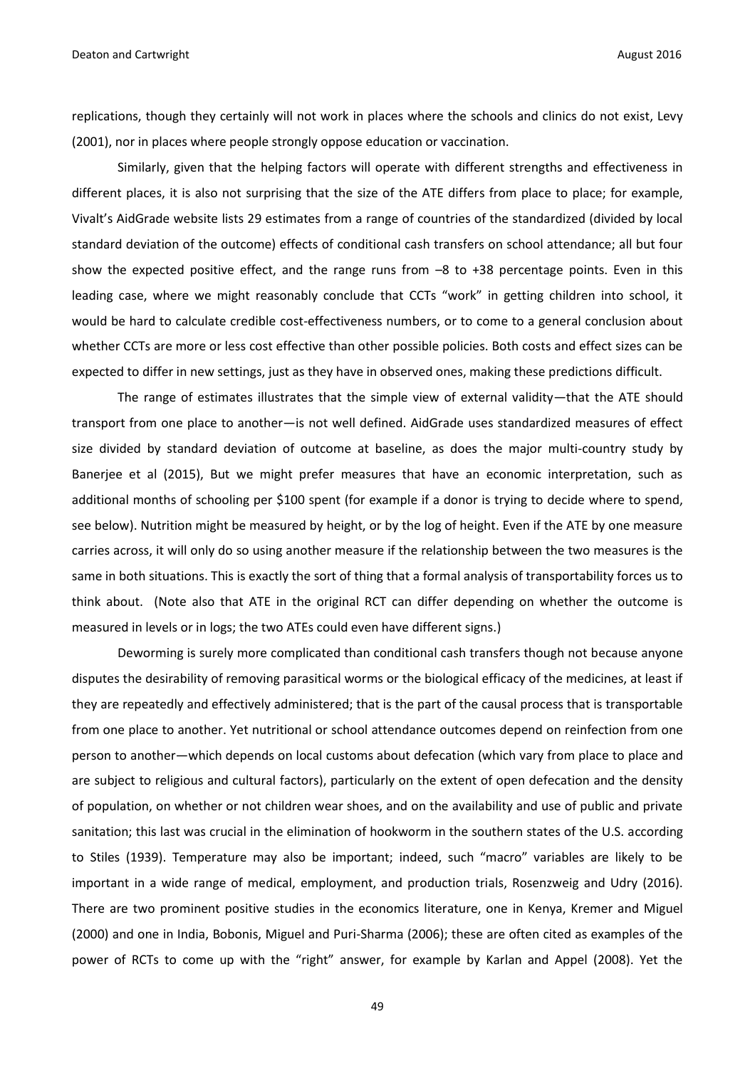replications, though they certainly will not work in places where the schools and clinics do not exist, Levy (2001), nor in places where people strongly oppose education or vaccination.

Similarly, given that the helping factors will operate with different strengths and effectiveness in different places, it is also not surprising that the size of the ATE differs from place to place; for example, Vivalt's AidGrade website lists 29 estimates from a range of countries of the standardized (divided by local standard deviation of the outcome) effects of conditional cash transfers on school attendance; all but four show the expected positive effect, and the range runs from –8 to +38 percentage points. Even in this leading case, where we might reasonably conclude that CCTs "work" in getting children into school, it would be hard to calculate credible cost-effectiveness numbers, or to come to a general conclusion about whether CCTs are more or less cost effective than other possible policies. Both costs and effect sizes can be expected to differ in new settings, just as they have in observed ones, making these predictions difficult.

The range of estimates illustrates that the simple view of external validity—that the ATE should transport from one place to another—is not well defined. AidGrade uses standardized measures of effect size divided by standard deviation of outcome at baseline, as does the major multi-country study by Banerjee et al (2015), But we might prefer measures that have an economic interpretation, such as additional months of schooling per $100 spent (for example if a donor is trying to decide where to spend, see below). Nutrition might be measured by height, or by the log of height. Even if the ATE by one measure carries across, it will only do so using another measure if the relationship between the two measures is the same in both situations. This is exactly the sort of thing that a formal analysis of transportability forces us to think about. (Note also that ATE in the original RCT can differ depending on whether the outcome is measured in levels or in logs; the two ATEs could even have different signs.)

Deworming is surely more complicated than conditional cash transfers though not because anyone disputes the desirability of removing parasitical worms or the biological efficacy of the medicines, at least if they are repeatedly and effectively administered; that is the part of the causal process that is transportable from one place to another. Yet nutritional or school attendance outcomes depend on reinfection from one person to another—which depends on local customs about defecation (which vary from place to place and are subject to religious and cultural factors), particularly on the extent of open defecation and the density of population, on whether or not children wear shoes, and on the availability and use of public and private sanitation; this last was crucial in the elimination of hookworm in the southern states of the U.S. according to Stiles (1939). Temperature may also be important; indeed, such "macro" variables are likely to be important in a wide range of medical, employment, and production trials, Rosenzweig and Udry (2016). There are two prominent positive studies in the economics literature, one in Kenya, Kremer and Miguel (2000) and one in India, Bobonis, Miguel and Puri-Sharma (2006); these are often cited as examples of the power of RCTs to come up with the "right" answer, for example by Karlan and Appel (2008). Yet the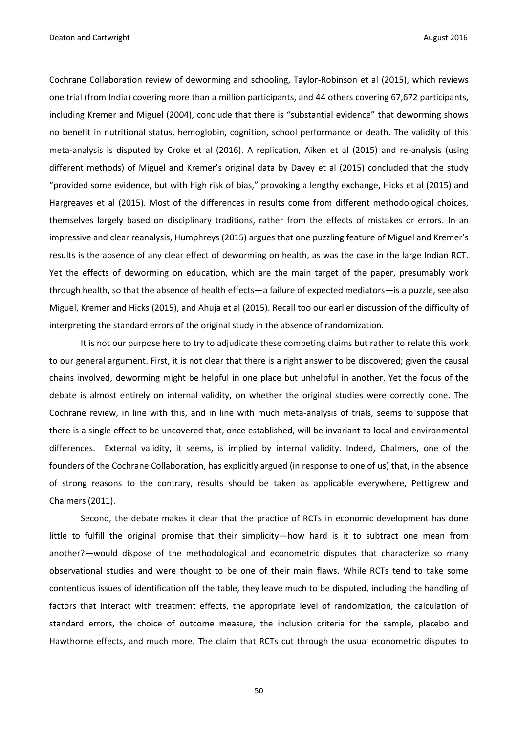Cochrane Collaboration review of deworming and schooling, Taylor-Robinson et al (2015), which reviews one trial (from India) covering more than a million participants, and 44 others covering 67,672 participants, including Kremer and Miguel (2004), conclude that there is "substantial evidence" that deworming shows no benefit in nutritional status, hemoglobin, cognition, school performance or death. The validity of this meta-analysis is disputed by Croke et al (2016). A replication, Aiken et al (2015) and re-analysis (using different methods) of Miguel and Kremer's original data by Davey et al (2015) concluded that the study "provided some evidence, but with high risk of bias," provoking a lengthy exchange, Hicks et al (2015) and Hargreaves et al (2015). Most of the differences in results come from different methodological choices, themselves largely based on disciplinary traditions, rather from the effects of mistakes or errors. In an impressive and clear reanalysis, Humphreys (2015) argues that one puzzling feature of Miguel and Kremer's results is the absence of any clear effect of deworming on health, as was the case in the large Indian RCT. Yet the effects of deworming on education, which are the main target of the paper, presumably work through health, so that the absence of health effects—a failure of expected mediators—is a puzzle, see also Miguel, Kremer and Hicks (2015), and Ahuja et al (2015). Recall too our earlier discussion of the difficulty of interpreting the standard errors of the original study in the absence of randomization.

It is not our purpose here to try to adjudicate these competing claims but rather to relate this work to our general argument. First, it is not clear that there is a right answer to be discovered; given the causal chains involved, deworming might be helpful in one place but unhelpful in another. Yet the focus of the debate is almost entirely on internal validity, on whether the original studies were correctly done. The Cochrane review, in line with this, and in line with much meta-analysis of trials, seems to suppose that there is a single effect to be uncovered that, once established, will be invariant to local and environmental differences. External validity, it seems, is implied by internal validity. Indeed, Chalmers, one of the founders of the Cochrane Collaboration, has explicitly argued (in response to one of us) that, in the absence of strong reasons to the contrary, results should be taken as applicable everywhere, Pettigrew and Chalmers (2011).

Second, the debate makes it clear that the practice of RCTs in economic development has done little to fulfill the original promise that their simplicity—how hard is it to subtract one mean from another?—would dispose of the methodological and econometric disputes that characterize so many observational studies and were thought to be one of their main flaws. While RCTs tend to take some contentious issues of identification off the table, they leave much to be disputed, including the handling of factors that interact with treatment effects, the appropriate level of randomization, the calculation of standard errors, the choice of outcome measure, the inclusion criteria for the sample, placebo and Hawthorne effects, and much more. The claim that RCTs cut through the usual econometric disputes to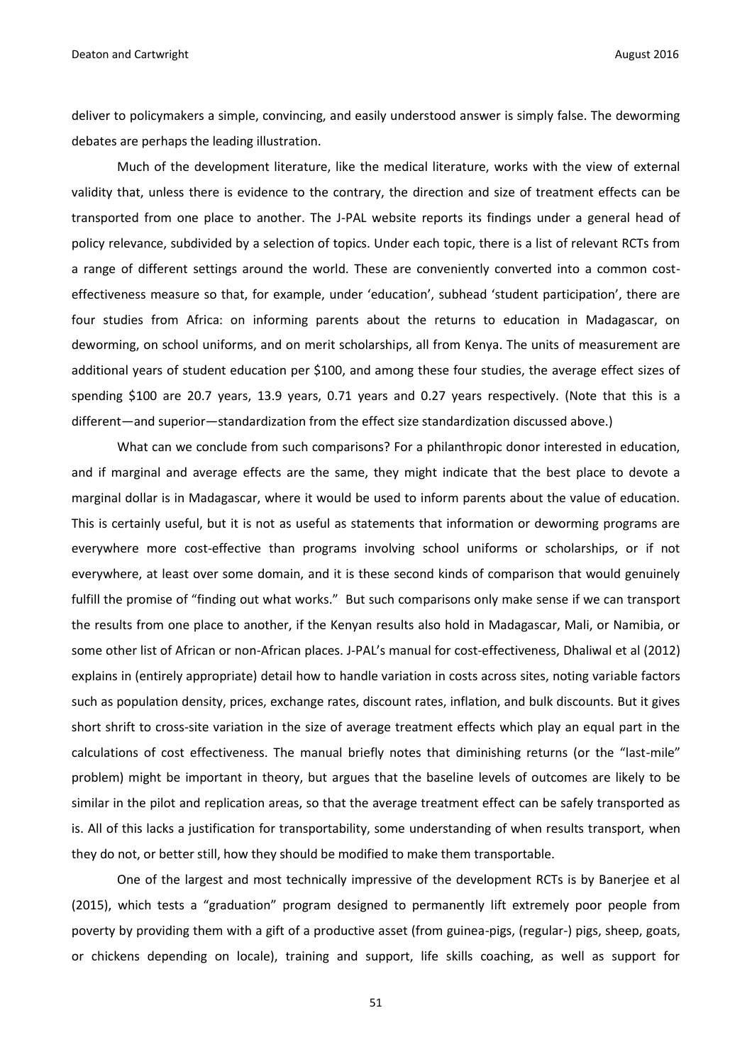deliver to policymakers a simple, convincing, and easily understood answer is simply false. The deworming debates are perhaps the leading illustration.

Much of the development literature, like the medical literature, works with the view of external validity that, unless there is evidence to the contrary, the direction and size of treatment effects can be transported from one place to another. The J-PAL website reports its findings under a general head of policy relevance, subdivided by a selection of topics. Under each topic, there is a list of relevant RCTs from a range of different settings around the world. These are conveniently converted into a common cost-effectiveness measure so that, for example, under 'education', subhead 'student participation', there are four studies from Africa: on informing parents about the returns to education in Madagascar, on deworming, on school uniforms, and on merit scholarships, all from Kenya. The units of measurement are additional years of student education per \$100, and among these four studies, the average effect sizes of spending \$100 are 20.7 years, 13.9 years, 0.71 years and 0.27 years respectively. (Note that this is a different—and superior—standardization from the effect size standardization discussed above.)

What can we conclude from such comparisons? For a philanthropic donor interested in education, and if marginal and average effects are the same, they might indicate that the best place to devote a marginal dollar is in Madagascar, where it would be used to inform parents about the value of education. This is certainly useful, but it is not as useful as statements that information or deworming programs are everywhere more cost-effective than programs involving school uniforms or scholarships, or if not everywhere, at least over some domain, and it is these second kinds of comparison that would genuinely fulfill the promise of "finding out what works." But such comparisons only make sense if we can transport the results from one place to another, if the Kenyan results also hold in Madagascar, Mali, or Namibia, or some other list of African or non-African places. J-PAL's manual for cost-effectiveness, Dhaliwal et al (2012) explains in (entirely appropriate) detail how to handle variation in costs across sites, noting variable factors such as population density, prices, exchange rates, discount rates, inflation, and bulk discounts. But it gives short shrift to cross-site variation in the size of average treatment effects which play an equal part in the calculations of cost effectiveness. The manual briefly notes that diminishing returns (or the "last-mile" problem) might be important in theory, but argues that the baseline levels of outcomes are likely to be similar in the pilot and replication areas, so that the average treatment effect can be safely transported as is. All of this lacks a justification for transportability, some understanding of when results transport, when they do not, or better still, how they should be modified to make them transportable.

One of the largest and most technically impressive of the development RCTs is by Banerjee et al (2015), which tests a "graduation" program designed to permanently lift extremely poor people from poverty by providing them with a gift of a productive asset (from guinea-pigs, (regular-) pigs, sheep, goats, or chickens depending on locale), training and support, life skills coaching, as well as support for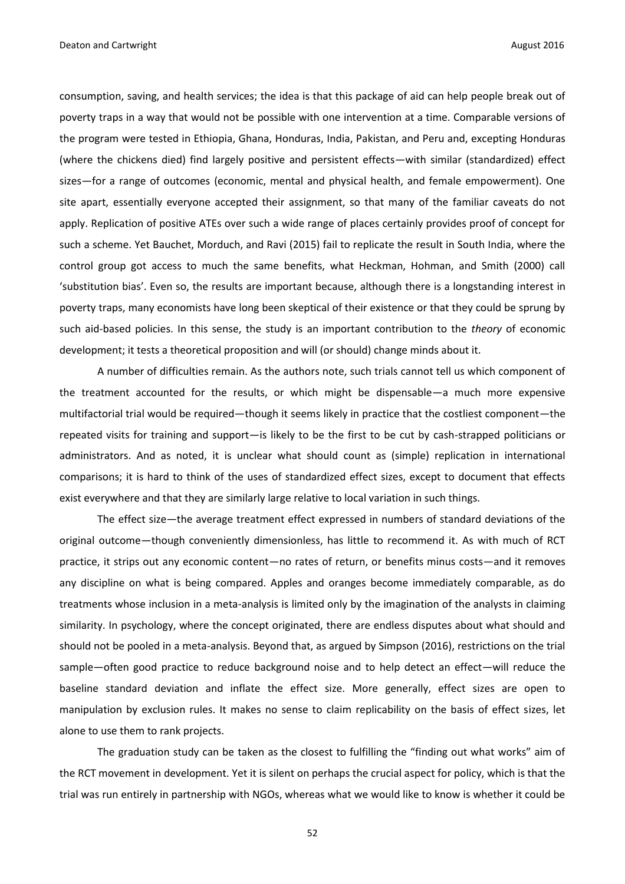consumption, saving, and health services; the idea is that this package of aid can help people break out of poverty traps in a way that would not be possible with one intervention at a time. Comparable versions of the program were tested in Ethiopia, Ghana, Honduras, India, Pakistan, and Peru and, excepting Honduras (where the chickens died) find largely positive and persistent effects—with similar (standardized) effect sizes—for a range of outcomes (economic, mental and physical health, and female empowerment). One site apart, essentially everyone accepted their assignment, so that many of the familiar caveats do not apply. Replication of positive ATEs over such a wide range of places certainly provides proof of concept for such a scheme. Yet Bauchet, Morduch, and Ravi (2015) fail to replicate the result in South India, where the control group got access to much the same benefits, what Heckman, Hohman, and Smith (2000) call 'substitution bias'. Even so, the results are important because, although there is a longstanding interest in poverty traps, many economists have long been skeptical of their existence or that they could be sprung by such aid-based policies. In this sense, the study is an important contribution to the *theory* of economic development; it tests a theoretical proposition and will (or should) change minds about it.

A number of difficulties remain. As the authors note, such trials cannot tell us which component of the treatment accounted for the results, or which might be dispensable—a much more expensive multifactorial trial would be required—though it seems likely in practice that the costliest component—the repeated visits for training and support—is likely to be the first to be cut by cash-strapped politicians or administrators. And as noted, it is unclear what should count as (simple) replication in international comparisons; it is hard to think of the uses of standardized effect sizes, except to document that effects exist everywhere and that they are similarly large relative to local variation in such things.

The effect size—the average treatment effect expressed in numbers of standard deviations of the original outcome—though conveniently dimensionless, has little to recommend it. As with much of RCT practice, it strips out any economic content—no rates of return, or benefits minus costs—and it removes any discipline on what is being compared. Apples and oranges become immediately comparable, as do treatments whose inclusion in a meta-analysis is limited only by the imagination of the analysts in claiming similarity. In psychology, where the concept originated, there are endless disputes about what should and should not be pooled in a meta-analysis. Beyond that, as argued by Simpson (2016), restrictions on the trial sample—often good practice to reduce background noise and to help detect an effect—will reduce the baseline standard deviation and inflate the effect size. More generally, effect sizes are open to manipulation by exclusion rules. It makes no sense to claim replicability on the basis of effect sizes, let alone to use them to rank projects.

The graduation study can be taken as the closest to fulfilling the "finding out what works" aim of the RCT movement in development. Yet it is silent on perhaps the crucial aspect for policy, which is that the trial was run entirely in partnership with NGOs, whereas what we would like to know is whether it could be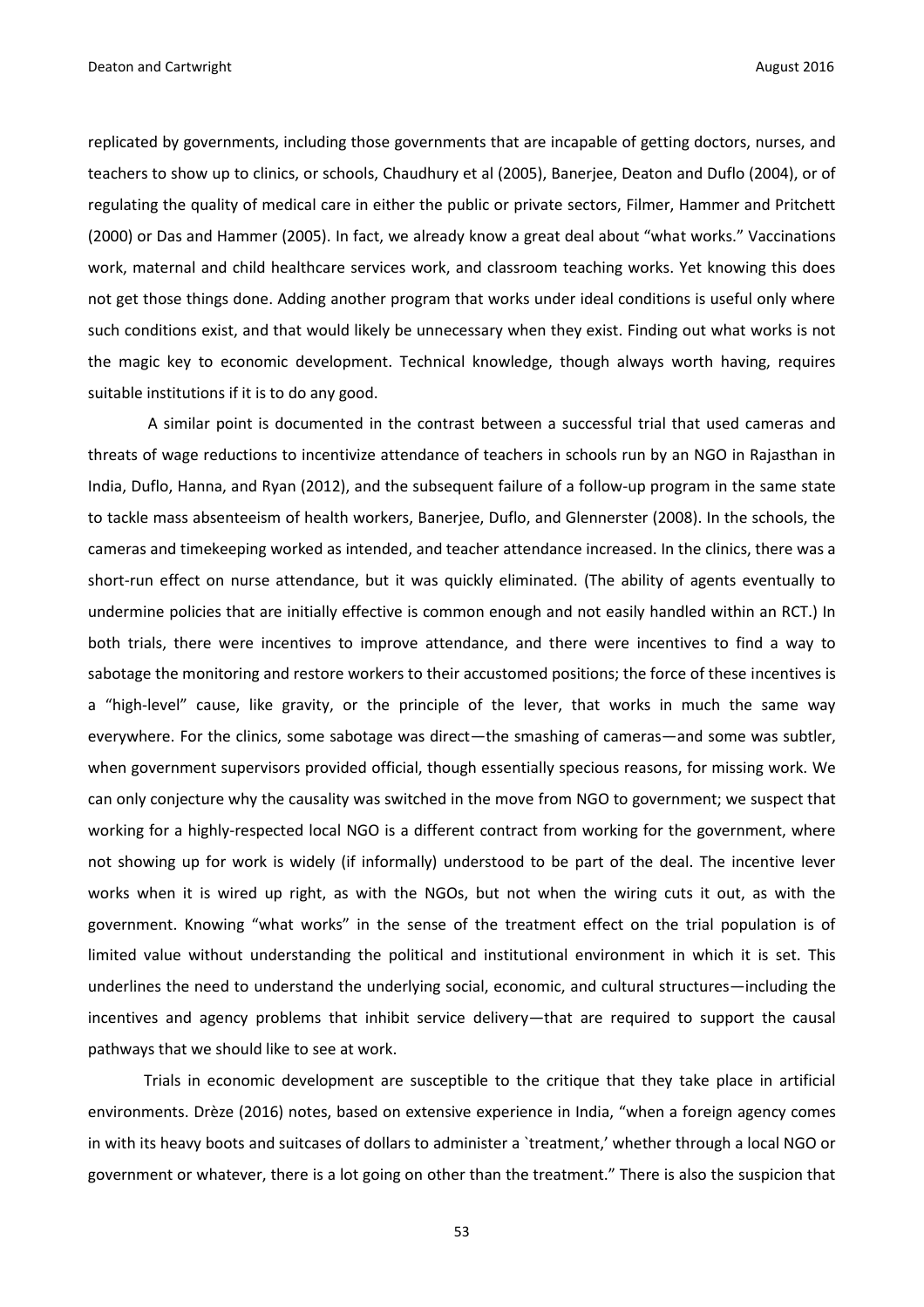replicated by governments, including those governments that are incapable of getting doctors, nurses, and teachers to show up to clinics, or schools, Chaudhury et al (2005), Banerjee, Deaton and Duflo (2004), or of regulating the quality of medical care in either the public or private sectors, Filmer, Hammer and Pritchett (2000) or Das and Hammer (2005). In fact, we already know a great deal about "what works." Vaccinations work, maternal and child healthcare services work, and classroom teaching works. Yet knowing this does not get those things done. Adding another program that works under ideal conditions is useful only where such conditions exist, and that would likely be unnecessary when they exist. Finding out what works is not the magic key to economic development. Technical knowledge, though always worth having, requires suitable institutions if it is to do any good.

A similar point is documented in the contrast between a successful trial that used cameras and threats of wage reductions to incentivize attendance of teachers in schools run by an NGO in Rajasthan in India, Duflo, Hanna, and Ryan (2012), and the subsequent failure of a follow-up program in the same state to tackle mass absenteeism of health workers, Banerjee, Duflo, and Glennerster (2008). In the schools, the cameras and timekeeping worked as intended, and teacher attendance increased. In the clinics, there was a short-run effect on nurse attendance, but it was quickly eliminated. (The ability of agents eventually to undermine policies that are initially effective is common enough and not easily handled within an RCT.) In both trials, there were incentives to improve attendance, and there were incentives to find a way to sabotage the monitoring and restore workers to their accustomed positions; the force of these incentives is a "high-level" cause, like gravity, or the principle of the lever, that works in much the same way everywhere. For the clinics, some sabotage was direct—the smashing of cameras—and some was subtler, when government supervisors provided official, though essentially specious reasons, for missing work. We can only conjecture why the causality was switched in the move from NGO to government; we suspect that working for a highly-respected local NGO is a different contract from working for the government, where not showing up for work is widely (if informally) understood to be part of the deal. The incentive lever works when it is wired up right, as with the NGOs, but not when the wiring cuts it out, as with the government. Knowing "what works" in the sense of the treatment effect on the trial population is of limited value without understanding the political and institutional environment in which it is set. This underlines the need to understand the underlying social, economic, and cultural structures—including the incentives and agency problems that inhibit service delivery—that are required to support the causal pathways that we should like to see at work.

Trials in economic development are susceptible to the critique that they take place in artificial environments. Drèze (2016) notes, based on extensive experience in India, "when a foreign agency comes in with its heavy boots and suitcases of dollars to administer a `treatment,' whether through a local NGO or government or whatever, there is a lot going on other than the treatment." There is also the suspicion that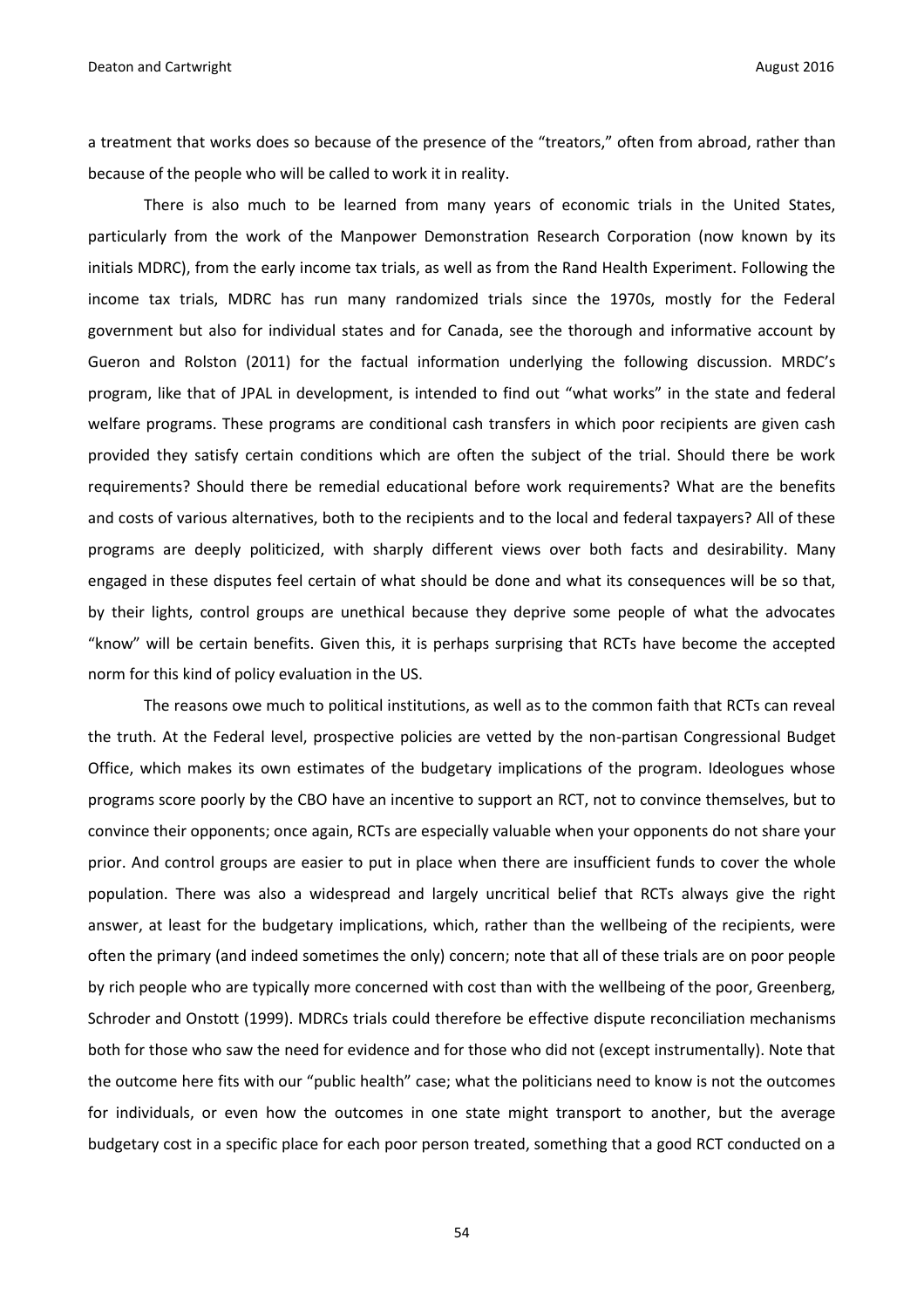a treatment that works does so because of the presence of the "treators," often from abroad, rather than because of the people who will be called to work it in reality.

There is also much to be learned from many years of economic trials in the United States, particularly from the work of the Manpower Demonstration Research Corporation (now known by its initials MDRC), from the early income tax trials, as well as from the Rand Health Experiment. Following the income tax trials, MDRC has run many randomized trials since the 1970s, mostly for the Federal government but also for individual states and for Canada, see the thorough and informative account by Gueron and Rolston (2011) for the factual information underlying the following discussion. MRDC's program, like that of JPAL in development, is intended to find out "what works" in the state and federal welfare programs. These programs are conditional cash transfers in which poor recipients are given cash provided they satisfy certain conditions which are often the subject of the trial. Should there be work requirements? Should there be remedial educational before work requirements? What are the benefits and costs of various alternatives, both to the recipients and to the local and federal taxpayers? All of these programs are deeply politicized, with sharply different views over both facts and desirability. Many engaged in these disputes feel certain of what should be done and what its consequences will be so that, by their lights, control groups are unethical because they deprive some people of what the advocates "know" will be certain benefits. Given this, it is perhaps surprising that RCTs have become the accepted norm for this kind of policy evaluation in the US.

The reasons owe much to political institutions, as well as to the common faith that RCTs can reveal the truth. At the Federal level, prospective policies are vetted by the non-partisan Congressional Budget Office, which makes its own estimates of the budgetary implications of the program. Ideologues whose programs score poorly by the CBO have an incentive to support an RCT, not to convince themselves, but to convince their opponents; once again, RCTs are especially valuable when your opponents do not share your prior. And control groups are easier to put in place when there are insufficient funds to cover the whole population. There was also a widespread and largely uncritical belief that RCTs always give the right answer, at least for the budgetary implications, which, rather than the wellbeing of the recipients, were often the primary (and indeed sometimes the only) concern; note that all of these trials are on poor people by rich people who are typically more concerned with cost than with the wellbeing of the poor, Greenberg, Schroder and Onstott (1999). MDRCs trials could therefore be effective dispute reconciliation mechanisms both for those who saw the need for evidence and for those who did not (except instrumentally). Note that the outcome here fits with our "public health" case; what the politicians need to know is not the outcomes for individuals, or even how the outcomes in one state might transport to another, but the average budgetary cost in a specific place for each poor person treated, something that a good RCT conducted on a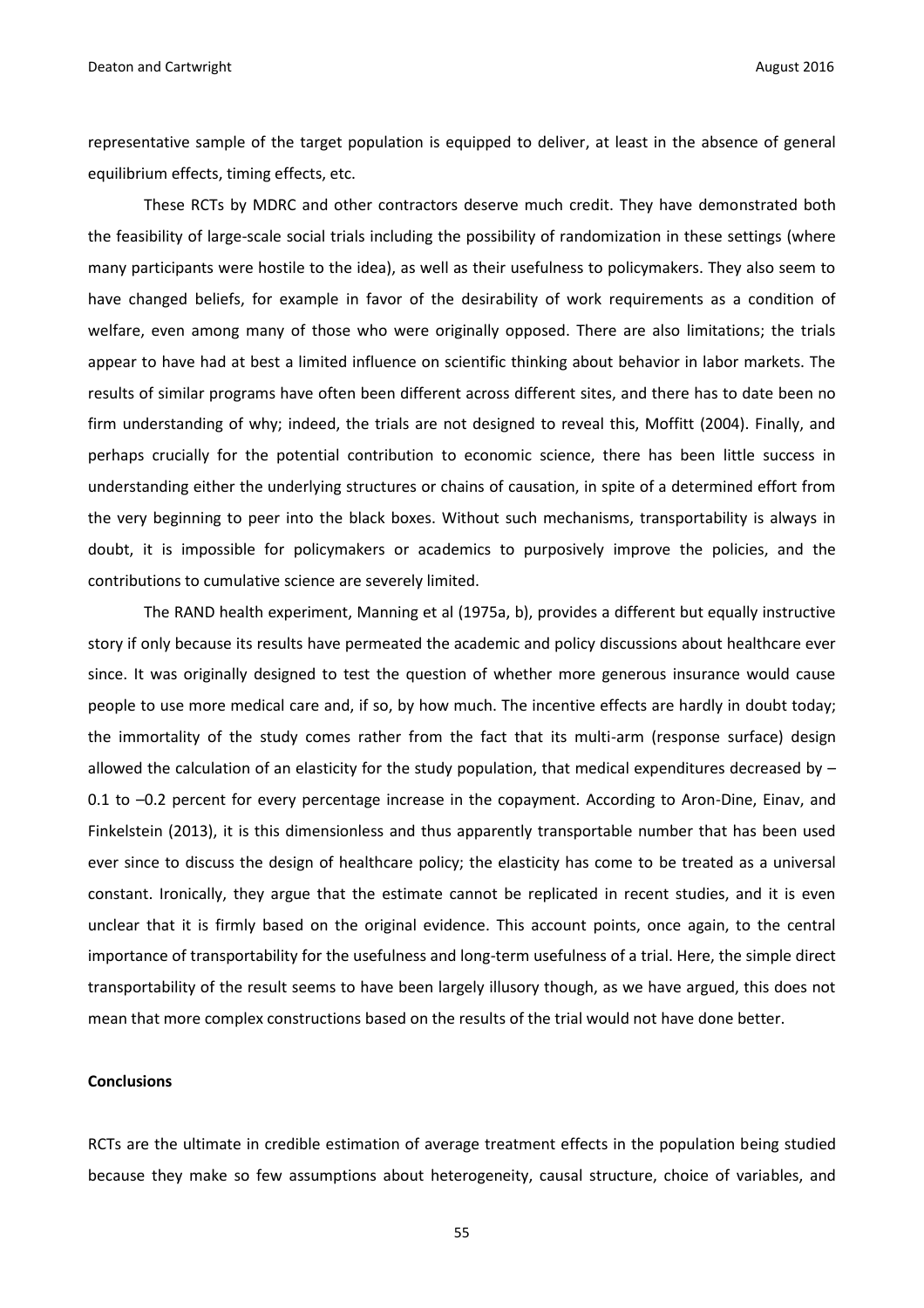representative sample of the target population is equipped to deliver, at least in the absence of general equilibrium effects, timing effects, etc.

These RCTs by MDRC and other contractors deserve much credit. They have demonstrated both the feasibility of large-scale social trials including the possibility of randomization in these settings (where many participants were hostile to the idea), as well as their usefulness to policymakers. They also seem to have changed beliefs, for example in favor of the desirability of work requirements as a condition of welfare, even among many of those who were originally opposed. There are also limitations; the trials appear to have had at best a limited influence on scientific thinking about behavior in labor markets. The results of similar programs have often been different across different sites, and there has to date been no firm understanding of why; indeed, the trials are not designed to reveal this, Moffitt (2004). Finally, and perhaps crucially for the potential contribution to economic science, there has been little success in understanding either the underlying structures or chains of causation, in spite of a determined effort from the very beginning to peer into the black boxes. Without such mechanisms, transportability is always in doubt, it is impossible for policymakers or academics to purposively improve the policies, and the contributions to cumulative science are severely limited.

The RAND health experiment, Manning et al (1975a, b), provides a different but equally instructive story if only because its results have permeated the academic and policy discussions about healthcare ever since. It was originally designed to test the question of whether more generous insurance would cause people to use more medical care and, if so, by how much. The incentive effects are hardly in doubt today; the immortality of the study comes rather from the fact that its multi-arm (response surface) design allowed the calculation of an elasticity for the study population, that medical expenditures decreased by –0.1 to –0.2 percent for every percentage increase in the copayment. According to Aron-Dine, Einav, and Finkelstein (2013), it is this dimensionless and thus apparently transportable number that has been used ever since to discuss the design of healthcare policy; the elasticity has come to be treated as a universal constant. Ironically, they argue that the estimate cannot be replicated in recent studies, and it is even unclear that it is firmly based on the original evidence. This account points, once again, to the central importance of transportability for the usefulness and long-term usefulness of a trial. Here, the simple direct transportability of the result seems to have been largely illusory though, as we have argued, this does not mean that more complex constructions based on the results of the trial would not have done better.

**Conclusions**

RCTs are the ultimate in credible estimation of average treatment effects in the population being studied because they make so few assumptions about heterogeneity, causal structure, choice of variables, and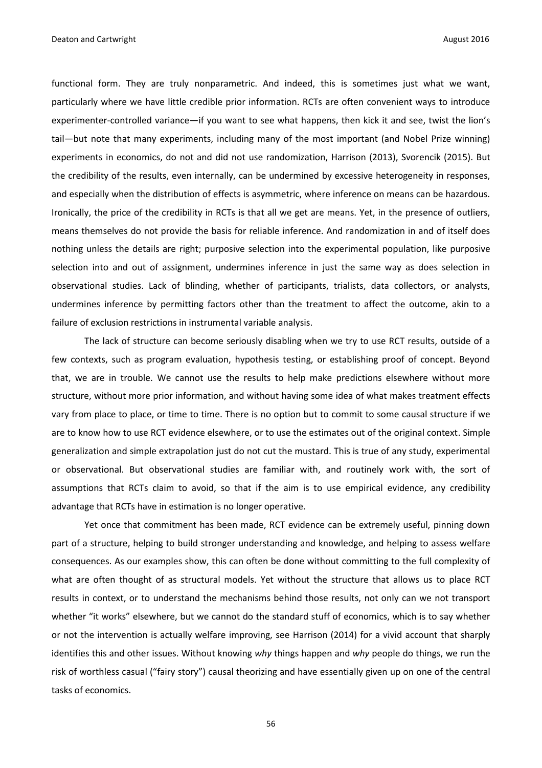functional form. They are truly nonparametric. And indeed, this is sometimes just what we want, particularly where we have little credible prior information. RCTs are often convenient ways to introduce experimenter-controlled variance—if you want to see what happens, then kick it and see, twist the lion's tail—but note that many experiments, including many of the most important (and Nobel Prize winning) experiments in economics, do not and did not use randomization, Harrison (2013), Svorencik (2015). But the credibility of the results, even internally, can be undermined by excessive heterogeneity in responses, and especially when the distribution of effects is asymmetric, where inference on means can be hazardous. Ironically, the price of the credibility in RCTs is that all we get are means. Yet, in the presence of outliers, means themselves do not provide the basis for reliable inference. And randomization in and of itself does nothing unless the details are right; purposive selection into the experimental population, like purposive selection into and out of assignment, undermines inference in just the same way as does selection in observational studies. Lack of blinding, whether of participants, trialists, data collectors, or analysts, undermines inference by permitting factors other than the treatment to affect the outcome, akin to a failure of exclusion restrictions in instrumental variable analysis.

The lack of structure can become seriously disabling when we try to use RCT results, outside of a few contexts, such as program evaluation, hypothesis testing, or establishing proof of concept. Beyond that, we are in trouble. We cannot use the results to help make predictions elsewhere without more structure, without more prior information, and without having some idea of what makes treatment effects vary from place to place, or time to time. There is no option but to commit to some causal structure if we are to know how to use RCT evidence elsewhere, or to use the estimates out of the original context. Simple generalization and simple extrapolation just do not cut the mustard. This is true of any study, experimental or observational. But observational studies are familiar with, and routinely work with, the sort of assumptions that RCTs claim to avoid, so that if the aim is to use empirical evidence, any credibility advantage that RCTs have in estimation is no longer operative.

Yet once that commitment has been made, RCT evidence can be extremely useful, pinning down part of a structure, helping to build stronger understanding and knowledge, and helping to assess welfare consequences. As our examples show, this can often be done without committing to the full complexity of what are often thought of as structural models. Yet without the structure that allows us to place RCT results in context, or to understand the mechanisms behind those results, not only can we not transport whether "it works" elsewhere, but we cannot do the standard stuff of economics, which is to say whether or not the intervention is actually welfare improving, see Harrison (2014) for a vivid account that sharply identifies this and other issues. Without knowing *why* things happen and *why* people do things, we run the risk of worthless casual ("fairy story") causal theorizing and have essentially given up on one of the central tasks of economics.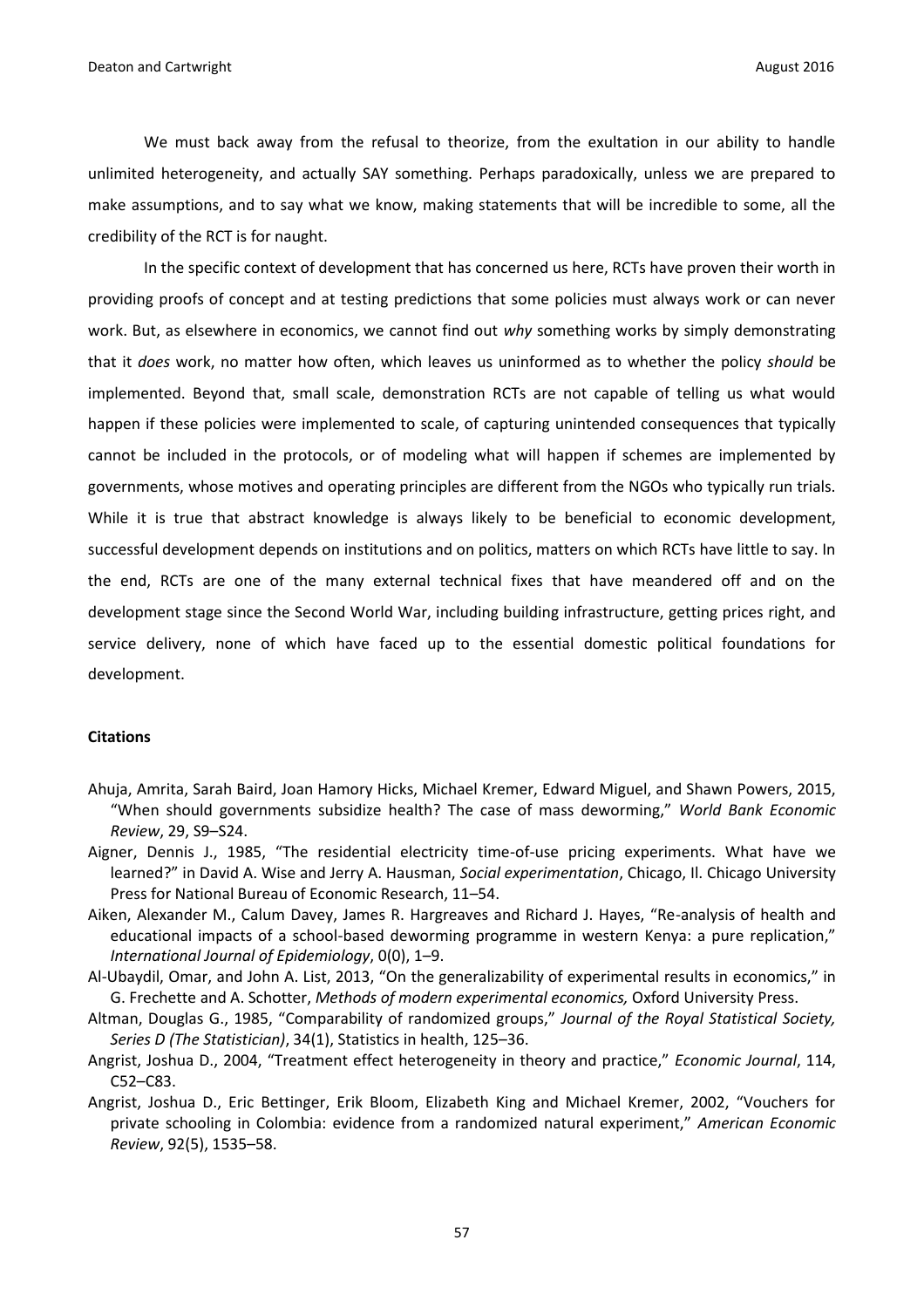We must back away from the refusal to theorize, from the exultation in our ability to handle unlimited heterogeneity, and actually SAY something. Perhaps paradoxically, unless we are prepared to make assumptions, and to say what we know, making statements that will be incredible to some, all the credibility of the RCT is for naught.

In the specific context of development that has concerned us here, RCTs have proven their worth in providing proofs of concept and at testing predictions that some policies must always work or can never work. But, as elsewhere in economics, we cannot find out *why* something works by simply demonstrating that it *does* work, no matter how often, which leaves us uninformed as to whether the policy *should* be implemented. Beyond that, small scale, demonstration RCTs are not capable of telling us what would happen if these policies were implemented to scale, of capturing unintended consequences that typically cannot be included in the protocols, or of modeling what will happen if schemes are implemented by governments, whose motives and operating principles are different from the NGOs who typically run trials. While it is true that abstract knowledge is always likely to be beneficial to economic development, successful development depends on institutions and on politics, matters on which RCTs have little to say. In the end, RCTs are one of the many external technical fixes that have meandered off and on the development stage since the Second World War, including building infrastructure, getting prices right, and service delivery, none of which have faced up to the essential domestic political foundations for development.

**Citations**

Ahuja, Amrita, Sarah Baird, Joan Hamory Hicks, Michael Kremer, Edward Miguel, and Shawn Powers, 2015, "When should governments subsidize health? The case of mass deworming," *World Bank Economic Review*, 29, S9–S24.

Aigner, Dennis J., 1985, "The residential electricity time-of-use pricing experiments. What have we learned?" in David A. Wise and Jerry A. Hausman, *Social experimentation*, Chicago, Il. Chicago University Press for National Bureau of Economic Research, 11–54.

Aiken, Alexander M., Calum Davey, James R. Hargreaves and Richard J. Hayes, "Re-analysis of health and educational impacts of a school-based deworming programme in western Kenya: a pure replication," *International Journal of Epidemiology*, 0(0), 1–9.

Al-Ubaydil, Omar, and John A. List, 2013, "On the generalizability of experimental results in economics," in G. Frechette and A. Schotter, *Methods of modern experimental economics,* Oxford University Press.

Altman, Douglas G., 1985, "Comparability of randomized groups," *Journal of the Royal Statistical Society, Series D (The Statistician)*, 34(1), Statistics in health, 125–36.

Angrist, Joshua D., 2004, "Treatment effect heterogeneity in theory and practice," *Economic Journal*, 114, C52–C83.

Angrist, Joshua D., Eric Bettinger, Erik Bloom, Elizabeth King and Michael Kremer, 2002, "Vouchers for private schooling in Colombia: evidence from a randomized natural experiment," *American Economic Review*, 92(5), 1535–58.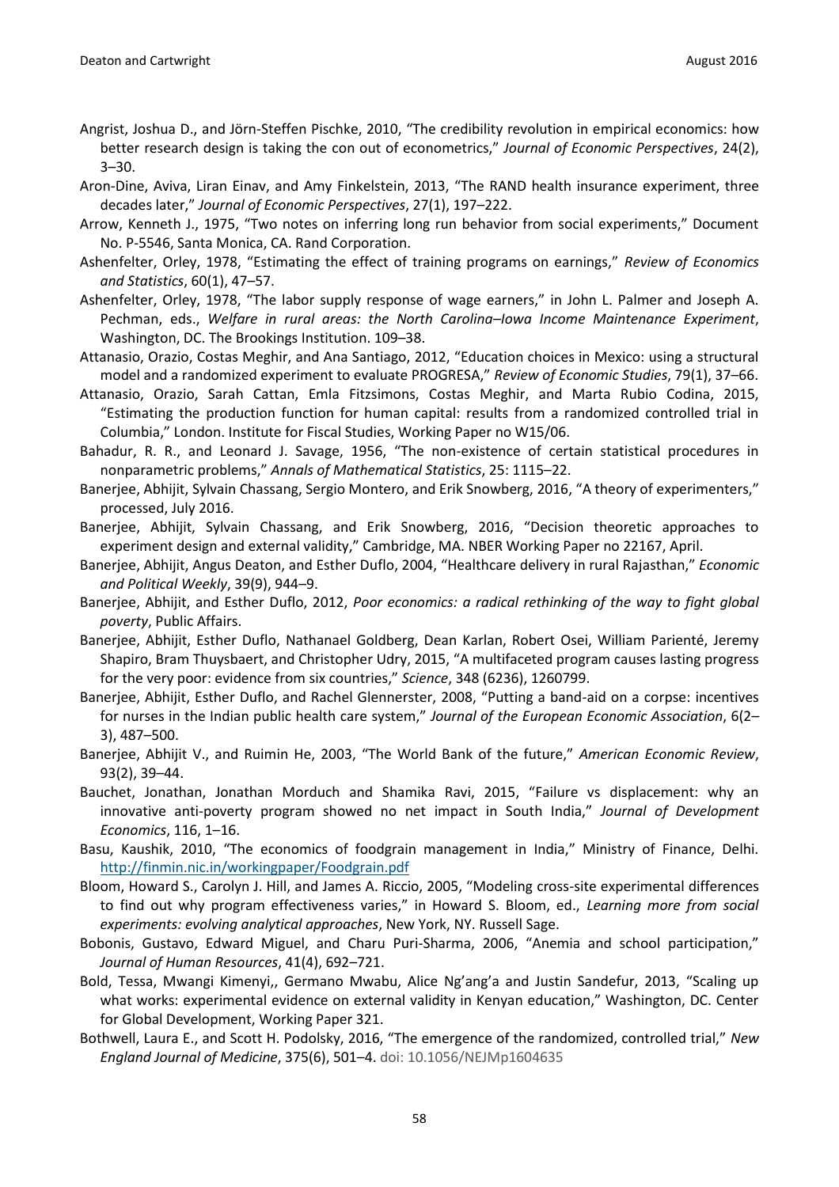Angrist, Joshua D., and Jörn-Steffen Pischke, 2010, "The credibility revolution in empirical economics: how better research design is taking the con out of econometrics," *Journal of Economic Perspectives*, 24(2), 3–30.

Aron-Dine, Aviva, Liran Einav, and Amy Finkelstein, 2013, "The RAND health insurance experiment, three decades later," *Journal of Economic Perspectives*, 27(1), 197–222.

Arrow, Kenneth J., 1975, "Two notes on inferring long run behavior from social experiments," Document No. P-5546, Santa Monica, CA. Rand Corporation.

Ashenfelter, Orley, 1978, "Estimating the effect of training programs on earnings," *Review of Economics and Statistics*, 60(1), 47–57.

Ashenfelter, Orley, 1978, "The labor supply response of wage earners," in John L. Palmer and Joseph A. Pechman, eds., *Welfare in rural areas: the North Carolina–Iowa Income Maintenance Experiment*, Washington, DC. The Brookings Institution. 109–38.

Attanasio, Orazio, Costas Meghir, and Ana Santiago, 2012, "Education choices in Mexico: using a structural model and a randomized experiment to evaluate PROGRESA," *Review of Economic Studies*, 79(1), 37–66.

Attanasio, Orazio, Sarah Cattan, Emla Fitzsimons, Costas Meghir, and Marta Rubio Codina, 2015, "Estimating the production function for human capital: results from a randomized controlled trial in Columbia," London. Institute for Fiscal Studies, Working Paper no W15/06.

Bahadur, R. R., and Leonard J. Savage, 1956, "The non-existence of certain statistical procedures in nonparametric problems," *Annals of Mathematical Statistics*, 25: 1115–22.

Banerjee, Abhijit, Sylvain Chassang, Sergio Montero, and Erik Snowberg, 2016, "A theory of experimenters," processed, July 2016.

Banerjee, Abhijit, Sylvain Chassang, and Erik Snowberg, 2016, "Decision theoretic approaches to experiment design and external validity," Cambridge, MA. NBER Working Paper no 22167, April.

Banerjee, Abhijit, Angus Deaton, and Esther Duflo, 2004, "Healthcare delivery in rural Rajasthan," *Economic and Political Weekly*, 39(9), 944–9.

Banerjee, Abhijit, and Esther Duflo, 2012, *Poor economics: a radical rethinking of the way to fight global poverty*, Public Affairs.

Banerjee, Abhijit, Esther Duflo, Nathanael Goldberg, Dean Karlan, Robert Osei, William Parienté, Jeremy Shapiro, Bram Thuysbaert, and Christopher Udry, 2015, "A multifaceted program causes lasting progress for the very poor: evidence from six countries," *Science*, 348 (6236), 1260799.

Banerjee, Abhijit, Esther Duflo, and Rachel Glennerster, 2008, "Putting a band-aid on a corpse: incentives for nurses in the Indian public health care system," *Journal of the European Economic Association*, 6(2–3), 487–500.

Banerjee, Abhijit V., and Ruimin He, 2003, "The World Bank of the future," *American Economic Review*, 93(2), 39–44.

Bauchet, Jonathan, Jonathan Morduch and Shamika Ravi, 2015, "Failure vs displacement: why an innovative anti-poverty program showed no net impact in South India," *Journal of Development Economics*, 116, 1–16.

Basu, Kaushik, 2010, "The economics of foodgrain management in India," Ministry of Finance, Delhi. http://finmin.nic.in/workingpaper/Foodgrain.pdf

Bloom, Howard S., Carolyn J. Hill, and James A. Riccio, 2005, "Modeling cross-site experimental differences to find out why program effectiveness varies," in Howard S. Bloom, ed., *Learning more from social experiments: evolving analytical approaches*, New York, NY. Russell Sage.

Bobonis, Gustavo, Edward Miguel, and Charu Puri-Sharma, 2006, "Anemia and school participation," *Journal of Human Resources*, 41(4), 692–721.

Bold, Tessa, Mwangi Kimenyi,, Germano Mwabu, Alice Ng'ang'a and Justin Sandefur, 2013, "Scaling up what works: experimental evidence on external validity in Kenyan education," Washington, DC. Center for Global Development, Working Paper 321.

Bothwell, Laura E., and Scott H. Podolsky, 2016, "The emergence of the randomized, controlled trial," *New England Journal of Medicine*, 375(6), 501–4. doi: 10.1056/NEJMp1604635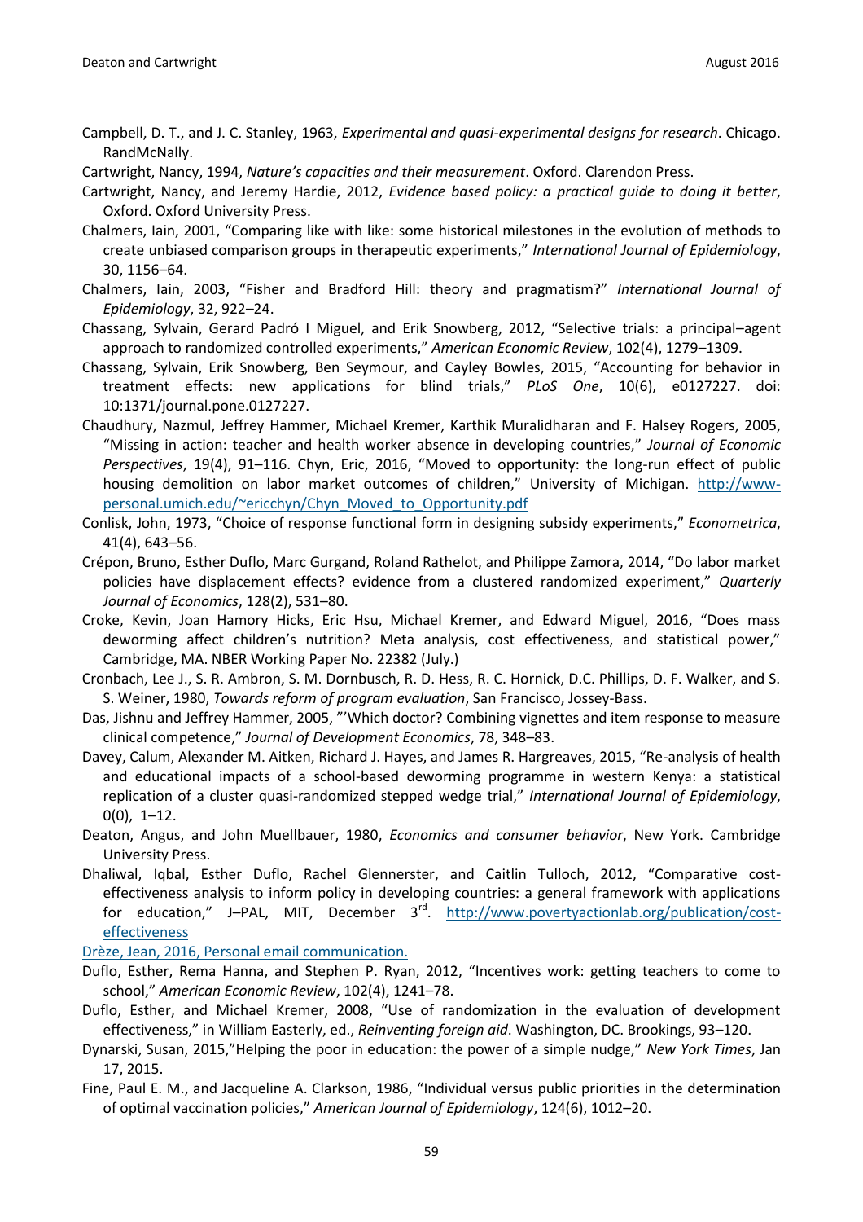Campbell, D. T., and J. C. Stanley, 1963, *Experimental and quasi-experimental designs for research*. Chicago. RandMcNally.

Cartwright, Nancy, 1994, *Nature's capacities and their measurement*. Oxford. Clarendon Press.

Cartwright, Nancy, and Jeremy Hardie, 2012, *Evidence based policy: a practical guide to doing it better*, Oxford. Oxford University Press.

Chalmers, Iain, 2001, "Comparing like with like: some historical milestones in the evolution of methods to create unbiased comparison groups in therapeutic experiments," *International Journal of Epidemiology*, 30, 1156–64.

Chalmers, Iain, 2003, "Fisher and Bradford Hill: theory and pragmatism?" *International Journal of Epidemiology*, 32, 922–24.

Chassang, Sylvain, Gerard Padró I Miguel, and Erik Snowberg, 2012, "Selective trials: a principal–agent approach to randomized controlled experiments," *American Economic Review*, 102(4), 1279–1309.

Chassang, Sylvain, Erik Snowberg, Ben Seymour, and Cayley Bowles, 2015, "Accounting for behavior in treatment effects: new applications for blind trials," *PLoS One*, 10(6), e0127227. doi: 10:1371/journal.pone.0127227.

Chaudhury, Nazmul, Jeffrey Hammer, Michael Kremer, Karthik Muralidharan and F. Halsey Rogers, 2005, "Missing in action: teacher and health worker absence in developing countries," *Journal of Economic Perspectives*, 19(4), 91–116. Chyn, Eric, 2016, "Moved to opportunity: the long-run effect of public housing demolition on labor market outcomes of children," University of Michigan. http://www-personal.umich.edu/~ericchyn/Chyn_Moved_to_Opportunity.pdf

Conlisk, John, 1973, "Choice of response functional form in designing subsidy experiments," *Econometrica*, 41(4), 643–56.

Crépon, Bruno, Esther Duflo, Marc Gurgand, Roland Rathelot, and Philippe Zamora, 2014, "Do labor market policies have displacement effects? evidence from a clustered randomized experiment," *Quarterly Journal of Economics*, 128(2), 531–80.

Croke, Kevin, Joan Hamory Hicks, Eric Hsu, Michael Kremer, and Edward Miguel, 2016, "Does mass deworming affect children's nutrition? Meta analysis, cost effectiveness, and statistical power," Cambridge, MA. NBER Working Paper No. 22382 (July.)

Cronbach, Lee J., S. R. Ambron, S. M. Dornbusch, R. D. Hess, R. C. Hornick, D.C. Phillips, D. F. Walker, and S. S. Weiner, 1980, *Towards reform of program evaluation*, San Francisco, Jossey-Bass.

Das, Jishnu and Jeffrey Hammer, 2005, "'Which doctor? Combining vignettes and item response to measure clinical competence," *Journal of Development Economics*, 78, 348–83.

Davey, Calum, Alexander M. Aitken, Richard J. Hayes, and James R. Hargreaves, 2015, "Re-analysis of health and educational impacts of a school-based deworming programme in western Kenya: a statistical replication of a cluster quasi-randomized stepped wedge trial," *International Journal of Epidemiology*, 0(0), 1–12.

Deaton, Angus, and John Muellbauer, 1980, *Economics and consumer behavior*, New York. Cambridge University Press.

Dhaliwal, Iqbal, Esther Duflo, Rachel Glennerster, and Caitlin Tulloch, 2012, "Comparative cost-effectiveness analysis to inform policy in developing countries: a general framework with applications for education," J–PAL, MIT, December 3rd. http://www.povertyactionlab.org/publication/cost-effectiveness

Drèze, Jean, 2016, Personal email communication.

Duflo, Esther, Rema Hanna, and Stephen P. Ryan, 2012, "Incentives work: getting teachers to come to school," *American Economic Review*, 102(4), 1241–78.

Duflo, Esther, and Michael Kremer, 2008, "Use of randomization in the evaluation of development effectiveness," in William Easterly, ed., *Reinventing foreign aid*. Washington, DC. Brookings, 93–120.

Dynarski, Susan, 2015,"Helping the poor in education: the power of a simple nudge," *New York Times*, Jan 17, 2015.

Fine, Paul E. M., and Jacqueline A. Clarkson, 1986, "Individual versus public priorities in the determination of optimal vaccination policies," *American Journal of Epidemiology*, 124(6), 1012–20.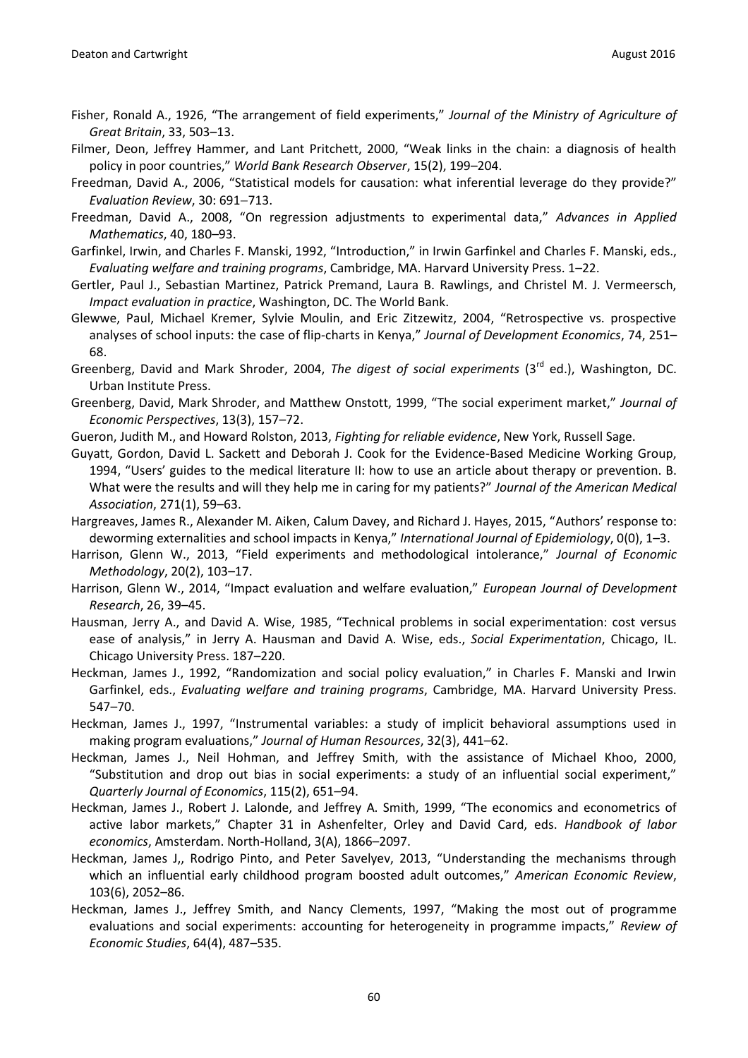Fisher, Ronald A., 1926, "The arrangement of field experiments," *Journal of the Ministry of Agriculture of Great Britain*, 33, 503–13.

Filmer, Deon, Jeffrey Hammer, and Lant Pritchett, 2000, "Weak links in the chain: a diagnosis of health policy in poor countries," *World Bank Research Observer*, 15(2), 199–204.

Freedman, David A., 2006, "Statistical models for causation: what inferential leverage do they provide?" *Evaluation Review*, 30: 691–713.

Freedman, David A., 2008, "On regression adjustments to experimental data," *Advances in Applied Mathematics*, 40, 180–93.

Garfinkel, Irwin, and Charles F. Manski, 1992, "Introduction," in Irwin Garfinkel and Charles F. Manski, eds., *Evaluating welfare and training programs*, Cambridge, MA. Harvard University Press. 1–22.

Gertler, Paul J., Sebastian Martinez, Patrick Premand, Laura B. Rawlings, and Christel M. J. Vermeersch, *Impact evaluation in practice*, Washington, DC. The World Bank.

Glewwe, Paul, Michael Kremer, Sylvie Moulin, and Eric Zitzewitz, 2004, "Retrospective vs. prospective analyses of school inputs: the case of flip-charts in Kenya," *Journal of Development Economics*, 74, 251–68.

Greenberg, David and Mark Shroder, 2004, *The digest of social experiments* (3rd ed.), Washington, DC. Urban Institute Press.

Greenberg, David, Mark Shroder, and Matthew Onstott, 1999, "The social experiment market," *Journal of Economic Perspectives*, 13(3), 157–72.

Gueron, Judith M., and Howard Rolston, 2013, *Fighting for reliable evidence*, New York, Russell Sage.

Guyatt, Gordon, David L. Sackett and Deborah J. Cook for the Evidence-Based Medicine Working Group, 1994, "Users' guides to the medical literature II: how to use an article about therapy or prevention. B. What were the results and will they help me in caring for my patients?" *Journal of the American Medical Association*, 271(1), 59–63.

Hargreaves, James R., Alexander M. Aiken, Calum Davey, and Richard J. Hayes, 2015, "Authors' response to: deworming externalities and school impacts in Kenya," *International Journal of Epidemiology*, 0(0), 1–3.

Harrison, Glenn W., 2013, "Field experiments and methodological intolerance," *Journal of Economic Methodology*, 20(2), 103–17.

Harrison, Glenn W., 2014, "Impact evaluation and welfare evaluation," *European Journal of Development Research*, 26, 39–45.

Hausman, Jerry A., and David A. Wise, 1985, "Technical problems in social experimentation: cost versus ease of analysis," in Jerry A. Hausman and David A. Wise, eds., *Social Experimentation*, Chicago, IL. Chicago University Press. 187–220.

Heckman, James J., 1992, "Randomization and social policy evaluation," in Charles F. Manski and Irwin Garfinkel, eds., *Evaluating welfare and training programs*, Cambridge, MA. Harvard University Press. 547–70.

Heckman, James J., 1997, "Instrumental variables: a study of implicit behavioral assumptions used in making program evaluations," *Journal of Human Resources*, 32(3), 441–62.

Heckman, James J., Neil Hohman, and Jeffrey Smith, with the assistance of Michael Khoo, 2000, "Substitution and drop out bias in social experiments: a study of an influential social experiment," *Quarterly Journal of Economics*, 115(2), 651–94.

Heckman, James J., Robert J. Lalonde, and Jeffrey A. Smith, 1999, "The economics and econometrics of active labor markets," Chapter 31 in Ashenfelter, Orley and David Card, eds. *Handbook of labor economics*, Amsterdam. North-Holland, 3(A), 1866–2097.

Heckman, James J,, Rodrigo Pinto, and Peter Savelyev, 2013, "Understanding the mechanisms through which an influential early childhood program boosted adult outcomes," *American Economic Review*, 103(6), 2052–86.

Heckman, James J., Jeffrey Smith, and Nancy Clements, 1997, "Making the most out of programme evaluations and social experiments: accounting for heterogeneity in programme impacts," *Review of Economic Studies*, 64(4), 487–535.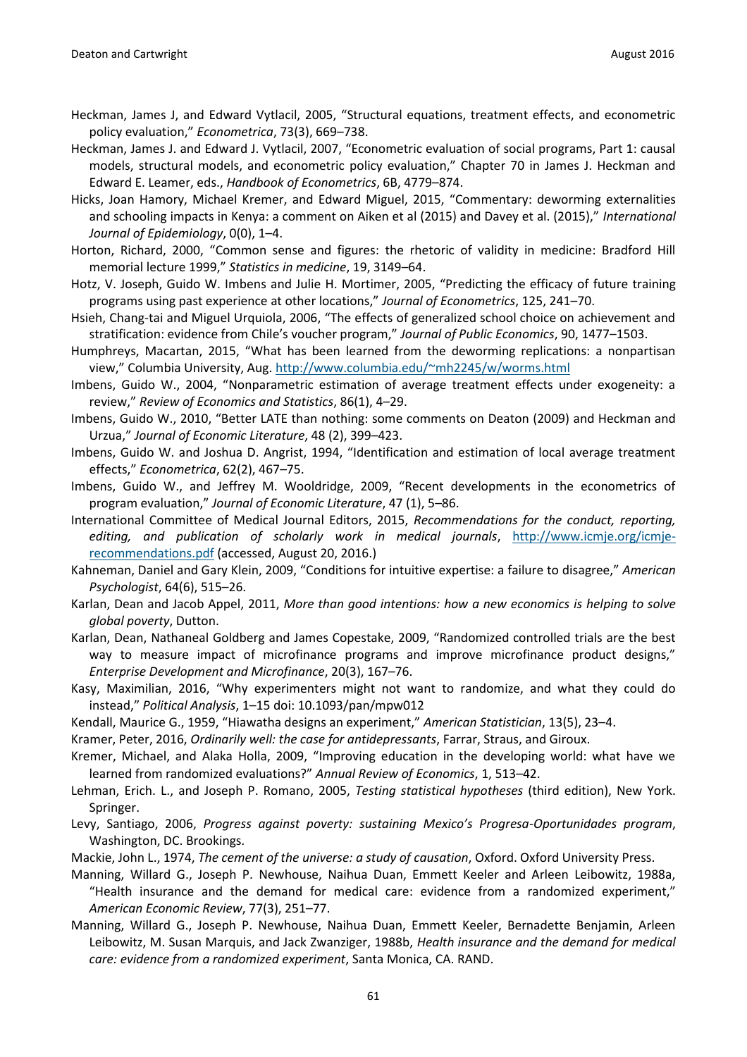Heckman, James J, and Edward Vytlacil, 2005, "Structural equations, treatment effects, and econometric policy evaluation," *Econometrica*, 73(3), 669–738.

Heckman, James J. and Edward J. Vytlacil, 2007, "Econometric evaluation of social programs, Part 1: causal models, structural models, and econometric policy evaluation," Chapter 70 in James J. Heckman and Edward E. Leamer, eds., *Handbook of Econometrics*, 6B, 4779–874.

Hicks, Joan Hamory, Michael Kremer, and Edward Miguel, 2015, "Commentary: deworming externalities and schooling impacts in Kenya: a comment on Aiken et al (2015) and Davey et al. (2015)," *International Journal of Epidemiology*, 0(0), 1–4.

Horton, Richard, 2000, "Common sense and figures: the rhetoric of validity in medicine: Bradford Hill memorial lecture 1999," *Statistics in medicine*, 19, 3149–64.

Hotz, V. Joseph, Guido W. Imbens and Julie H. Mortimer, 2005, "Predicting the efficacy of future training programs using past experience at other locations," *Journal of Econometrics*, 125, 241–70.

Hsieh, Chang-tai and Miguel Urquiola, 2006, "The effects of generalized school choice on achievement and stratification: evidence from Chile's voucher program," *Journal of Public Economics*, 90, 1477–1503.

Humphreys, Macartan, 2015, "What has been learned from the deworming replications: a nonpartisan view," Columbia University, Aug. http://www.columbia.edu/~mh2245/w/worms.html

Imbens, Guido W., 2004, "Nonparametric estimation of average treatment effects under exogeneity: a review," *Review of Economics and Statistics*, 86(1), 4–29.

Imbens, Guido W., 2010, "Better LATE than nothing: some comments on Deaton (2009) and Heckman and Urzua," *Journal of Economic Literature*, 48 (2), 399–423.

Imbens, Guido W. and Joshua D. Angrist, 1994, "Identification and estimation of local average treatment effects," *Econometrica*, 62(2), 467–75.

Imbens, Guido W., and Jeffrey M. Wooldridge, 2009, "Recent developments in the econometrics of program evaluation," *Journal of Economic Literature*, 47 (1), 5–86.

International Committee of Medical Journal Editors, 2015, *Recommendations for the conduct, reporting, editing, and publication of scholarly work in medical journals*, http://www.icmje.org/icmje-recommendations.pdf (accessed, August 20, 2016.)

Kahneman, Daniel and Gary Klein, 2009, "Conditions for intuitive expertise: a failure to disagree," *American Psychologist*, 64(6), 515–26.

Karlan, Dean and Jacob Appel, 2011, *More than good intentions: how a new economics is helping to solve global poverty*, Dutton.

Karlan, Dean, Nathaneal Goldberg and James Copestake, 2009, "Randomized controlled trials are the best way to measure impact of microfinance programs and improve microfinance product designs," *Enterprise Development and Microfinance*, 20(3), 167–76.

Kasy, Maximilian, 2016, "Why experimenters might not want to randomize, and what they could do instead," *Political Analysis*, 1–15 doi: 10.1093/pan/mpw012

Kendall, Maurice G., 1959, "Hiawatha designs an experiment," *American Statistician*, 13(5), 23–4.

Kramer, Peter, 2016, *Ordinarily well: the case for antidepressants*, Farrar, Straus, and Giroux.

Kremer, Michael, and Alaka Holla, 2009, "Improving education in the developing world: what have we learned from randomized evaluations?" *Annual Review of Economics*, 1, 513–42.

Lehman, Erich. L., and Joseph P. Romano, 2005, *Testing statistical hypotheses* (third edition), New York. Springer.

Levy, Santiago, 2006, *Progress against poverty: sustaining Mexico's Progresa-Oportunidades program*, Washington, DC. Brookings.

Mackie, John L., 1974, *The cement of the universe: a study of causation*, Oxford. Oxford University Press.

Manning, Willard G., Joseph P. Newhouse, Naihua Duan, Emmett Keeler and Arleen Leibowitz, 1988a, "Health insurance and the demand for medical care: evidence from a randomized experiment," *American Economic Review*, 77(3), 251–77.

Manning, Willard G., Joseph P. Newhouse, Naihua Duan, Emmett Keeler, Bernadette Benjamin, Arleen Leibowitz, M. Susan Marquis, and Jack Zwanziger, 1988b, *Health insurance and the demand for medical care: evidence from a randomized experiment*, Santa Monica, CA. RAND.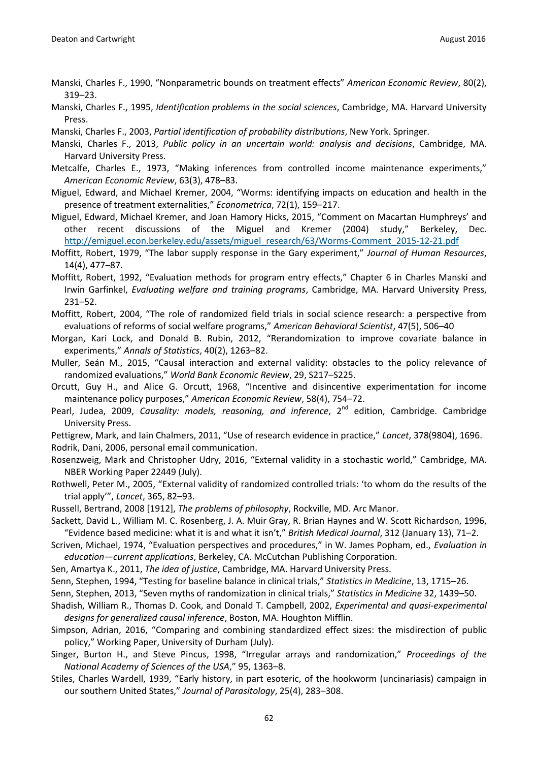Manski, Charles F., 1990, "Nonparametric bounds on treatment effects" *American Economic Review*, 80(2), 319–23.

Manski, Charles F., 1995, *Identification problems in the social sciences*, Cambridge, MA. Harvard University Press.

Manski, Charles F., 2003, *Partial identification of probability distributions*, New York. Springer.

Manski, Charles F., 2013, *Public policy in an uncertain world: analysis and decisions*, Cambridge, MA. Harvard University Press.

Metcalfe, Charles E., 1973, "Making inferences from controlled income maintenance experiments," *American Economic Review*, 63(3), 478–83.

Miguel, Edward, and Michael Kremer, 2004, "Worms: identifying impacts on education and health in the presence of treatment externalities," *Econometrica*, 72(1), 159–217.

Miguel, Edward, Michael Kremer, and Joan Hamory Hicks, 2015, "Comment on Macartan Humphreys' and other recent discussions of the Miguel and Kremer (2004) study," Berkeley, Dec. http://emiguel.econ.berkeley.edu/assets/miguel_research/63/Worms-Comment_2015-12-21.pdf

Moffitt, Robert, 1979, "The labor supply response in the Gary experiment," *Journal of Human Resources*, 14(4), 477–87.

Moffitt, Robert, 1992, "Evaluation methods for program entry effects," Chapter 6 in Charles Manski and Irwin Garfinkel, *Evaluating welfare and training programs*, Cambridge, MA. Harvard University Press, 231–52.

Moffitt, Robert, 2004, "The role of randomized field trials in social science research: a perspective from evaluations of reforms of social welfare programs," *American Behavioral Scientist*, 47(5), 506–40

Morgan, Kari Lock, and Donald B. Rubin, 2012, "Rerandomization to improve covariate balance in experiments," *Annals of Statistics*, 40(2), 1263–82.

Muller, Seán M., 2015, "Causal interaction and external validity: obstacles to the policy relevance of randomized evaluations," *World Bank Economic Review*, 29, S217–S225.

Orcutt, Guy H., and Alice G. Orcutt, 1968, "Incentive and disincentive experimentation for income maintenance policy purposes," *American Economic Review*, 58(4), 754–72.

Pearl, Judea, 2009, *Causality: models, reasoning, and inference*, 2nd edition, Cambridge. Cambridge University Press.

Pettigrew, Mark, and Iain Chalmers, 2011, "Use of research evidence in practice," *Lancet*, 378(9804), 1696.

Rodrik, Dani, 2006, personal email communication.

Rosenzweig, Mark and Christopher Udry, 2016, "External validity in a stochastic world," Cambridge, MA. NBER Working Paper 22449 (July).

Rothwell, Peter M., 2005, "External validity of randomized controlled trials: 'to whom do the results of the trial apply'", *Lancet*, 365, 82–93.

Russell, Bertrand, 2008 [1912], *The problems of philosophy*, Rockville, MD. Arc Manor.

Sackett, David L., William M. C. Rosenberg, J. A. Muir Gray, R. Brian Haynes and W. Scott Richardson, 1996, "Evidence based medicine: what it is and what it isn't," *British Medical Journal*, 312 (January 13), 71–2.

Scriven, Michael, 1974, "Evaluation perspectives and procedures," in W. James Popham, ed., *Evaluation in education—current applications*, Berkeley, CA. McCutchan Publishing Corporation.

Sen, Amartya K., 2011, *The idea of justice*, Cambridge, MA. Harvard University Press.

Senn, Stephen, 1994, "Testing for baseline balance in clinical trials," *Statistics in Medicine*, 13, 1715–26.

Senn, Stephen, 2013, "Seven myths of randomization in clinical trials," *Statistics in Medicine* 32, 1439–50.

Shadish, William R., Thomas D. Cook, and Donald T. Campbell, 2002, *Experimental and quasi-experimental designs for generalized causal inference*, Boston, MA. Houghton Mifflin.

Simpson, Adrian, 2016, "Comparing and combining standardized effect sizes: the misdirection of public policy," Working Paper, University of Durham (July).

Singer, Burton H., and Steve Pincus, 1998, "Irregular arrays and randomization," *Proceedings of the National Academy of Sciences of the USA*," 95, 1363–8.

Stiles, Charles Wardell, 1939, "Early history, in part esoteric, of the hookworm (uncinariasis) campaign in our southern United States," *Journal of Parasitology*, 25(4), 283–308.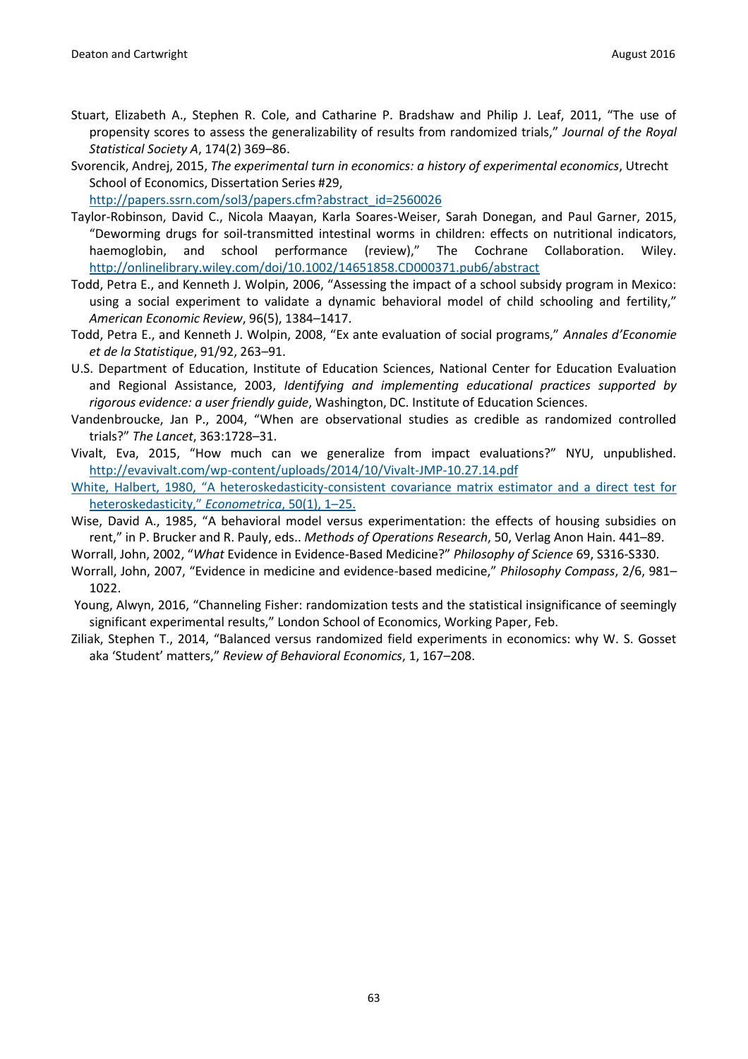Stuart, Elizabeth A., Stephen R. Cole, and Catharine P. Bradshaw and Philip J. Leaf, 2011, "The use of propensity scores to assess the generalizability of results from randomized trials," *Journal of the Royal Statistical Society A*, 174(2) 369–86.

Svorencik, Andrej, 2015, *The experimental turn in economics: a history of experimental economics*, Utrecht School of Economics, Dissertation Series #29, http://papers.ssrn.com/sol3/papers.cfm?abstract_id=2560026

Taylor-Robinson, David C., Nicola Maayan, Karla Soares-Weiser, Sarah Donegan, and Paul Garner, 2015, "Deworming drugs for soil-transmitted intestinal worms in children: effects on nutritional indicators, haemoglobin, and school performance (review)," The Cochrane Collaboration. Wiley. http://onlinelibrary.wiley.com/doi/10.1002/14651858.CD000371.pub6/abstract

Todd, Petra E., and Kenneth J. Wolpin, 2006, "Assessing the impact of a school subsidy program in Mexico: using a social experiment to validate a dynamic behavioral model of child schooling and fertility," *American Economic Review*, 96(5), 1384–1417.

Todd, Petra E., and Kenneth J. Wolpin, 2008, "Ex ante evaluation of social programs," *Annales d'Economie et de la Statistique*, 91/92, 263–91.

U.S. Department of Education, Institute of Education Sciences, National Center for Education Evaluation and Regional Assistance, 2003, *Identifying and implementing educational practices supported by rigorous evidence: a user friendly guide*, Washington, DC. Institute of Education Sciences.

Vandenbroucke, Jan P., 2004, "When are observational studies as credible as randomized controlled trials?" *The Lancet*, 363:1728–31.

Vivalt, Eva, 2015, "How much can we generalize from impact evaluations?" NYU, unpublished. http://evavivalt.com/wp-content/uploads/2014/10/Vivalt-JMP-10.27.14.pdf

White, Halbert, 1980, "A heteroskedasticity-consistent covariance matrix estimator and a direct test for heteroskedasticity," *Econometrica*, 50(1), 1–25.

Wise, David A., 1985, "A behavioral model versus experimentation: the effects of housing subsidies on rent," in P. Brucker and R. Pauly, eds.. *Methods of Operations Research*, 50, Verlag Anon Hain. 441–89.

Worrall, John, 2002, "*What* Evidence in Evidence-Based Medicine?" *Philosophy of Science* 69, S316-S330.

Worrall, John, 2007, "Evidence in medicine and evidence-based medicine," *Philosophy Compass*, 2/6, 981–1022.

Young, Alwyn, 2016, "Channeling Fisher: randomization tests and the statistical insignificance of seemingly significant experimental results," London School of Economics, Working Paper, Feb.

Ziliak, Stephen T., 2014, "Balanced versus randomized field experiments in economics: why W. S. Gosset aka 'Student' matters," *Review of Behavioral Economics*, 1, 167–208.